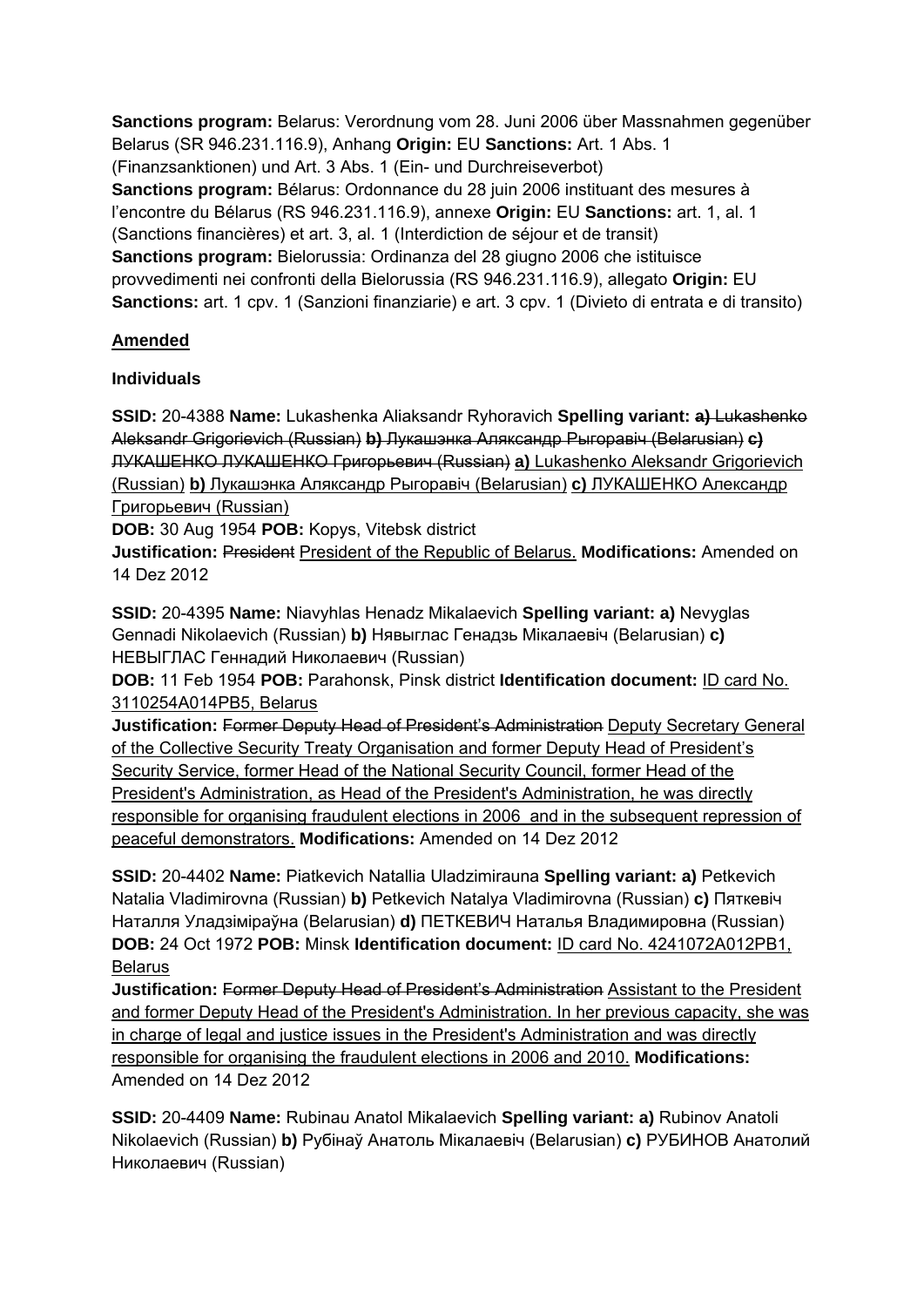**Sanctions program:** Belarus: Verordnung vom 28. Juni 2006 über Massnahmen gegenüber Belarus (SR 946.231.116.9), Anhang **Origin:** EU **Sanctions:** Art. 1 Abs. 1 (Finanzsanktionen) und Art. 3 Abs. 1 (Ein- und Durchreiseverbot)
**Sanctions program:** Bélarus: Ordonnance du 28 juin 2006 instituant des mesures à l'encontre du Bélarus (RS 946.231.116.9), annexe **Origin:** EU **Sanctions:** art. 1, al. 1 (Sanctions financières) et art. 3, al. 1 (Interdiction de séjour et de transit)
**Sanctions program:** Bielorussia: Ordinanza del 28 giugno 2006 che istituisce provvedimenti nei confronti della Bielorussia (RS 946.231.116.9), allegato **Origin:** EU **Sanctions:** art. 1 cpv. 1 (Sanzioni finanziarie) e art. 3 cpv. 1 (Divieto di entrata e di transito)

**Amended**

**Individuals**

**SSID:** 20-4388 **Name:** Lukashenka Aliaksandr Ryhoravich **Spelling variant:** ~~**a)** Lukashenko Aleksandr Grigorievich (Russian) **b)** Лукашэнка Аляксандр Рыгоравіч (Belarusian) **c)** ЛУКАШЕНКО ЛУКАШЕНКО Григорьевич (Russian)~~ **a)** Lukashenko Aleksandr Grigorievich (Russian) **b)** Лукашэнка Аляксандр Рыгоравіч (Belarusian) **c)** ЛУКАШЕНКО Александр Григорьевич (Russian)
**DOB:** 30 Aug 1954 **POB:** Kopys, Vitebsk district
**Justification:** ~~President~~ President of the Republic of Belarus. **Modifications:** Amended on 14 Dez 2012

**SSID:** 20-4395 **Name:** Niavyhlas Henadz Mikalaevich **Spelling variant:** **a)** Nevyglas Gennadi Nikolaevich (Russian) **b)** Нявыглас Генадзь Мікалаевіч (Belarusian) **c)** НЕВЫГЛАС Геннадий Николаевич (Russian)
**DOB:** 11 Feb 1954 **POB:** Parahonsk, Pinsk district **Identification document:** ID card No. 3110254A014PB5, Belarus
**Justification:** ~~Former Deputy Head of President's Administration~~ Deputy Secretary General of the Collective Security Treaty Organisation and former Deputy Head of President's Security Service, former Head of the National Security Council, former Head of the President's Administration, as Head of the President's Administration, he was directly responsible for organising fraudulent elections in 2006 and in the subsequent repression of peaceful demonstrators. **Modifications:** Amended on 14 Dez 2012

**SSID:** 20-4402 **Name:** Piatkevich Natallia Uladzimirauna **Spelling variant:** **a)** Petkevich Natalia Vladimirovna (Russian) **b)** Petkevich Natalya Vladimirovna (Russian) **c)** Пяткевіч Наталля Уладзіміраўна (Belarusian) **d)** ПЕТКЕВИЧ Наталья Владимировна (Russian)
**DOB:** 24 Oct 1972 **POB:** Minsk **Identification document:** ID card No. 4241072A012PB1, Belarus
**Justification:** ~~Former Deputy Head of President's Administration~~ Assistant to the President and former Deputy Head of the President's Administration. In her previous capacity, she was in charge of legal and justice issues in the President's Administration and was directly responsible for organising the fraudulent elections in 2006 and 2010. **Modifications:** Amended on 14 Dez 2012

**SSID:** 20-4409 **Name:** Rubinau Anatol Mikalaevich **Spelling variant:** **a)** Rubinov Anatoli Nikolaevich (Russian) **b)** Рубінаў Анатоль Мікалаевіч (Belarusian) **c)** РУБИНОВ Анатолий Николаевич (Russian)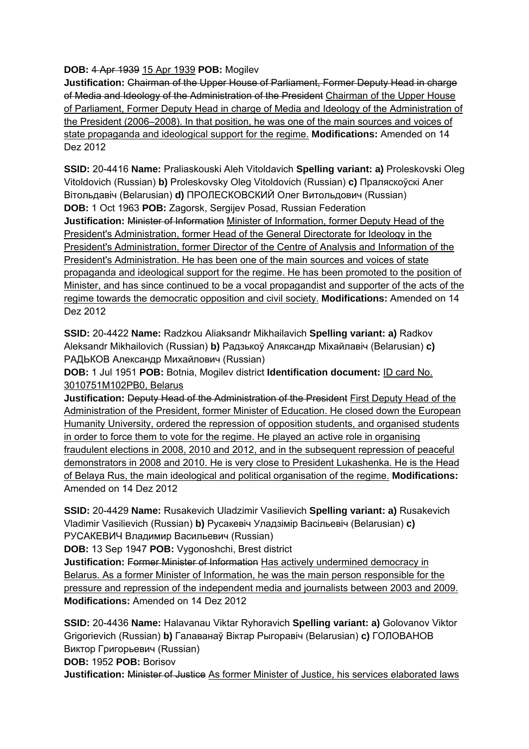**DOB:** ~~4 Apr 1939~~ 15 Apr 1939 **POB:** Mogilev
**Justification:** ~~Chairman of the Upper House of Parliament, Former Deputy Head in charge of Media and Ideology of the Administration of the President~~ Chairman of the Upper House of Parliament, Former Deputy Head in charge of Media and Ideology of the Administration of the President (2006–2008). In that position, he was one of the main sources and voices of state propaganda and ideological support for the regime. **Modifications:** Amended on 14 Dez 2012

**SSID:** 20-4416 **Name:** Praliaskouski Aleh Vitoldavich **Spelling variant:** **a)** Proleskovski Oleg Vitoldovich (Russian) **b)** Proleskovsky Oleg Vitoldovich (Russian) **c)** Праляскоўскі Алег Вітольдавіч (Belarusian) **d)** ПРОЛЕСКОВСКИЙ Олег Витольдович (Russian)
**DOB:** 1 Oct 1963 **POB:** Zagorsk, Sergijev Posad, Russian Federation
**Justification:** ~~Minister of Information~~ Minister of Information, former Deputy Head of the President's Administration, former Head of the General Directorate for Ideology in the President's Administration, former Director of the Centre of Analysis and Information of the President's Administration. He has been one of the main sources and voices of state propaganda and ideological support for the regime. He has been promoted to the position of Minister, and has since continued to be a vocal propagandist and supporter of the acts of the regime towards the democratic opposition and civil society. **Modifications:** Amended on 14 Dez 2012

**SSID:** 20-4422 **Name:** Radzkou Aliaksandr Mikhailavich **Spelling variant:** **a)** Radkov Aleksandr Mikhailovich (Russian) **b)** Радзькоў Аляксандр Міхайлавіч (Belarusian) **c)** РАДЬКОВ Александр Михайлович (Russian)
**DOB:** 1 Jul 1951 **POB:** Botnia, Mogilev district **Identification document:** ID card No. 3010751M102PB0, Belarus
**Justification:** ~~Deputy Head of the Administration of the President~~ First Deputy Head of the Administration of the President, former Minister of Education. He closed down the European Humanity University, ordered the repression of opposition students, and organised students in order to force them to vote for the regime. He played an active role in organising fraudulent elections in 2008, 2010 and 2012, and in the subsequent repression of peaceful demonstrators in 2008 and 2010. He is very close to President Lukashenka. He is the Head of Belaya Rus, the main ideological and political organisation of the regime. **Modifications:** Amended on 14 Dez 2012

**SSID:** 20-4429 **Name:** Rusakevich Uladzimir Vasilievich **Spelling variant:** **a)** Rusakevich Vladimir Vasilievich (Russian) **b)** Русакевіч Уладзімір Васільевіч (Belarusian) **c)** РУСАКЕВИЧ Владимир Васильевич (Russian)
**DOB:** 13 Sep 1947 **POB:** Vygonoshchi, Brest district
**Justification:** ~~Former Minister of Information~~ Has actively undermined democracy in Belarus. As a former Minister of Information, he was the main person responsible for the pressure and repression of the independent media and journalists between 2003 and 2009. **Modifications:** Amended on 14 Dez 2012

**SSID:** 20-4436 **Name:** Halavanau Viktar Ryhoravich **Spelling variant:** **a)** Golovanov Viktor Grigorievich (Russian) **b)** Галаванаў Віктар Рыгоравіч (Belarusian) **c)** ГОЛОВАНОВ Виктор Григорьевич (Russian)
**DOB:** 1952 **POB:** Borisov
**Justification:** ~~Minister of Justice~~ As former Minister of Justice, his services elaborated laws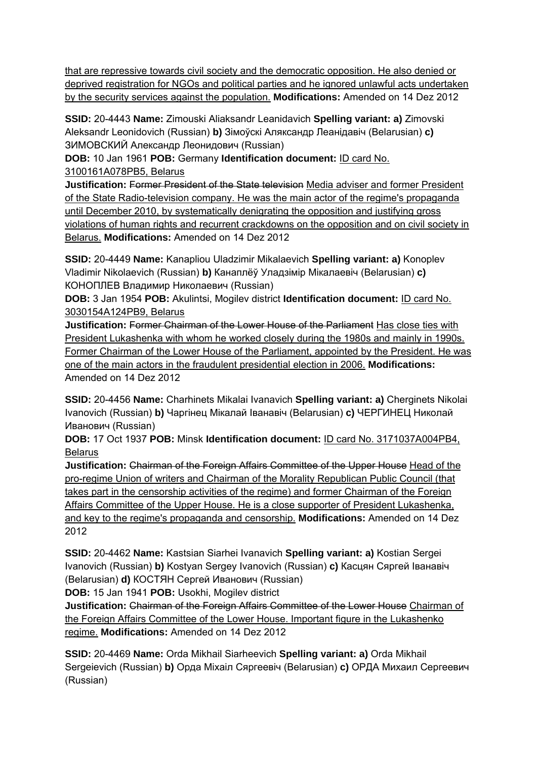that are repressive towards civil society and the democratic opposition. He also denied or deprived registration for NGOs and political parties and he ignored unlawful acts undertaken by the security services against the population. **Modifications:** Amended on 14 Dez 2012

**SSID:** 20-4443 **Name:** Zimouski Aliaksandr Leanidavich **Spelling variant: a)** Zimovski Aleksandr Leonidovich (Russian) **b)** Зімоўскі Аляксандр Леанідавіч (Belarusian) **c)** ЗИМОВСКИЙ Александр Леонидович (Russian)
**DOB:** 10 Jan 1961 **POB:** Germany **Identification document:** ID card No. 3100161A078PB5, Belarus
**Justification:** ~~Former President of the State television~~ Media adviser and former President of the State Radio-television company. He was the main actor of the regime's propaganda until December 2010, by systematically denigrating the opposition and justifying gross violations of human rights and recurrent crackdowns on the opposition and on civil society in Belarus. **Modifications:** Amended on 14 Dez 2012

**SSID:** 20-4449 **Name:** Kanapliou Uladzimir Mikalaevich **Spelling variant: a)** Konoplev Vladimir Nikolaevich (Russian) **b)** Канаплёў Уладзімір Мікалаевіч (Belarusian) **c)** КОНОПЛЕВ Владимир Николаевич (Russian)
**DOB:** 3 Jan 1954 **POB:** Akulintsi, Mogilev district **Identification document:** ID card No. 3030154A124PB9, Belarus
**Justification:** ~~Former Chairman of the Lower House of the Parliament~~ Has close ties with President Lukashenka with whom he worked closely during the 1980s and mainly in 1990s. Former Chairman of the Lower House of the Parliament, appointed by the President. He was one of the main actors in the fraudulent presidential election in 2006. **Modifications:** Amended on 14 Dez 2012

**SSID:** 20-4456 **Name:** Charhinets Mikalai Ivanavich **Spelling variant: a)** Cherginets Nikolai Ivanovich (Russian) **b)** Чаргінец Мікалай Іванавіч (Belarusian) **c)** ЧЕРГИНЕЦ Николай Иванович (Russian)
**DOB:** 17 Oct 1937 **POB:** Minsk **Identification document:** ID card No. 3171037A004PB4, Belarus
**Justification:** ~~Chairman of the Foreign Affairs Committee of the Upper House~~ Head of the pro-regime Union of writers and Chairman of the Morality Republican Public Council (that takes part in the censorship activities of the regime) and former Chairman of the Foreign Affairs Committee of the Upper House. He is a close supporter of President Lukashenka, and key to the regime's propaganda and censorship. **Modifications:** Amended on 14 Dez 2012

**SSID:** 20-4462 **Name:** Kastsian Siarhei Ivanavich **Spelling variant: a)** Kostian Sergei Ivanovich (Russian) **b)** Kostyan Sergey Ivanovich (Russian) **c)** Касцян Сяргей Іванавіч (Belarusian) **d)** КОСТЯН Сергей Иванович (Russian)
**DOB:** 15 Jan 1941 **POB:** Usokhi, Mogilev district
**Justification:** ~~Chairman of the Foreign Affairs Committee of the Lower House~~ Chairman of the Foreign Affairs Committee of the Lower House. Important figure in the Lukashenko regime. **Modifications:** Amended on 14 Dez 2012

**SSID:** 20-4469 **Name:** Orda Mikhail Siarheevich **Spelling variant: a)** Orda Mikhail Sergeievich (Russian) **b)** Орда Міхаіл Сяргеевіч (Belarusian) **c)** ОРДА Михаил Сергеевич (Russian)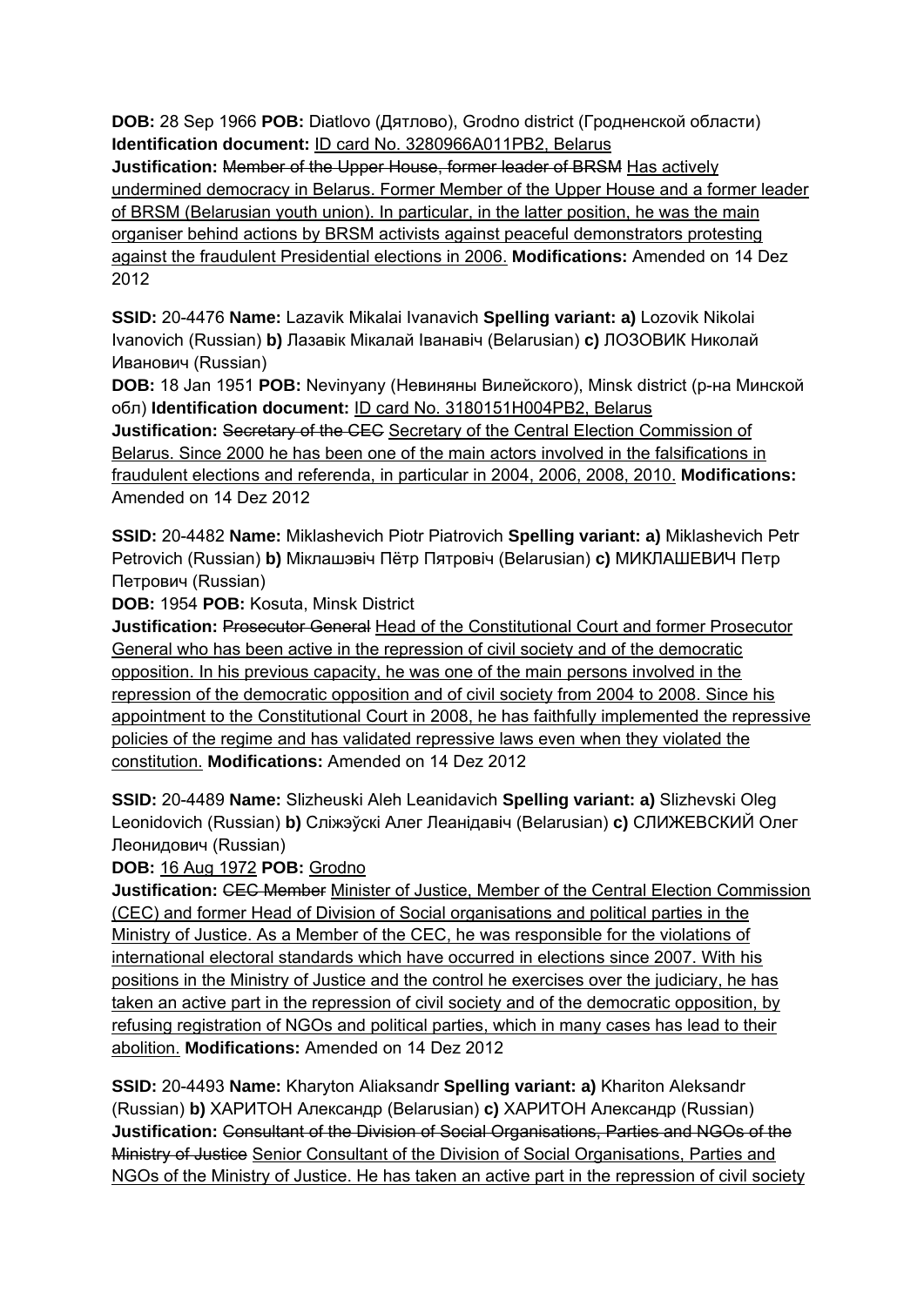**DOB:** 28 Sep 1966 **POB:** Diatlovo (Дятлово), Grodno district (Гродненской области) **Identification document:** ID card No. 3280966A011PB2, Belarus
**Justification:** ~~Member of the Upper House, former leader of BRSM~~ Has actively undermined democracy in Belarus. Former Member of the Upper House and a former leader of BRSM (Belarusian youth union). In particular, in the latter position, he was the main organiser behind actions by BRSM activists against peaceful demonstrators protesting against the fraudulent Presidential elections in 2006. **Modifications:** Amended on 14 Dez 2012

**SSID:** 20-4476 **Name:** Lazavik Mikalai Ivanavich **Spelling variant: a)** Lozovik Nikolai Ivanovich (Russian) **b)** Лазавік Мікалай Іванавіч (Belarusian) **c)** ЛОЗОВИК Николай Иванович (Russian)
**DOB:** 18 Jan 1951 **POB:** Nevinyany (Невиняны Вилейского), Minsk district (р-на Минской обл) **Identification document:** ID card No. 3180151H004PB2, Belarus
**Justification:** ~~Secretary of the CEC~~ Secretary of the Central Election Commission of Belarus. Since 2000 he has been one of the main actors involved in the falsifications in fraudulent elections and referenda, in particular in 2004, 2006, 2008, 2010. **Modifications:** Amended on 14 Dez 2012

**SSID:** 20-4482 **Name:** Miklashevich Piotr Piatrovich **Spelling variant: a)** Miklashevich Petr Petrovich (Russian) **b)** Міклашэвіч Пётр Пятровіч (Belarusian) **c)** МИКЛАШЕВИЧ Петр Петрович (Russian)
**DOB:** 1954 **POB:** Kosuta, Minsk District
**Justification:** ~~Prosecutor General~~ Head of the Constitutional Court and former Prosecutor General who has been active in the repression of civil society and of the democratic opposition. In his previous capacity, he was one of the main persons involved in the repression of the democratic opposition and of civil society from 2004 to 2008. Since his appointment to the Constitutional Court in 2008, he has faithfully implemented the repressive policies of the regime and has validated repressive laws even when they violated the constitution. **Modifications:** Amended on 14 Dez 2012

**SSID:** 20-4489 **Name:** Slizheuski Aleh Leanidavich **Spelling variant: a)** Slizhevski Oleg Leonidovich (Russian) **b)** Сліжэўскі Алег Леанідавіч (Belarusian) **c)** СЛИЖЕВСКИЙ Олег Леонидович (Russian)
**DOB:** 16 Aug 1972 **POB:** Grodno
**Justification:** ~~CEC Member~~ Minister of Justice, Member of the Central Election Commission (CEC) and former Head of Division of Social organisations and political parties in the Ministry of Justice. As a Member of the CEC, he was responsible for the violations of international electoral standards which have occurred in elections since 2007. With his positions in the Ministry of Justice and the control he exercises over the judiciary, he has taken an active part in the repression of civil society and of the democratic opposition, by refusing registration of NGOs and political parties, which in many cases has lead to their abolition. **Modifications:** Amended on 14 Dez 2012

**SSID:** 20-4493 **Name:** Kharyton Aliaksandr **Spelling variant: a)** Khariton Aleksandr (Russian) **b)** ХАРИТОН Александр (Belarusian) **c)** ХАРИТОН Александр (Russian)
**Justification:** ~~Consultant of the Division of Social Organisations, Parties and NGOs of the Ministry of Justice~~ Senior Consultant of the Division of Social Organisations, Parties and NGOs of the Ministry of Justice. He has taken an active part in the repression of civil society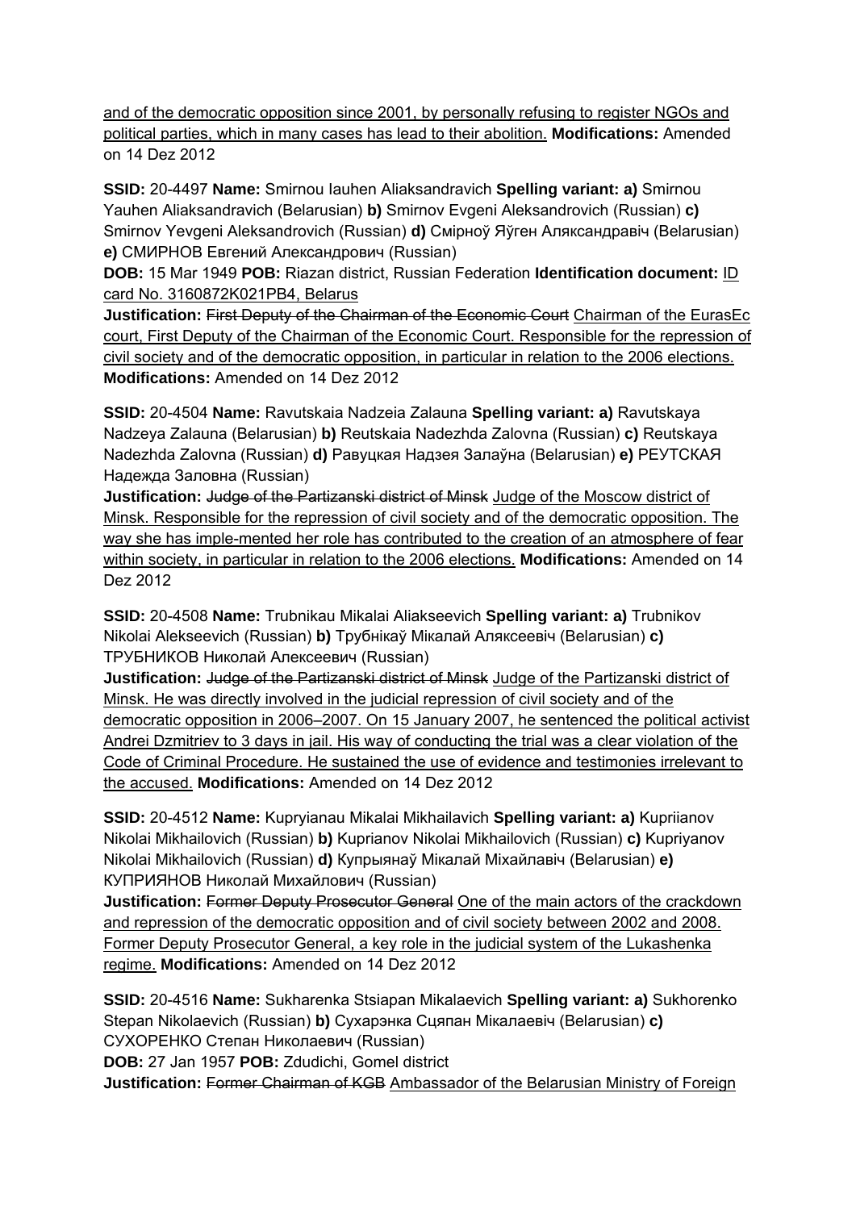and of the democratic opposition since 2001, by personally refusing to register NGOs and political parties, which in many cases has lead to their abolition. **Modifications:** Amended on 14 Dez 2012

**SSID:** 20-4497 **Name:** Smirnou Iauhen Aliaksandravich **Spelling variant: a)** Smirnou Yauhen Aliaksandravich (Belarusian) **b)** Smirnov Evgeni Aleksandrovich (Russian) **c)** Smirnov Yevgeni Aleksandrovich (Russian) **d)** Смірноў Яўген Аляксандравіч (Belarusian) **e)** СМИРНОВ Евгений Александрович (Russian)
**DOB:** 15 Mar 1949 **POB:** Riazan district, Russian Federation **Identification document:** ID card No. 3160872K021PB4, Belarus
**Justification:** ~~First Deputy of the Chairman of the Economic Court~~ Chairman of the EurasEc court, First Deputy of the Chairman of the Economic Court. Responsible for the repression of civil society and of the democratic opposition, in particular in relation to the 2006 elections. **Modifications:** Amended on 14 Dez 2012

**SSID:** 20-4504 **Name:** Ravutskaia Nadzeia Zalauna **Spelling variant: a)** Ravutskaya Nadzeya Zalauna (Belarusian) **b)** Reutskaia Nadezhda Zalovna (Russian) **c)** Reutskaya Nadezhda Zalovna (Russian) **d)** Равуцкая Надзея Залаўна (Belarusian) **e)** РЕУТСКАЯ Надежда Заловна (Russian)
**Justification:** ~~Judge of the Partizanski district of Minsk~~ Judge of the Moscow district of Minsk. Responsible for the repression of civil society and of the democratic opposition. The way she has imple-mented her role has contributed to the creation of an atmosphere of fear within society, in particular in relation to the 2006 elections. **Modifications:** Amended on 14 Dez 2012

**SSID:** 20-4508 **Name:** Trubnikau Mikalai Aliakseevich **Spelling variant: a)** Trubnikov Nikolai Alekseevich (Russian) **b)** Трубнікаў Мікалай Аляксеевіч (Belarusian) **c)** ТРУБНИКОВ Николай Алексеевич (Russian)
**Justification:** ~~Judge of the Partizanski district of Minsk~~ Judge of the Partizanski district of Minsk. He was directly involved in the judicial repression of civil society and of the democratic opposition in 2006–2007. On 15 January 2007, he sentenced the political activist Andrei Dzmitriev to 3 days in jail. His way of conducting the trial was a clear violation of the Code of Criminal Procedure. He sustained the use of evidence and testimonies irrelevant to the accused. **Modifications:** Amended on 14 Dez 2012

**SSID:** 20-4512 **Name:** Kupryianau Mikalai Mikhailavich **Spelling variant: a)** Kupriianov Nikolai Mikhailovich (Russian) **b)** Kuprianov Nikolai Mikhailovich (Russian) **c)** Kupriyanov Nikolai Mikhailovich (Russian) **d)** Купрыянаў Мікалай Міхайлавіч (Belarusian) **e)** КУПРИЯНОВ Николай Михайлович (Russian)
**Justification:** ~~Former Deputy Prosecutor General~~ One of the main actors of the crackdown and repression of the democratic opposition and of civil society between 2002 and 2008. Former Deputy Prosecutor General, a key role in the judicial system of the Lukashenka regime. **Modifications:** Amended on 14 Dez 2012

**SSID:** 20-4516 **Name:** Sukharenka Stsiapan Mikalaevich **Spelling variant: a)** Sukhorenko Stepan Nikolaevich (Russian) **b)** Сухарэнка Сцяпан Мікалаевіч (Belarusian) **c)** СУХОРЕНКО Степан Николаевич (Russian)
**DOB:** 27 Jan 1957 **POB:** Zdudichi, Gomel district
**Justification:** ~~Former Chairman of KGB~~ Ambassador of the Belarusian Ministry of Foreign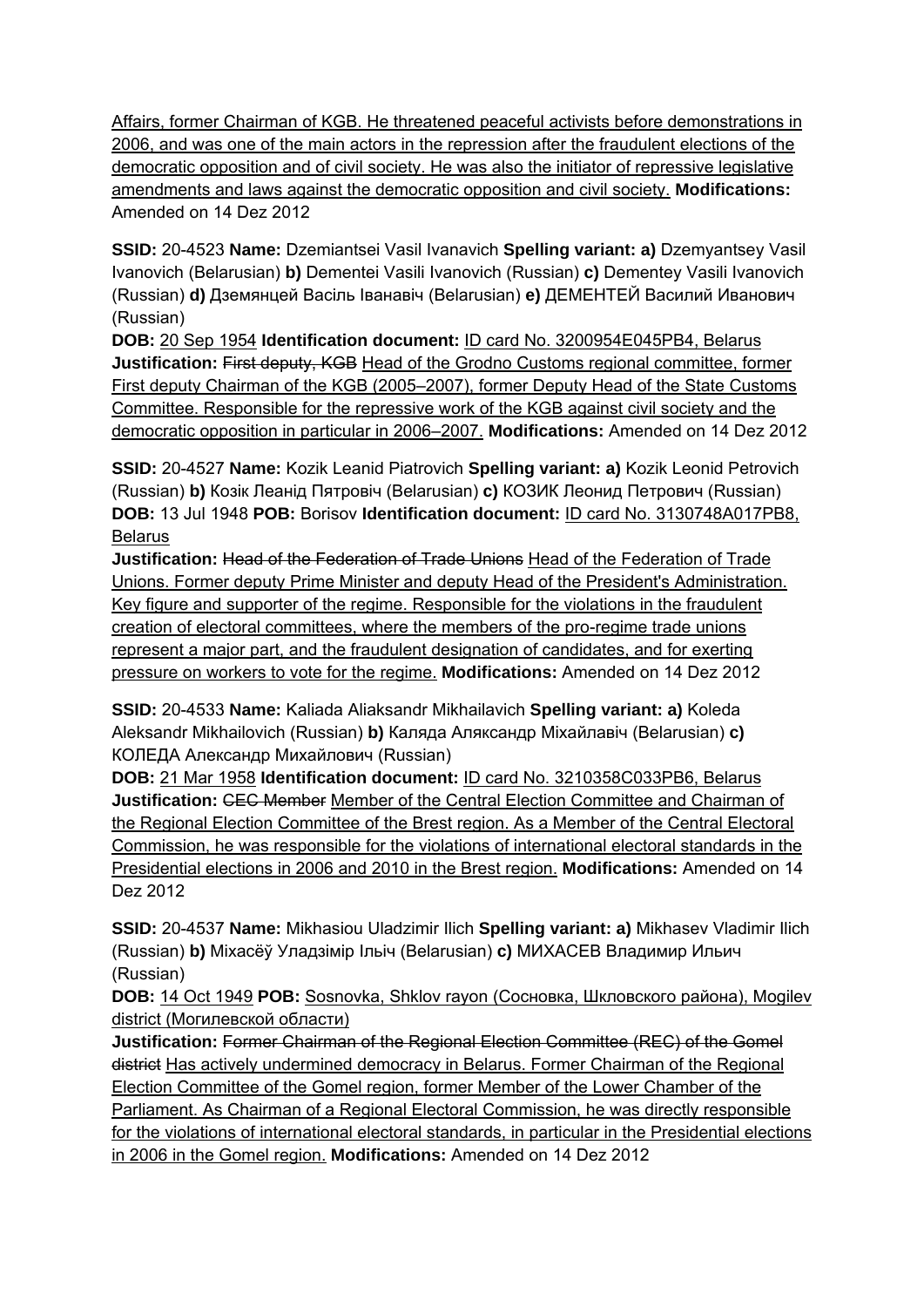Affairs, former Chairman of KGB. He threatened peaceful activists before demonstrations in 2006, and was one of the main actors in the repression after the fraudulent elections of the democratic opposition and of civil society. He was also the initiator of repressive legislative amendments and laws against the democratic opposition and civil society. **Modifications:** Amended on 14 Dez 2012

**SSID:** 20-4523 **Name:** Dzemiantsei Vasil Ivanavich **Spelling variant:** **a)** Dzemyantsey Vasil Ivanovich (Belarusian) **b)** Dementei Vasili Ivanovich (Russian) **c)** Dementey Vasili Ivanovich (Russian) **d)** Дземянцей Васіль Іванавіч (Belarusian) **e)** ДЕМЕНТЕЙ Василий Иванович (Russian)
**DOB:** 20 Sep 1954 **Identification document:** ID card No. 3200954E045PB4, Belarus
**Justification:** ~~First deputy, KGB~~ Head of the Grodno Customs regional committee, former First deputy Chairman of the KGB (2005–2007), former Deputy Head of the State Customs Committee. Responsible for the repressive work of the KGB against civil society and the democratic opposition in particular in 2006–2007. **Modifications:** Amended on 14 Dez 2012

**SSID:** 20-4527 **Name:** Kozik Leanid Piatrovich **Spelling variant:** **a)** Kozik Leonid Petrovich (Russian) **b)** Козік Леанід Пятровіч (Belarusian) **c)** КОЗИК Леонид Петрович (Russian)
**DOB:** 13 Jul 1948 **POB:** Borisov **Identification document:** ID card No. 3130748A017PB8, Belarus
**Justification:** ~~Head of the Federation of Trade Unions~~ Head of the Federation of Trade Unions. Former deputy Prime Minister and deputy Head of the President's Administration. Key figure and supporter of the regime. Responsible for the violations in the fraudulent creation of electoral committees, where the members of the pro-regime trade unions represent a major part, and the fraudulent designation of candidates, and for exerting pressure on workers to vote for the regime. **Modifications:** Amended on 14 Dez 2012

**SSID:** 20-4533 **Name:** Kaliada Aliaksandr Mikhailavich **Spelling variant:** **a)** Koleda Aleksandr Mikhailovich (Russian) **b)** Каляда Аляксандр Міхайлавіч (Belarusian) **c)** КОЛЕДА Александр Михайлович (Russian)
**DOB:** 21 Mar 1958 **Identification document:** ID card No. 3210358C033PB6, Belarus
**Justification:** ~~CEC Member~~ Member of the Central Election Committee and Chairman of the Regional Election Committee of the Brest region. As a Member of the Central Electoral Commission, he was responsible for the violations of international electoral standards in the Presidential elections in 2006 and 2010 in the Brest region. **Modifications:** Amended on 14 Dez 2012

**SSID:** 20-4537 **Name:** Mikhasiou Uladzimir Ilich **Spelling variant:** **a)** Mikhasev Vladimir Ilich (Russian) **b)** Міхасёў Уладзімір Ільіч (Belarusian) **c)** МИХАСЕВ Владимир Ильич (Russian)
**DOB:** 14 Oct 1949 **POB:** Sosnovka, Shklov rayon (Сосновка, Шкловского района), Mogilev district (Могилевской области)
**Justification:** ~~Former Chairman of the Regional Election Committee (REC) of the Gomel district~~ Has actively undermined democracy in Belarus. Former Chairman of the Regional Election Committee of the Gomel region, former Member of the Lower Chamber of the Parliament. As Chairman of a Regional Electoral Commission, he was directly responsible for the violations of international electoral standards, in particular in the Presidential elections in 2006 in the Gomel region. **Modifications:** Amended on 14 Dez 2012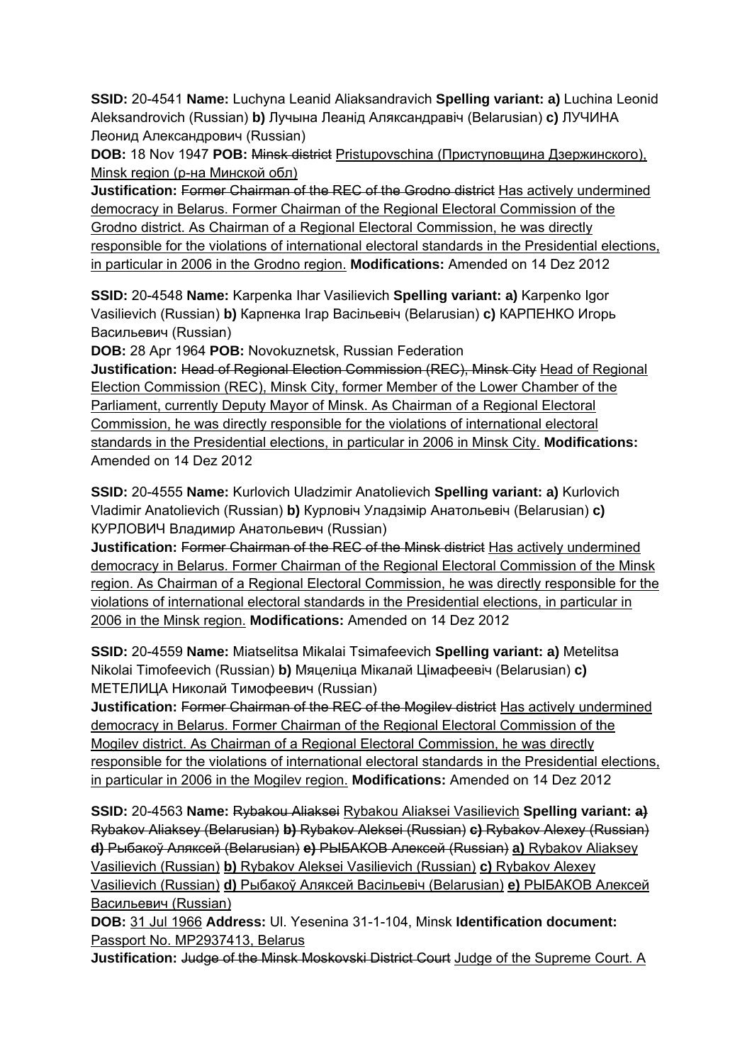**SSID:** 20-4541 **Name:** Luchyna Leanid Aliaksandravich **Spelling variant: a)** Luchina Leonid Aleksandrovich (Russian) **b)** Лучына Леанід Аляксандравіч (Belarusian) **c)** ЛУЧИНА Леонид Александрович (Russian)

**DOB:** 18 Nov 1947 **POB:** ~~Minsk district~~ Pristupovschina (Приступовщина Дзержинского), Minsk region (р-на Минской обл)

**Justification:** ~~Former Chairman of the REC of the Grodno district~~ Has actively undermined democracy in Belarus. Former Chairman of the Regional Electoral Commission of the Grodno district. As Chairman of a Regional Electoral Commission, he was directly responsible for the violations of international electoral standards in the Presidential elections, in particular in 2006 in the Grodno region. **Modifications:** Amended on 14 Dez 2012

**SSID:** 20-4548 **Name:** Karpenka Ihar Vasilievich **Spelling variant: a)** Karpenko Igor Vasilievich (Russian) **b)** Карпенка Ігар Васільевіч (Belarusian) **c)** КАРПЕНКО Игорь Васильевич (Russian)

**DOB:** 28 Apr 1964 **POB:** Novokuznetsk, Russian Federation

**Justification:** ~~Head of Regional Election Commission (REC), Minsk City~~ Head of Regional Election Commission (REC), Minsk City, former Member of the Lower Chamber of the Parliament, currently Deputy Mayor of Minsk. As Chairman of a Regional Electoral Commission, he was directly responsible for the violations of international electoral standards in the Presidential elections, in particular in 2006 in Minsk City. **Modifications:** Amended on 14 Dez 2012

**SSID:** 20-4555 **Name:** Kurlovich Uladzimir Anatolievich **Spelling variant: a)** Kurlovich Vladimir Anatolievich (Russian) **b)** Курловіч Уладзімір Анатольевіч (Belarusian) **c)** КУРЛОВИЧ Владимир Анатольевич (Russian)

**Justification:** ~~Former Chairman of the REC of the Minsk district~~ Has actively undermined democracy in Belarus. Former Chairman of the Regional Electoral Commission of the Minsk region. As Chairman of a Regional Electoral Commission, he was directly responsible for the violations of international electoral standards in the Presidential elections, in particular in 2006 in the Minsk region. **Modifications:** Amended on 14 Dez 2012

**SSID:** 20-4559 **Name:** Miatselitsa Mikalai Tsimafeevich **Spelling variant: a)** Metelitsa Nikolai Timofeevich (Russian) **b)** Мяцеліца Мікалай Цімафеевіч (Belarusian) **c)** МЕТЕЛИЦА Николай Тимофеевич (Russian)

**Justification:** ~~Former Chairman of the REC of the Mogilev district~~ Has actively undermined democracy in Belarus. Former Chairman of the Regional Electoral Commission of the Mogilev district. As Chairman of a Regional Electoral Commission, he was directly responsible for the violations of international electoral standards in the Presidential elections, in particular in 2006 in the Mogilev region. **Modifications:** Amended on 14 Dez 2012

**SSID:** 20-4563 **Name:** ~~Rybakou Aliaksei~~ Rybakou Aliaksei Vasilievich **Spelling variant:** ~~**a)** Rybakov Aliaksey (Belarusian) **b)** Rybakov Aleksei (Russian) **c)** Rybakov Alexey (Russian) **d)** Рыбакоў Аляксей (Belarusian) **e)** РЫБАКОВ Алексей (Russian)~~ **a)** Rybakov Aliaksey Vasilievich (Russian) **b)** Rybakov Aleksei Vasilievich (Russian) **c)** Rybakov Alexey Vasilievich (Russian) **d)** Рыбакоў Аляксей Васільевіч (Belarusian) **e)** РЫБАКОВ Алексей Васильевич (Russian)

**DOB:** 31 Jul 1966 **Address:** Ul. Yesenina 31-1-104, Minsk **Identification document:** Passport No. MP2937413, Belarus

**Justification:** ~~Judge of the Minsk Moskovski District Court~~ Judge of the Supreme Court. A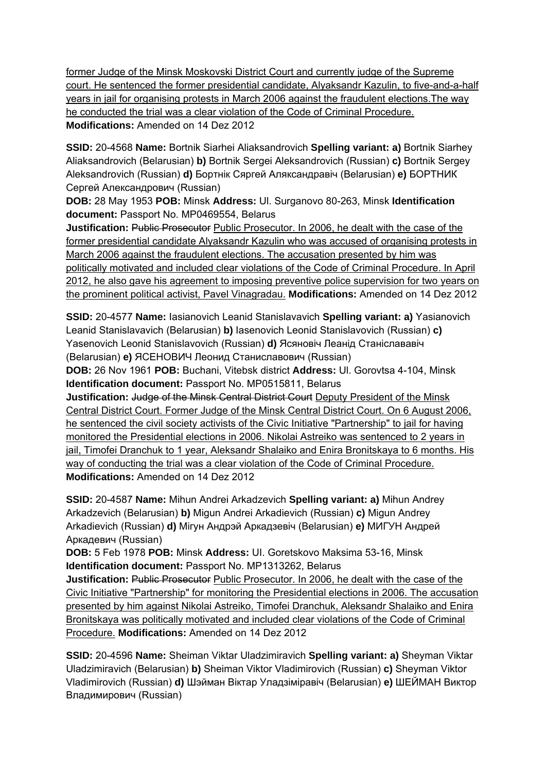former Judge of the Minsk Moskovski District Court and currently judge of the Supreme court. He sentenced the former presidential candidate, Alyaksandr Kazulin, to five-and-a-half years in jail for organising protests in March 2006 against the fraudulent elections.The way he conducted the trial was a clear violation of the Code of Criminal Procedure.
**Modifications:** Amended on 14 Dez 2012

**SSID:** 20-4568 **Name:** Bortnik Siarhei Aliaksandrovich **Spelling variant: a)** Bortnik Siarhey Aliaksandrovich (Belarusian) **b)** Bortnik Sergei Aleksandrovich (Russian) **c)** Bortnik Sergey Aleksandrovich (Russian) **d)** Бортнік Сяргей Аляксандравіч (Belarusian) **e)** БОРТНИК Сергей Александрович (Russian)
**DOB:** 28 May 1953 **POB:** Minsk **Address:** Ul. Surganovo 80-263, Minsk **Identification document:** Passport No. MP0469554, Belarus
**Justification:** ~~Public Prosecutor~~ Public Prosecutor. In 2006, he dealt with the case of the former presidential candidate Alyaksandr Kazulin who was accused of organising protests in March 2006 against the fraudulent elections. The accusation presented by him was politically motivated and included clear violations of the Code of Criminal Procedure. In April 2012, he also gave his agreement to imposing preventive police supervision for two years on the prominent political activist, Pavel Vinagradau. **Modifications:** Amended on 14 Dez 2012

**SSID:** 20-4577 **Name:** Iasianovich Leanid Stanislavavich **Spelling variant: a)** Yasianovich Leanid Stanislavavich (Belarusian) **b)** Iasenovich Leonid Stanislavovich (Russian) **c)** Yasenovich Leonid Stanislavovich (Russian) **d)** Ясяновіч Леанід Станіслававіч (Belarusian) **e)** ЯСЕНОВИЧ Леонид Станиславович (Russian)
**DOB:** 26 Nov 1961 **POB:** Buchani, Vitebsk district **Address:** Ul. Gorovtsa 4-104, Minsk **Identification document:** Passport No. MP0515811, Belarus
**Justification:** ~~Judge of the Minsk Central District Court~~ Deputy President of the Minsk Central District Court. Former Judge of the Minsk Central District Court. On 6 August 2006, he sentenced the civil society activists of the Civic Initiative "Partnership" to jail for having monitored the Presidential elections in 2006. Nikolai Astreiko was sentenced to 2 years in jail, Timofei Dranchuk to 1 year, Aleksandr Shalaiko and Enira Bronitskaya to 6 months. His way of conducting the trial was a clear violation of the Code of Criminal Procedure.
**Modifications:** Amended on 14 Dez 2012

**SSID:** 20-4587 **Name:** Mihun Andrei Arkadzevich **Spelling variant: a)** Mihun Andrey Arkadzevich (Belarusian) **b)** Migun Andrei Arkadievich (Russian) **c)** Migun Andrey Arkadievich (Russian) **d)** Мігун Андрэй Аркадзевіч (Belarusian) **e)** МИГУН Андрей Аркадевич (Russian)
**DOB:** 5 Feb 1978 **POB:** Minsk **Address:** Ul. Goretskovo Maksima 53-16, Minsk **Identification document:** Passport No. MP1313262, Belarus
**Justification:** ~~Public Prosecutor~~ Public Prosecutor. In 2006, he dealt with the case of the Civic Initiative "Partnership" for monitoring the Presidential elections in 2006. The accusation presented by him against Nikolai Astreiko, Timofei Dranchuk, Aleksandr Shalaiko and Enira Bronitskaya was politically motivated and included clear violations of the Code of Criminal Procedure. **Modifications:** Amended on 14 Dez 2012

**SSID:** 20-4596 **Name:** Sheiman Viktar Uladzimiravich **Spelling variant: a)** Sheyman Viktar Uladzimiravich (Belarusian) **b)** Sheiman Viktor Vladimirovich (Russian) **c)** Sheyman Viktor Vladimirovich (Russian) **d)** Шэйман Віктар Уладзіміравіч (Belarusian) **e)** ШЕЙМАН Виктор Владимирович (Russian)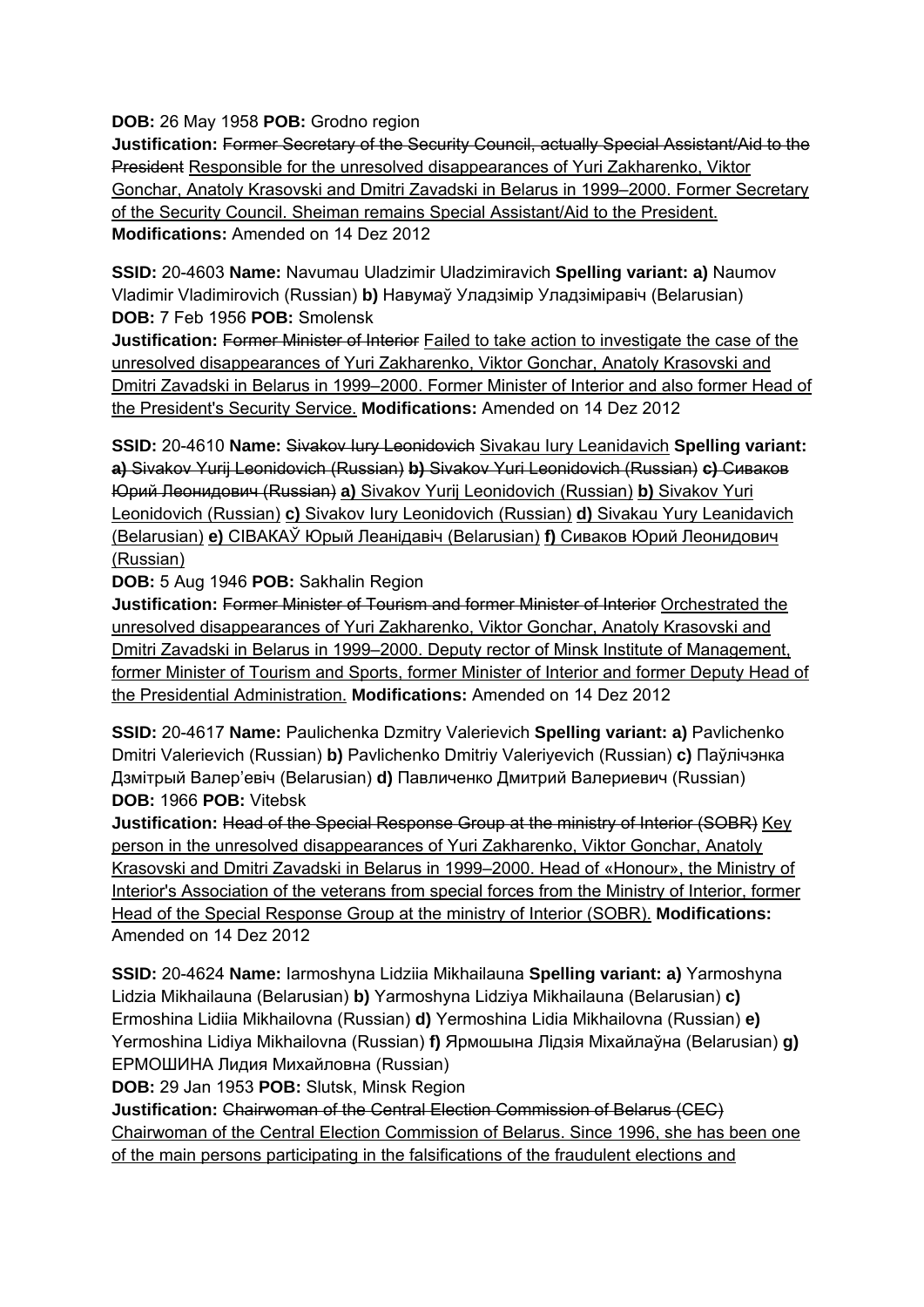**DOB:** 26 May 1958 **POB:** Grodno region
**Justification:** ~~Former Secretary of the Security Council, actually Special Assistant/Aid to the President~~ <u>Responsible for the unresolved disappearances of Yuri Zakharenko, Viktor Gonchar, Anatoly Krasovski and Dmitri Zavadski in Belarus in 1999–2000. Former Secretary of the Security Council. Sheiman remains Special Assistant/Aid to the President.</u>
**Modifications:** Amended on 14 Dez 2012

**SSID:** 20-4603 **Name:** Navumau Uladzimir Uladzimiravich **Spelling variant: a)** Naumov Vladimir Vladimirovich (Russian) **b)** Навумаў Уладзімір Уладзіміравіч (Belarusian)
**DOB:** 7 Feb 1956 **POB:** Smolensk
**Justification:** ~~Former Minister of Interior~~ <u>Failed to take action to investigate the case of the unresolved disappearances of Yuri Zakharenko, Viktor Gonchar, Anatoly Krasovski and Dmitri Zavadski in Belarus in 1999–2000. Former Minister of Interior and also former Head of the President's Security Service.</u> **Modifications:** Amended on 14 Dez 2012

**SSID:** 20-4610 **Name:** ~~Sivakov Iury Leonidovich~~ <u>Sivakau Iury Leanidavich</u> **Spelling variant:** ~~**a)** Sivakov Yurij Leonidovich (Russian) **b)** Sivakov Yuri Leonidovich (Russian) **c)** Сиваков Юрий Леонидович (Russian)~~ <u>**a)** Sivakov Yurij Leonidovich (Russian) **b)** Sivakov Yuri Leonidovich (Russian) **c)** Sivakov Iury Leonidovich (Russian) **d)** Sivakau Yury Leanidavich (Belarusian) **e)** СІВАКАЎ Юрый Леанідавіч (Belarusian) **f)** Сиваков Юрий Леонидович (Russian)</u>
**DOB:** 5 Aug 1946 **POB:** Sakhalin Region
**Justification:** ~~Former Minister of Tourism and former Minister of Interior~~ <u>Orchestrated the unresolved disappearances of Yuri Zakharenko, Viktor Gonchar, Anatoly Krasovski and Dmitri Zavadski in Belarus in 1999–2000. Deputy rector of Minsk Institute of Management, former Minister of Tourism and Sports, former Minister of Interior and former Deputy Head of the Presidential Administration.</u> **Modifications:** Amended on 14 Dez 2012

**SSID:** 20-4617 **Name:** Paulichenka Dzmitry Valerievich **Spelling variant: a)** Pavlichenko Dmitri Valerievich (Russian) **b)** Pavlichenko Dmitriy Valeriyevich (Russian) **c)** Паўлічэнка Дзмітрый Валер'евіч (Belarusian) **d)** Павличенко Дмитрий Валериевич (Russian)
**DOB:** 1966 **POB:** Vitebsk
**Justification:** ~~Head of the Special Response Group at the ministry of Interior (SOBR)~~ <u>Key person in the unresolved disappearances of Yuri Zakharenko, Viktor Gonchar, Anatoly Krasovski and Dmitri Zavadski in Belarus in 1999–2000. Head of «Honour», the Ministry of Interior's Association of the veterans from special forces from the Ministry of Interior, former Head of the Special Response Group at the ministry of Interior (SOBR).</u> **Modifications:** Amended on 14 Dez 2012

**SSID:** 20-4624 **Name:** Iarmoshyna Lidziia Mikhailauna **Spelling variant: a)** Yarmoshyna Lidzia Mikhailauna (Belarusian) **b)** Yarmoshyna Lidziya Mikhailauna (Belarusian) **c)** Ermoshina Lidiia Mikhailovna (Russian) **d)** Yermoshina Lidia Mikhailovna (Russian) **e)** Yermoshina Lidiya Mikhailovna (Russian) **f)** Ярмошына Лідзія Міхайлаўна (Belarusian) **g)** ЕРМОШИНА Лидия Михайловна (Russian)
**DOB:** 29 Jan 1953 **POB:** Slutsk, Minsk Region
**Justification:** ~~Chairwoman of the Central Election Commission of Belarus (CEC)~~ <u>Chairwoman of the Central Election Commission of Belarus. Since 1996, she has been one of the main persons participating in the falsifications of the fraudulent elections and</u>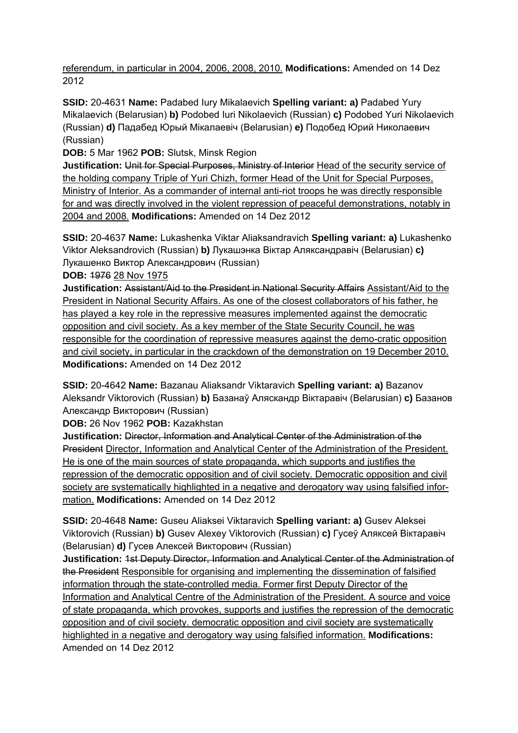referendum, in particular in 2004, 2006, 2008, 2010. **Modifications:** Amended on 14 Dez 2012

**SSID:** 20-4631 **Name:** Padabed Iury Mikalaevich **Spelling variant: a)** Padabed Yury Mikalaevich (Belarusian) **b)** Podobed Iuri Nikolaevich (Russian) **c)** Podobed Yuri Nikolaevich (Russian) **d)** Падабед Юрый Мікалаевіч (Belarusian) **e)** Подобед Юрий Николаевич (Russian)
**DOB:** 5 Mar 1962 **POB:** Slutsk, Minsk Region
**Justification:** ~~Unit for Special Purposes, Ministry of Interior~~ Head of the security service of the holding company Triple of Yuri Chizh, former Head of the Unit for Special Purposes, Ministry of Interior. As a commander of internal anti-riot troops he was directly responsible for and was directly involved in the violent repression of peaceful demonstrations, notably in 2004 and 2008. **Modifications:** Amended on 14 Dez 2012

**SSID:** 20-4637 **Name:** Lukashenka Viktar Aliaksandravich **Spelling variant: a)** Lukashenko Viktor Aleksandrovich (Russian) **b)** Лукашэнка Віктар Аляксандравіч (Belarusian) **c)** Лукашенко Виктор Александрович (Russian)
**DOB:** ~~1976~~ 28 Nov 1975
**Justification:** ~~Assistant/Aid to the President in National Security Affairs~~ Assistant/Aid to the President in National Security Affairs. As one of the closest collaborators of his father, he has played a key role in the repressive measures implemented against the democratic opposition and civil society. As a key member of the State Security Council, he was responsible for the coordination of repressive measures against the demo-cratic opposition and civil society, in particular in the crackdown of the demonstration on 19 December 2010. **Modifications:** Amended on 14 Dez 2012

**SSID:** 20-4642 **Name:** Bazanau Aliaksandr Viktaravich **Spelling variant: a)** Bazanov Aleksandr Viktorovich (Russian) **b)** Базанаў Аляскандр Віктаравіч (Belarusian) **c)** Базанов Александр Викторович (Russian)
**DOB:** 26 Nov 1962 **POB:** Kazakhstan
**Justification:** ~~Director, Information and Analytical Center of the Administration of the President~~ Director, Information and Analytical Center of the Administration of the President. He is one of the main sources of state propaganda, which supports and justifies the repression of the democratic opposition and of civil society. Democratic opposition and civil society are systematically highlighted in a negative and derogatory way using falsified infor-mation. **Modifications:** Amended on 14 Dez 2012

**SSID:** 20-4648 **Name:** Guseu Aliaksei Viktaravich **Spelling variant: a)** Gusev Aleksei Viktorovich (Russian) **b)** Gusev Alexey Viktorovich (Russian) **c)** Гусеў Аляксей Віктаравіч (Belarusian) **d)** Гусев Алексей Викторович (Russian)
**Justification:** ~~1st Deputy Director, Information and Analytical Center of the Administration of the President~~ Responsible for organising and implementing the dissemination of falsified information through the state-controlled media. Former first Deputy Director of the Information and Analytical Centre of the Administration of the President. A source and voice of state propaganda, which provokes, supports and justifies the repression of the democratic opposition and of civil society. democratic opposition and civil society are systematically highlighted in a negative and derogatory way using falsified information. **Modifications:** Amended on 14 Dez 2012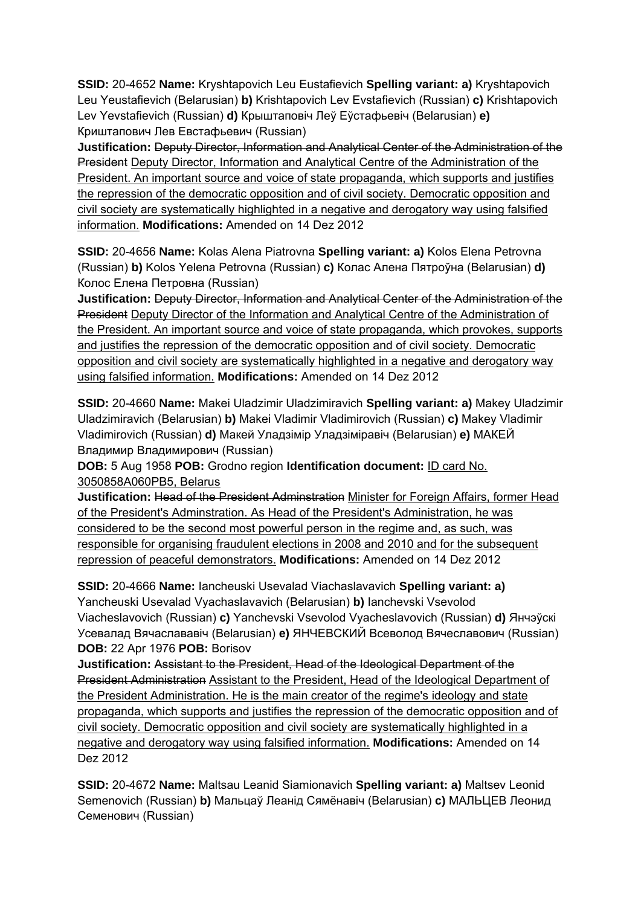**SSID:** 20-4652 **Name:** Kryshtapovich Leu Eustafievich **Spelling variant: a)** Kryshtapovich Leu Yeustafievich (Belarusian) **b)** Krishtapovich Lev Evstafievich (Russian) **c)** Krishtapovich Lev Yevstafievich (Russian) **d)** Крыштаповіч Леў Еўстафьевіч (Belarusian) **e)** Криштапович Лев Евстафьевич (Russian)
**Justification:** ~~Deputy Director, Information and Analytical Center of the Administration of the President~~ <u>Deputy Director, Information and Analytical Centre of the Administration of the President. An important source and voice of state propaganda, which supports and justifies the repression of the democratic opposition and of civil society. Democratic opposition and civil society are systematically highlighted in a negative and derogatory way using falsified information.</u> **Modifications:** Amended on 14 Dez 2012

**SSID:** 20-4656 **Name:** Kolas Alena Piatrovna **Spelling variant: a)** Kolos Elena Petrovna (Russian) **b)** Kolos Yelena Petrovna (Russian) **c)** Колас Алена Пятроўна (Belarusian) **d)** Колос Елена Петровна (Russian)
**Justification:** ~~Deputy Director, Information and Analytical Center of the Administration of the President~~ <u>Deputy Director of the Information and Analytical Centre of the Administration of the President. An important source and voice of state propaganda, which provokes, supports and justifies the repression of the democratic opposition and of civil society. Democratic opposition and civil society are systematically highlighted in a negative and derogatory way using falsified information.</u> **Modifications:** Amended on 14 Dez 2012

**SSID:** 20-4660 **Name:** Makei Uladzimir Uladzimiravich **Spelling variant: a)** Makey Uladzimir Uladzimiravich (Belarusian) **b)** Makei Vladimir Vladimirovich (Russian) **c)** Makey Vladimir Vladimirovich (Russian) **d)** Макей Уладзімір Уладзіміравіч (Belarusian) **e)** МАКЕЙ Владимир Владимирович (Russian)
**DOB:** 5 Aug 1958 **POB:** Grodno region **Identification document:** <u>ID card No. 3050858A060PB5, Belarus</u>
**Justification:** ~~Head of the President Adminstration~~ <u>Minister for Foreign Affairs, former Head of the President's Adminstration. As Head of the President's Administration, he was considered to be the second most powerful person in the regime and, as such, was responsible for organising fraudulent elections in 2008 and 2010 and for the subsequent repression of peaceful demonstrators.</u> **Modifications:** Amended on 14 Dez 2012

**SSID:** 20-4666 **Name:** Iancheuski Usevalad Viachaslavavich **Spelling variant: a)** Yancheuski Usevalad Vyachaslavavich (Belarusian) **b)** Ianchevski Vsevolod Viacheslavovich (Russian) **c)** Yanchevski Vsevolod Vyacheslavovich (Russian) **d)** Янчэўскі Усевалад Вячаслававіч (Belarusian) **e)** ЯНЧЕВСКИЙ Всеволод Вячеславович (Russian)
**DOB:** 22 Apr 1976 **POB:** Borisov
**Justification:** ~~Assistant to the President, Head of the Ideological Department of the President Administration~~ <u>Assistant to the President, Head of the Ideological Department of the President Administration. He is the main creator of the regime's ideology and state propaganda, which supports and justifies the repression of the democratic opposition and of civil society. Democratic opposition and civil society are systematically highlighted in a negative and derogatory way using falsified information.</u> **Modifications:** Amended on 14 Dez 2012

**SSID:** 20-4672 **Name:** Maltsau Leanid Siamionavich **Spelling variant: a)** Maltsev Leonid Semenovich (Russian) **b)** Мальцаў Леанід Сямёнавіч (Belarusian) **c)** МАЛЬЦЕВ Леонид Семенович (Russian)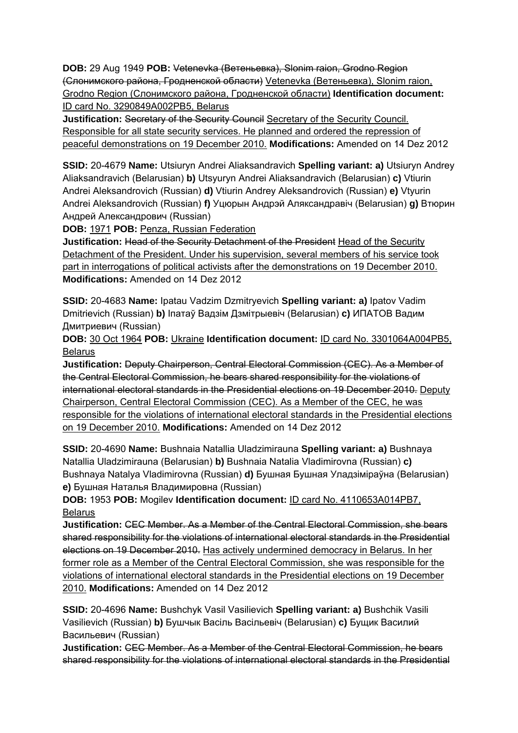**DOB:** 29 Aug 1949 **POB:** ~~Vetenevka (Ветеньевка), Slonim raion, Grodno Region (Слонимского района, Гродненской области)~~ <u>Vetenevka (Ветеньевка), Slonim raion, Grodno Region (Слонимского района, Гродненской области)</u> **Identification document:** <u>ID card No. 3290849A002PB5, Belarus</u>
**Justification:** ~~Secretary of the Security Council~~ <u>Secretary of the Security Council. Responsible for all state security services. He planned and ordered the repression of peaceful demonstrations on 19 December 2010.</u> **Modifications:** Amended on 14 Dez 2012

**SSID:** 20-4679 **Name:** Utsiuryn Andrei Aliaksandravich **Spelling variant: a)** Utsiuryn Andrey Aliaksandravich (Belarusian) **b)** Utsyuryn Andrei Aliaksandravich (Belarusian) **c)** Vtiurin Andrei Aleksandrovich (Russian) **d)** Vtiurin Andrey Aleksandrovich (Russian) **e)** Vtyurin Andrei Aleksandrovich (Russian) **f)** Уцюрын Андрэй Аляксандравіч (Belarusian) **g)** Втюрин Андрей Александрович (Russian)
**DOB:** <u>1971</u> **POB:** <u>Penza, Russian Federation</u>
**Justification:** ~~Head of the Security Detachment of the President~~ <u>Head of the Security Detachment of the President. Under his supervision, several members of his service took part in interrogations of political activists after the demonstrations on 19 December 2010.</u>
**Modifications:** Amended on 14 Dez 2012

**SSID:** 20-4683 **Name:** Ipatau Vadzim Dzmitryevich **Spelling variant: a)** Ipatov Vadim Dmitrievich (Russian) **b)** Іпатаў Вадзім Дзмітрыевіч (Belarusian) **c)** ИПАТОВ Вадим Дмитриевич (Russian)
**DOB:** <u>30 Oct 1964</u> **POB:** <u>Ukraine</u> **Identification document:** <u>ID card No. 3301064A004PB5, Belarus</u>
**Justification:** ~~Deputy Chairperson, Central Electoral Commission (CEC). As a Member of the Central Electoral Commission, he bears shared responsibility for the violations of international electoral standards in the Presidential elections on 19 December 2010.~~ <u>Deputy Chairperson, Central Electoral Commission (CEC). As a Member of the CEC, he was responsible for the violations of international electoral standards in the Presidential elections on 19 December 2010.</u> **Modifications:** Amended on 14 Dez 2012

**SSID:** 20-4690 **Name:** Bushnaia Natallia Uladzimirauna **Spelling variant: a)** Bushnaya Natallia Uladzimirauna (Belarusian) **b)** Bushnaia Natalia Vladimirovna (Russian) **c)** Bushnaya Natalya Vladimirovna (Russian) **d)** Бушная Бушная Уладзіміраўна (Belarusian) **e)** Бушная Наталья Владимировна (Russian)
**DOB:** 1953 **POB:** Mogilev **Identification document:** <u>ID card No. 4110653A014PB7, Belarus</u>
**Justification:** ~~CEC Member. As a Member of the Central Electoral Commission, she bears shared responsibility for the violations of international electoral standards in the Presidential elections on 19 December 2010.~~ <u>Has actively undermined democracy in Belarus. In her former role as a Member of the Central Electoral Commission, she was responsible for the violations of international electoral standards in the Presidential elections on 19 December 2010.</u> **Modifications:** Amended on 14 Dez 2012

**SSID:** 20-4696 **Name:** Bushchyk Vasil Vasilievich **Spelling variant: a)** Bushchik Vasili Vasilievich (Russian) **b)** Бушчык Васіль Васільевіч (Belarusian) **c)** Бущик Василий Васильевич (Russian)
**Justification:** ~~CEC Member. As a Member of the Central Electoral Commission, he bears shared responsibility for the violations of international electoral standards in the Presidential~~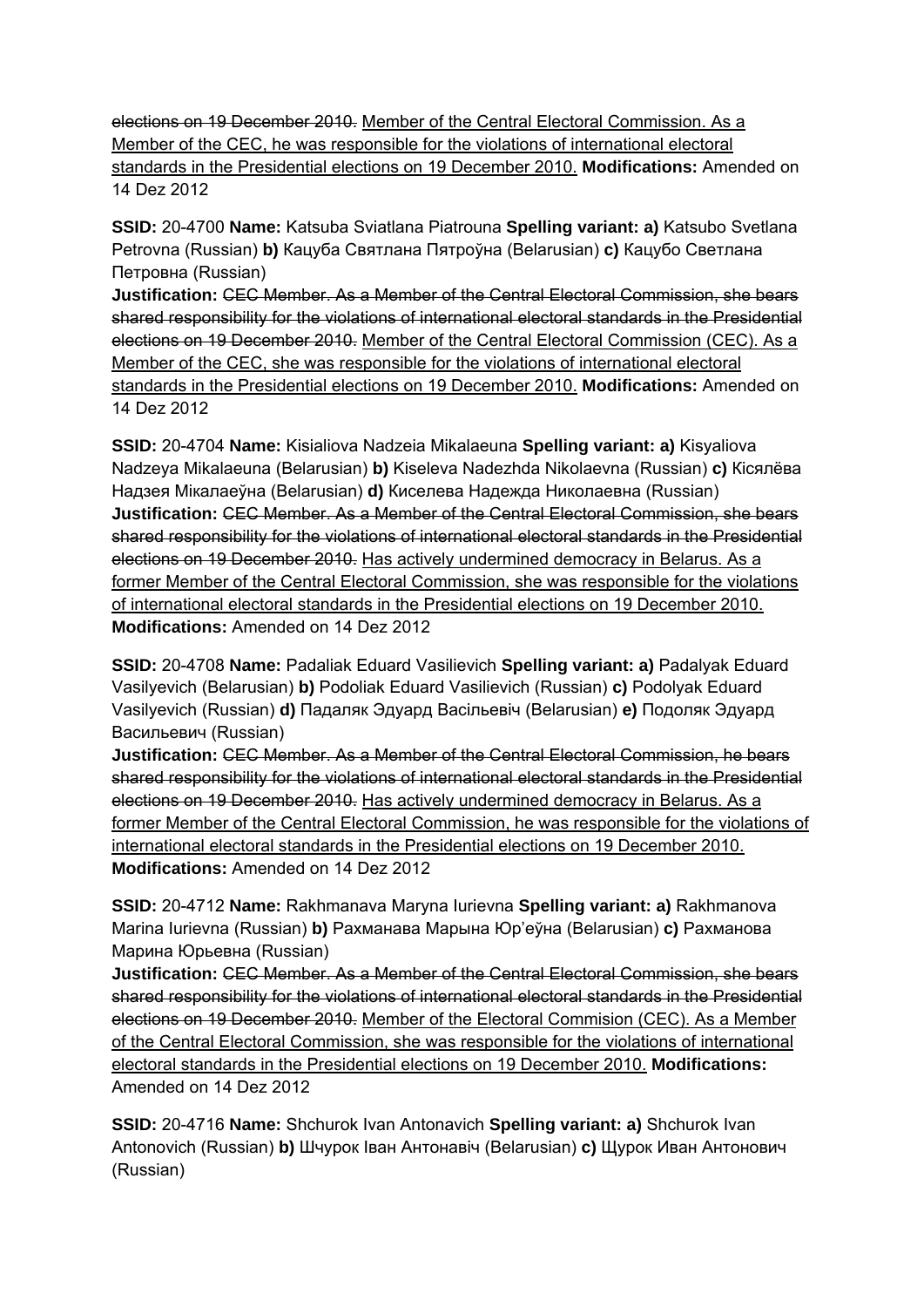~~elections on 19 December 2010.~~ <u>Member of the Central Electoral Commission. As a Member of the CEC, he was responsible for the violations of international electoral standards in the Presidential elections on 19 December 2010.</u> **Modifications:** Amended on 14 Dez 2012

**SSID:** 20-4700 **Name:** Katsuba Sviatlana Piatrouna **Spelling variant: a)** Katsubo Svetlana Petrovna (Russian) **b)** Кацуба Святлана Пятроўна (Belarusian) **c)** Кацубо Светлана Петровна (Russian)
**Justification:** ~~CEC Member. As a Member of the Central Electoral Commission, she bears shared responsibility for the violations of international electoral standards in the Presidential elections on 19 December 2010.~~ <u>Member of the Central Electoral Commission (CEC). As a Member of the CEC, she was responsible for the violations of international electoral standards in the Presidential elections on 19 December 2010.</u> **Modifications:** Amended on 14 Dez 2012

**SSID:** 20-4704 **Name:** Kisialiova Nadzeia Mikalaeuna **Spelling variant: a)** Kisyaliova Nadzeya Mikalaeuna (Belarusian) **b)** Kiseleva Nadezhda Nikolaevna (Russian) **c)** Кісялёва Надзея Мікалаеўна (Belarusian) **d)** Киселева Надежда Николаевна (Russian)
**Justification:** ~~CEC Member. As a Member of the Central Electoral Commission, she bears shared responsibility for the violations of international electoral standards in the Presidential elections on 19 December 2010.~~ <u>Has actively undermined democracy in Belarus. As a former Member of the Central Electoral Commission, she was responsible for the violations of international electoral standards in the Presidential elections on 19 December 2010.</u> **Modifications:** Amended on 14 Dez 2012

**SSID:** 20-4708 **Name:** Padaliak Eduard Vasilievich **Spelling variant: a)** Padalyak Eduard Vasilyevich (Belarusian) **b)** Podoliak Eduard Vasilievich (Russian) **c)** Podolyak Eduard Vasilyevich (Russian) **d)** Падаляк Эдуард Васільевіч (Belarusian) **e)** Подоляк Эдуард Васильевич (Russian)
**Justification:** ~~CEC Member. As a Member of the Central Electoral Commission, he bears shared responsibility for the violations of international electoral standards in the Presidential elections on 19 December 2010.~~ <u>Has actively undermined democracy in Belarus. As a former Member of the Central Electoral Commission, he was responsible for the violations of international electoral standards in the Presidential elections on 19 December 2010.</u> **Modifications:** Amended on 14 Dez 2012

**SSID:** 20-4712 **Name:** Rakhmanava Maryna Iurievna **Spelling variant: a)** Rakhmanova Marina Iurievna (Russian) **b)** Рахманава Марына Юр'еўна (Belarusian) **c)** Рахманова Марина Юрьевна (Russian)
**Justification:** ~~CEC Member. As a Member of the Central Electoral Commission, she bears shared responsibility for the violations of international electoral standards in the Presidential elections on 19 December 2010.~~ <u>Member of the Electoral Commision (CEC). As a Member of the Central Electoral Commission, she was responsible for the violations of international electoral standards in the Presidential elections on 19 December 2010.</u> **Modifications:** Amended on 14 Dez 2012

**SSID:** 20-4716 **Name:** Shchurok Ivan Antonavich **Spelling variant: a)** Shchurok Ivan Antonovich (Russian) **b)** Шчурок Іван Антонавіч (Belarusian) **c)** Щурок Иван Антонович (Russian)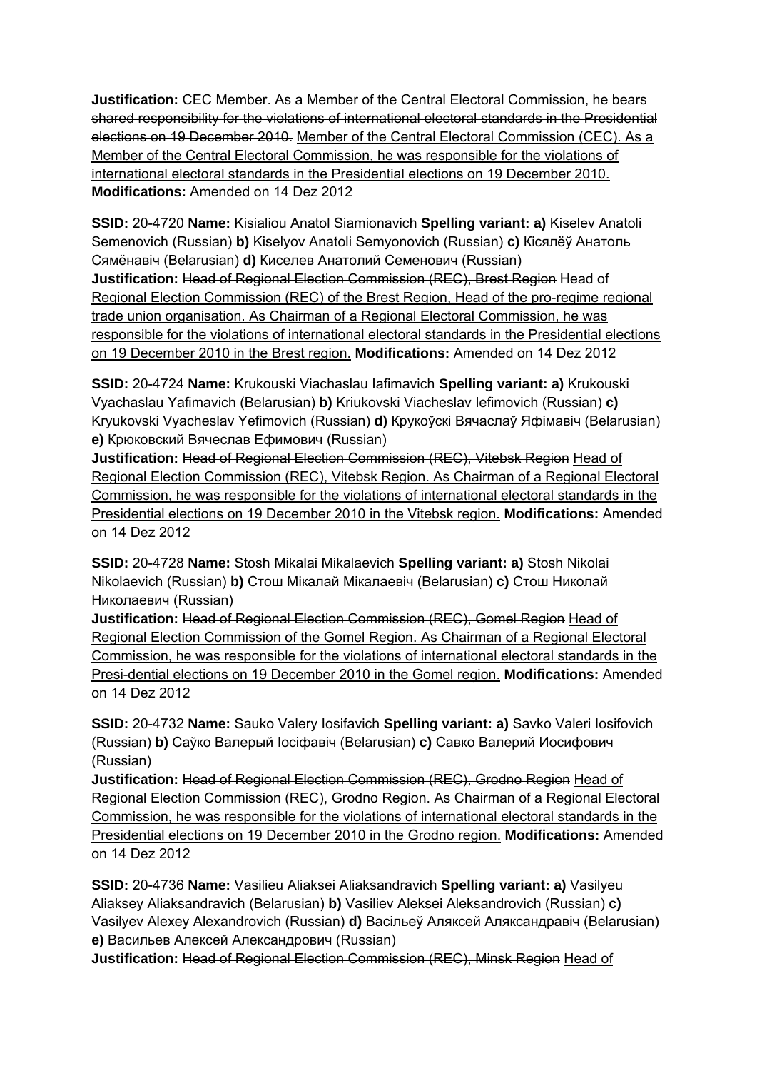**Justification:** ~~CEC Member. As a Member of the Central Electoral Commission, he bears shared responsibility for the violations of international electoral standards in the Presidential elections on 19 December 2010.~~ Member of the Central Electoral Commission (CEC). As a Member of the Central Electoral Commission, he was responsible for the violations of international electoral standards in the Presidential elections on 19 December 2010. **Modifications:** Amended on 14 Dez 2012

**SSID:** 20-4720 **Name:** Kisialiou Anatol Siamionavich **Spelling variant: a)** Kiselev Anatoli Semenovich (Russian) **b)** Kiselyov Anatoli Semyonovich (Russian) **c)** Кісялёў Анатоль Сямёнавіч (Belarusian) **d)** Киселев Анатолий Семенович (Russian)
**Justification:** ~~Head of Regional Election Commission (REC), Brest Region~~ Head of Regional Election Commission (REC) of the Brest Region, Head of the pro-regime regional trade union organisation. As Chairman of a Regional Electoral Commission, he was responsible for the violations of international electoral standards in the Presidential elections on 19 December 2010 in the Brest region. **Modifications:** Amended on 14 Dez 2012

**SSID:** 20-4724 **Name:** Krukouski Viachaslau Iafimavich **Spelling variant: a)** Krukouski Vyachaslau Yafimavich (Belarusian) **b)** Kriukovski Viacheslav Iefimovich (Russian) **c)** Kryukovski Vyacheslav Yefimovich (Russian) **d)** Крукоўскі Вячаслаў Яфімавіч (Belarusian) **e)** Крюковский Вячеслав Ефимович (Russian)
**Justification:** ~~Head of Regional Election Commission (REC), Vitebsk Region~~ Head of Regional Election Commission (REC), Vitebsk Region. As Chairman of a Regional Electoral Commission, he was responsible for the violations of international electoral standards in the Presidential elections on 19 December 2010 in the Vitebsk region. **Modifications:** Amended on 14 Dez 2012

**SSID:** 20-4728 **Name:** Stosh Mikalai Mikalaevich **Spelling variant: a)** Stosh Nikolai Nikolaevich (Russian) **b)** Стош Мікалай Мікалаевіч (Belarusian) **c)** Стош Николай Николаевич (Russian)
**Justification:** ~~Head of Regional Election Commission (REC), Gomel Region~~ Head of Regional Election Commission of the Gomel Region. As Chairman of a Regional Electoral Commission, he was responsible for the violations of international electoral standards in the Presi-dential elections on 19 December 2010 in the Gomel region. **Modifications:** Amended on 14 Dez 2012

**SSID:** 20-4732 **Name:** Sauko Valery Iosifavich **Spelling variant: a)** Savko Valeri Iosifovich (Russian) **b)** Саўко Валерый Іосіфавіч (Belarusian) **c)** Савко Валерий Иосифович (Russian)
**Justification:** ~~Head of Regional Election Commission (REC), Grodno Region~~ Head of Regional Election Commission (REC), Grodno Region. As Chairman of a Regional Electoral Commission, he was responsible for the violations of international electoral standards in the Presidential elections on 19 December 2010 in the Grodno region. **Modifications:** Amended on 14 Dez 2012

**SSID:** 20-4736 **Name:** Vasilieu Aliaksei Aliaksandravich **Spelling variant: a)** Vasilyeu Aliaksey Aliaksandravich (Belarusian) **b)** Vasiliev Aleksei Aleksandrovich (Russian) **c)** Vasilyev Alexey Alexandrovich (Russian) **d)** Васільеў Аляксей Аляксандравіч (Belarusian) **e)** Васильев Алексей Александрович (Russian)
**Justification:** ~~Head of Regional Election Commission (REC), Minsk Region~~ Head of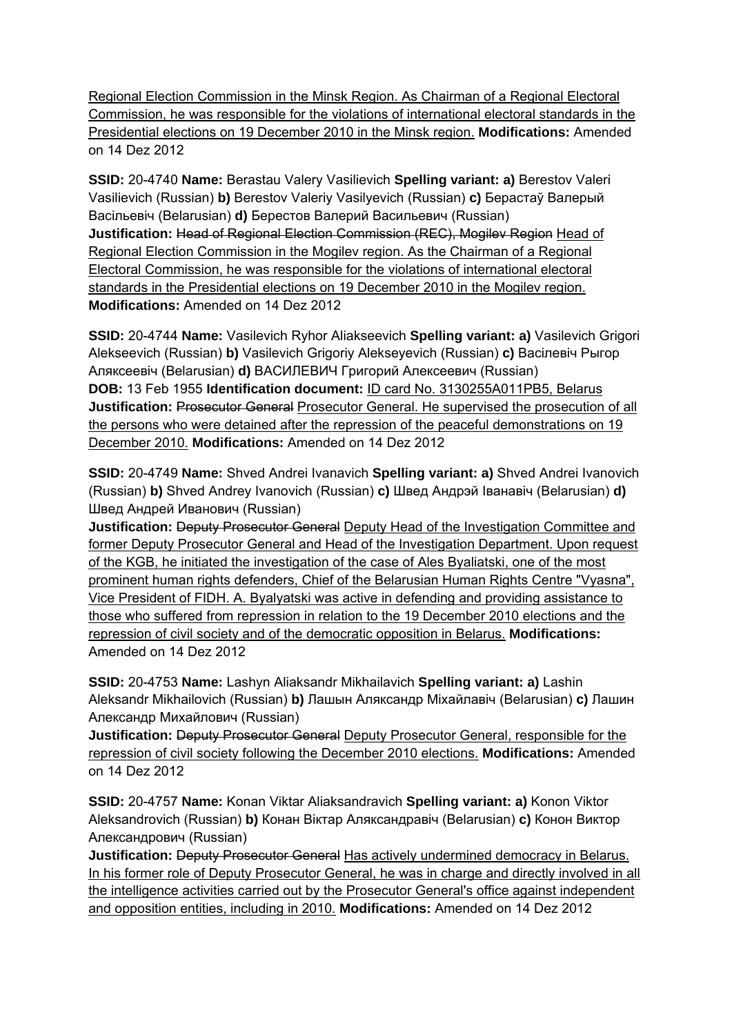Regional Election Commission in the Minsk Region. As Chairman of a Regional Electoral Commission, he was responsible for the violations of international electoral standards in the Presidential elections on 19 December 2010 in the Minsk region. **Modifications:** Amended on 14 Dez 2012

**SSID:** 20-4740 **Name:** Berastau Valery Vasilievich **Spelling variant: a)** Berestov Valeri Vasilievich (Russian) **b)** Berestov Valeriy Vasilyevich (Russian) **c)** Берастаў Валерый Васільевіч (Belarusian) **d)** Берестов Валерий Васильевич (Russian) **Justification:** ~~Head of Regional Election Commission (REC), Mogilev Region~~ Head of Regional Election Commission in the Mogilev region. As the Chairman of a Regional Electoral Commission, he was responsible for the violations of international electoral standards in the Presidential elections on 19 December 2010 in the Mogilev region. **Modifications:** Amended on 14 Dez 2012

**SSID:** 20-4744 **Name:** Vasilevich Ryhor Aliakseevich **Spelling variant: a)** Vasilevich Grigori Alekseevich (Russian) **b)** Vasilevich Grigoriy Alekseyevich (Russian) **c)** Васілевіч Рыгор Аляксеевіч (Belarusian) **d)** ВАСИЛЕВИЧ Григорий Алексеевич (Russian) **DOB:** 13 Feb 1955 **Identification document:** ID card No. 3130255A011PB5, Belarus **Justification:** ~~Prosecutor General~~ Prosecutor General. He supervised the prosecution of all the persons who were detained after the repression of the peaceful demonstrations on 19 December 2010. **Modifications:** Amended on 14 Dez 2012

**SSID:** 20-4749 **Name:** Shved Andrei Ivanavich **Spelling variant: a)** Shved Andrei Ivanovich (Russian) **b)** Shved Andrey Ivanovich (Russian) **c)** Швед Андрэй Іванавіч (Belarusian) **d)** Швед Андрей Иванович (Russian)
**Justification:** ~~Deputy Prosecutor General~~ Deputy Head of the Investigation Committee and former Deputy Prosecutor General and Head of the Investigation Department. Upon request of the KGB, he initiated the investigation of the case of Ales Byaliatski, one of the most prominent human rights defenders, Chief of the Belarusian Human Rights Centre "Vyasna", Vice President of FIDH. A. Byalyatski was active in defending and providing assistance to those who suffered from repression in relation to the 19 December 2010 elections and the repression of civil society and of the democratic opposition in Belarus. **Modifications:** Amended on 14 Dez 2012

**SSID:** 20-4753 **Name:** Lashyn Aliaksandr Mikhailavich **Spelling variant: a)** Lashin Aleksandr Mikhailovich (Russian) **b)** Лашын Аляксандр Міхайлавіч (Belarusian) **c)** Лашин Александр Михайлович (Russian)
**Justification:** ~~Deputy Prosecutor General~~ Deputy Prosecutor General, responsible for the repression of civil society following the December 2010 elections. **Modifications:** Amended on 14 Dez 2012

**SSID:** 20-4757 **Name:** Konan Viktar Aliaksandravich **Spelling variant: a)** Konon Viktor Aleksandrovich (Russian) **b)** Конан Віктар Аляксандравіч (Belarusian) **c)** Конон Виктор Александрович (Russian)
**Justification:** ~~Deputy Prosecutor General~~ Has actively undermined democracy in Belarus. In his former role of Deputy Prosecutor General, he was in charge and directly involved in all the intelligence activities carried out by the Prosecutor General's office against independent and opposition entities, including in 2010. **Modifications:** Amended on 14 Dez 2012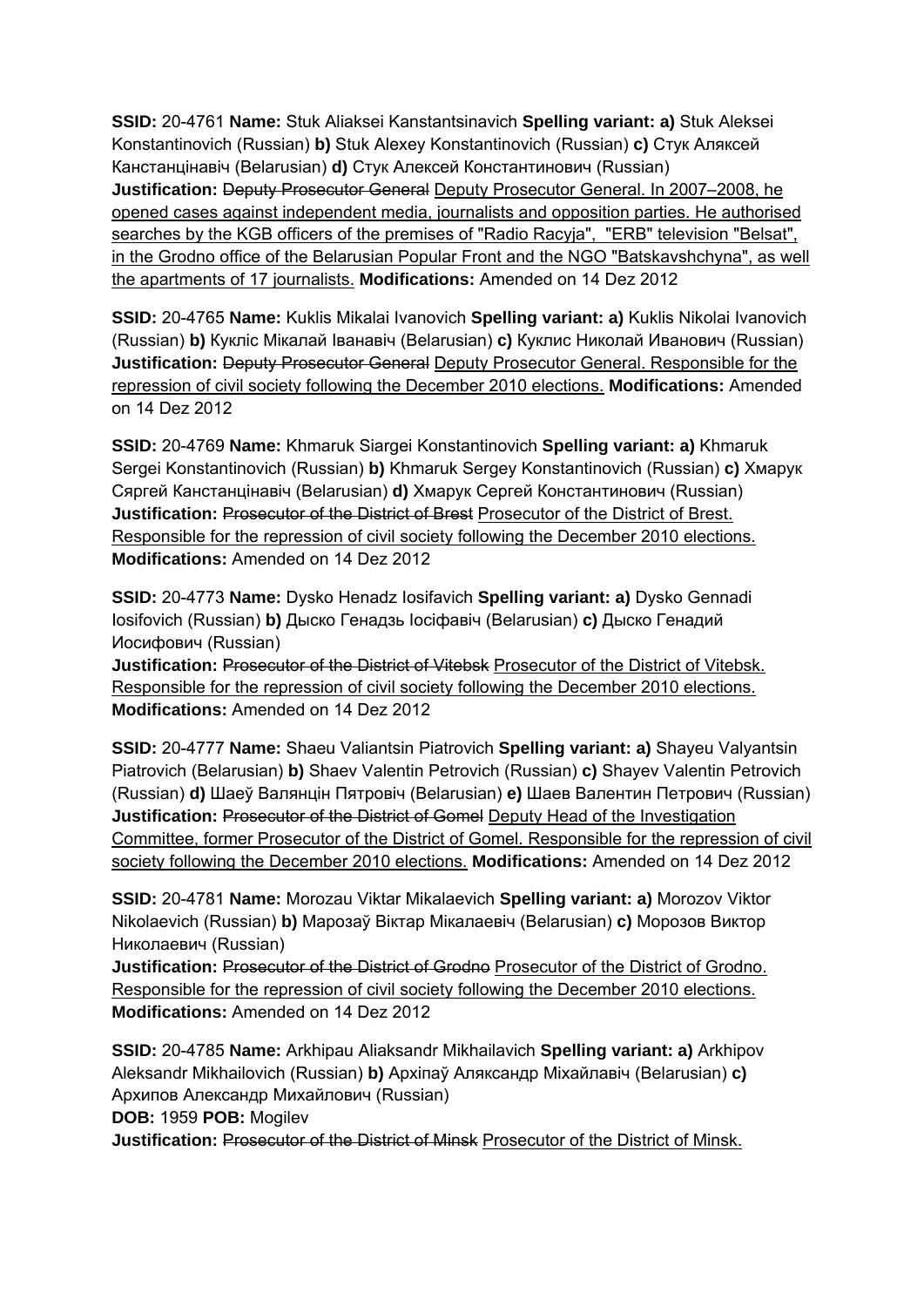**SSID:** 20-4761 **Name:** Stuk Aliaksei Kanstantsinavich **Spelling variant: a)** Stuk Aleksei Konstantinovich (Russian) **b)** Stuk Alexey Konstantinovich (Russian) **c)** Стук Аляксей Канстанцінавіч (Belarusian) **d)** Стук Алексей Константинович (Russian)
**Justification:** ~~Deputy Prosecutor General~~ <u>Deputy Prosecutor General. In 2007–2008, he opened cases against independent media, journalists and opposition parties. He authorised searches by the KGB officers of the premises of "Radio Racyja", "ERB" television "Belsat", in the Grodno office of the Belarusian Popular Front and the NGO "Batskavshchyna", as well the apartments of 17 journalists.</u> **Modifications:** Amended on 14 Dez 2012

**SSID:** 20-4765 **Name:** Kuklis Mikalai Ivanovich **Spelling variant: a)** Kuklis Nikolai Ivanovich (Russian) **b)** Кукліс Мікалай Іванавіч (Belarusian) **c)** Куклис Николай Иванович (Russian)
**Justification:** ~~Deputy Prosecutor General~~ <u>Deputy Prosecutor General. Responsible for the repression of civil society following the December 2010 elections.</u> **Modifications:** Amended on 14 Dez 2012

**SSID:** 20-4769 **Name:** Khmaruk Siargei Konstantinovich **Spelling variant: a)** Khmaruk Sergei Konstantinovich (Russian) **b)** Khmaruk Sergey Konstantinovich (Russian) **c)** Хмарук Сяргей Канстанцінавіч (Belarusian) **d)** Хмарук Сергей Константинович (Russian)
**Justification:** ~~Prosecutor of the District of Brest~~ <u>Prosecutor of the District of Brest. Responsible for the repression of civil society following the December 2010 elections.</u>
**Modifications:** Amended on 14 Dez 2012

**SSID:** 20-4773 **Name:** Dysko Henadz Iosifavich **Spelling variant: a)** Dysko Gennadi Iosifovich (Russian) **b)** Дыско Генадзь Іосіфавіч (Belarusian) **c)** Дыско Генадий Иосифович (Russian)
**Justification:** ~~Prosecutor of the District of Vitebsk~~ <u>Prosecutor of the District of Vitebsk. Responsible for the repression of civil society following the December 2010 elections.</u>
**Modifications:** Amended on 14 Dez 2012

**SSID:** 20-4777 **Name:** Shaeu Valiantsin Piatrovich **Spelling variant: a)** Shayeu Valyantsin Piatrovich (Belarusian) **b)** Shaev Valentin Petrovich (Russian) **c)** Shayev Valentin Petrovich (Russian) **d)** Шаеў Валянцін Пятровіч (Belarusian) **e)** Шаев Валентин Петрович (Russian)
**Justification:** ~~Prosecutor of the District of Gomel~~ <u>Deputy Head of the Investigation Committee, former Prosecutor of the District of Gomel. Responsible for the repression of civil society following the December 2010 elections.</u> **Modifications:** Amended on 14 Dez 2012

**SSID:** 20-4781 **Name:** Morozau Viktar Mikalaevich **Spelling variant: a)** Morozov Viktor Nikolaevich (Russian) **b)** Марозаў Віктар Мікалаевіч (Belarusian) **c)** Морозов Виктор Николаевич (Russian)
**Justification:** ~~Prosecutor of the District of Grodno~~ <u>Prosecutor of the District of Grodno. Responsible for the repression of civil society following the December 2010 elections.</u>
**Modifications:** Amended on 14 Dez 2012

**SSID:** 20-4785 **Name:** Arkhipau Aliaksandr Mikhailavich **Spelling variant: a)** Arkhipov Aleksandr Mikhailovich (Russian) **b)** Архіпаў Аляксандр Міхайлавіч (Belarusian) **c)** Архипов Александр Михайлович (Russian)
**DOB:** 1959 **POB:** Mogilev
**Justification:** ~~Prosecutor of the District of Minsk~~ <u>Prosecutor of the District of Minsk.</u>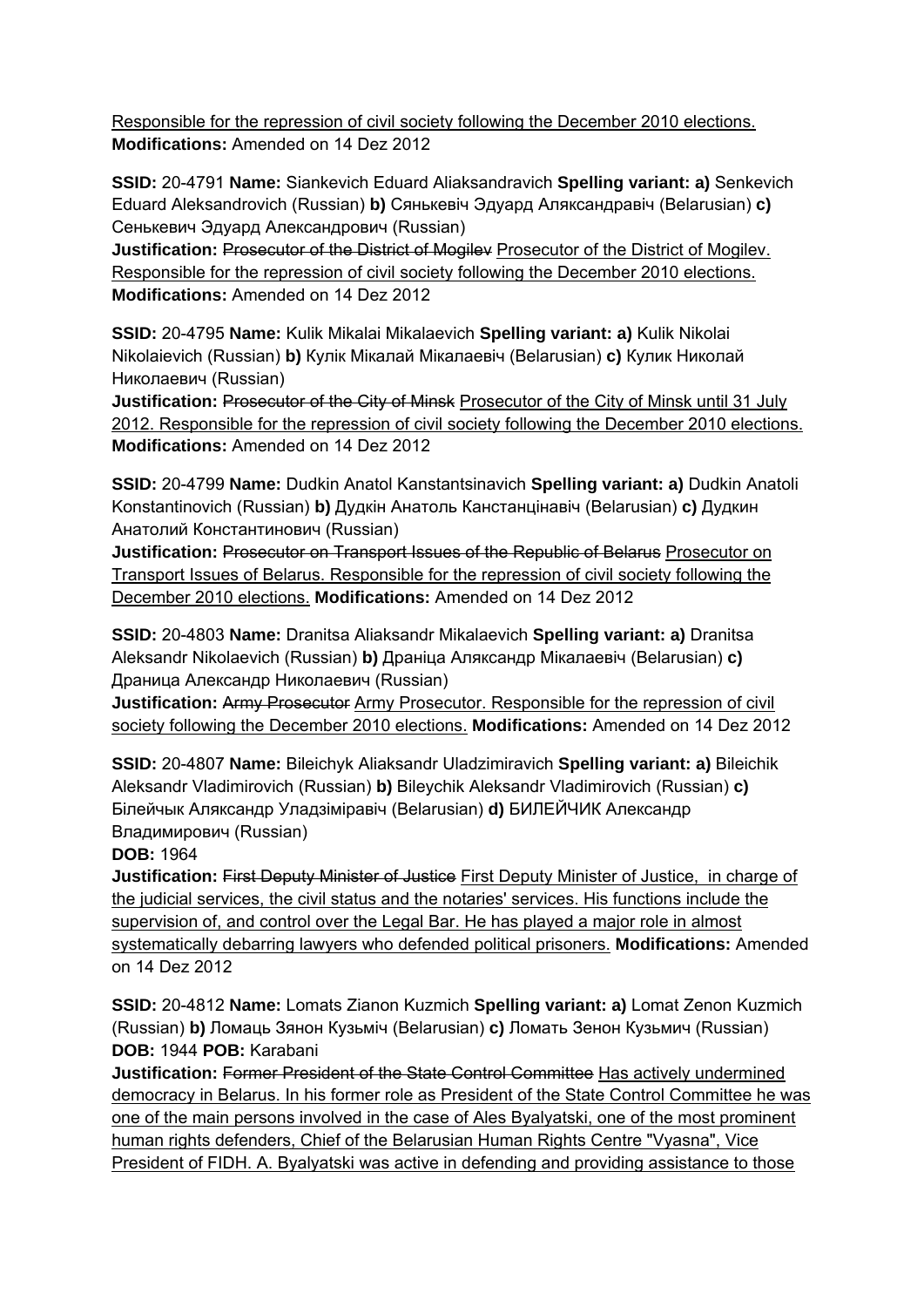Responsible for the repression of civil society following the December 2010 elections.
**Modifications:** Amended on 14 Dez 2012

**SSID:** 20-4791 **Name:** Siankevich Eduard Aliaksandravich **Spelling variant: a)** Senkevich Eduard Aleksandrovich (Russian) **b)** Сянькевіч Эдуард Аляксандравіч (Belarusian) **c)** Сенькевич Эдуард Александрович (Russian)
**Justification:** ~~Prosecutor of the District of Mogilev~~ Prosecutor of the District of Mogilev. Responsible for the repression of civil society following the December 2010 elections.
**Modifications:** Amended on 14 Dez 2012

**SSID:** 20-4795 **Name:** Kulik Mikalai Mikalaevich **Spelling variant: a)** Kulik Nikolai Nikolaievich (Russian) **b)** Кулік Мікалай Мікалаевіч (Belarusian) **c)** Кулик Николай Николаевич (Russian)
**Justification:** ~~Prosecutor of the City of Minsk~~ Prosecutor of the City of Minsk until 31 July 2012. Responsible for the repression of civil society following the December 2010 elections.
**Modifications:** Amended on 14 Dez 2012

**SSID:** 20-4799 **Name:** Dudkin Anatol Kanstantsinavich **Spelling variant: a)** Dudkin Anatoli Konstantinovich (Russian) **b)** Дудкін Анатоль Канстанцінавіч (Belarusian) **c)** Дудкин Анатолий Константинович (Russian)
**Justification:** ~~Prosecutor on Transport Issues of the Republic of Belarus~~ Prosecutor on Transport Issues of Belarus. Responsible for the repression of civil society following the December 2010 elections. **Modifications:** Amended on 14 Dez 2012

**SSID:** 20-4803 **Name:** Dranitsa Aliaksandr Mikalaevich **Spelling variant: a)** Dranitsa Aleksandr Nikolaevich (Russian) **b)** Драніца Аляксандр Мікалаевіч (Belarusian) **c)** Драница Александр Николаевич (Russian)
**Justification:** ~~Army Prosecutor~~ Army Prosecutor. Responsible for the repression of civil society following the December 2010 elections. **Modifications:** Amended on 14 Dez 2012

**SSID:** 20-4807 **Name:** Bileichyk Aliaksandr Uladzimiravich **Spelling variant: a)** Bileichik Aleksandr Vladimirovich (Russian) **b)** Bileychik Aleksandr Vladimirovich (Russian) **c)** Білейчык Аляксандр Уладзіміравіч (Belarusian) **d)** БИЛЕЙЧИК Александр Владимирович (Russian)
**DOB:** 1964
**Justification:** ~~First Deputy Minister of Justice~~ First Deputy Minister of Justice, in charge of the judicial services, the civil status and the notaries' services. His functions include the supervision of, and control over the Legal Bar. He has played a major role in almost systematically debarring lawyers who defended political prisoners. **Modifications:** Amended on 14 Dez 2012

**SSID:** 20-4812 **Name:** Lomats Zianon Kuzmich **Spelling variant: a)** Lomat Zenon Kuzmich (Russian) **b)** Ломаць Зянон Кузьміч (Belarusian) **c)** Ломать Зенон Кузьмич (Russian)
**DOB:** 1944 **POB:** Karabani
**Justification:** ~~Former President of the State Control Committee~~ Has actively undermined democracy in Belarus. In his former role as President of the State Control Committee he was one of the main persons involved in the case of Ales Byalyatski, one of the most prominent human rights defenders, Chief of the Belarusian Human Rights Centre "Vyasna", Vice President of FIDH. A. Byalyatski was active in defending and providing assistance to those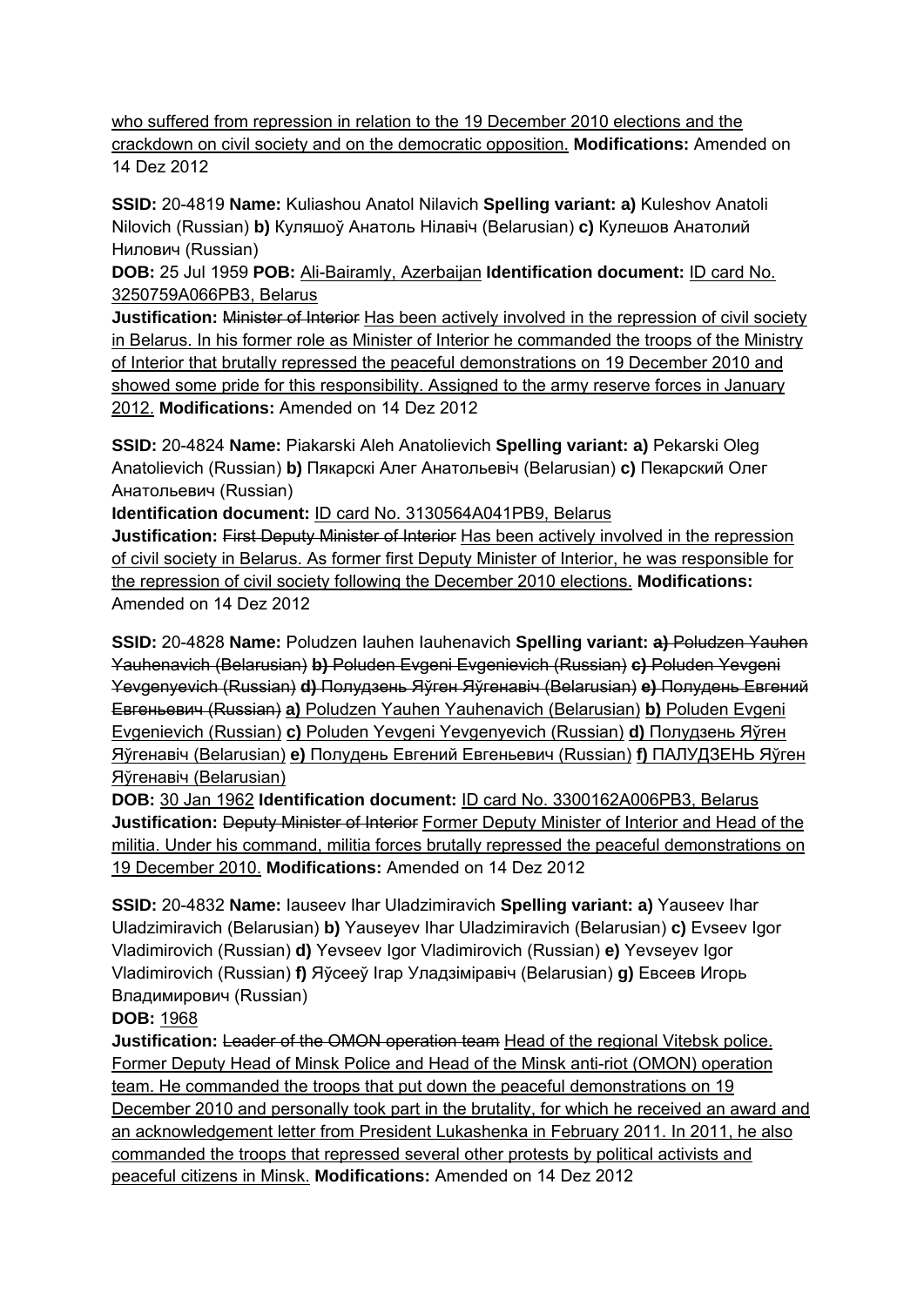who suffered from repression in relation to the 19 December 2010 elections and the crackdown on civil society and on the democratic opposition. **Modifications:** Amended on 14 Dez 2012

**SSID:** 20-4819 **Name:** Kuliashou Anatol Nilavich **Spelling variant:** **a)** Kuleshov Anatoli Nilovich (Russian) **b)** Куляшоў Анатоль Нілавіч (Belarusian) **c)** Кулешов Анатолий Нилович (Russian)
**DOB:** 25 Jul 1959 **POB:** Ali-Bairamly, Azerbaijan **Identification document:** ID card No. 3250759A066PB3, Belarus
**Justification:** ~~Minister of Interior~~ Has been actively involved in the repression of civil society in Belarus. In his former role as Minister of Interior he commanded the troops of the Ministry of Interior that brutally repressed the peaceful demonstrations on 19 December 2010 and showed some pride for this responsibility. Assigned to the army reserve forces in January 2012. **Modifications:** Amended on 14 Dez 2012

**SSID:** 20-4824 **Name:** Piakarski Aleh Anatolievich **Spelling variant:** **a)** Pekarski Oleg Anatolievich (Russian) **b)** Пякарскі Алег Анатольевіч (Belarusian) **c)** Пекарский Олег Анатольевич (Russian)
**Identification document:** ID card No. 3130564A041PB9, Belarus
**Justification:** ~~First Deputy Minister of Interior~~ Has been actively involved in the repression of civil society in Belarus. As former first Deputy Minister of Interior, he was responsible for the repression of civil society following the December 2010 elections. **Modifications:** Amended on 14 Dez 2012

**SSID:** 20-4828 **Name:** Poludzen Iauhen Iauhenavich **Spelling variant:** ~~**a)** Poludzen Yauhen Yauhenavich (Belarusian) **b)** Poluden Evgeni Evgenievich (Russian) **c)** Poluden Yevgeni Yevgenyevich (Russian) **d)** Полудзень Яўген Яўгенавіч (Belarusian) **e)** Полудень Евгений Евгеньевич (Russian)~~ **a)** Poludzen Yauhen Yauhenavich (Belarusian) **b)** Poluden Evgeni Evgenievich (Russian) **c)** Poluden Yevgeni Yevgenyevich (Russian) **d)** Полудзень Яўген Яўгенавіч (Belarusian) **e)** Полудень Евгений Евгеньевич (Russian) **f)** ПАЛУДЗЕНЬ Яўген Яўгенавіч (Belarusian)
**DOB:** 30 Jan 1962 **Identification document:** ID card No. 3300162A006PB3, Belarus
**Justification:** ~~Deputy Minister of Interior~~ Former Deputy Minister of Interior and Head of the militia. Under his command, militia forces brutally repressed the peaceful demonstrations on 19 December 2010. **Modifications:** Amended on 14 Dez 2012

**SSID:** 20-4832 **Name:** Iauseev Ihar Uladzimiravich **Spelling variant:** **a)** Yauseev Ihar Uladzimiravich (Belarusian) **b)** Yauseyev Ihar Uladzimiravich (Belarusian) **c)** Evseev Igor Vladimirovich (Russian) **d)** Yevseev Igor Vladimirovich (Russian) **e)** Yevseyev Igor Vladimirovich (Russian) **f)** Яўсееў Ігар Уладзіміравіч (Belarusian) **g)** Евсеев Игорь Владимирович (Russian)
**DOB:** 1968
**Justification:** ~~Leader of the OMON operation team~~ Head of the regional Vitebsk police. Former Deputy Head of Minsk Police and Head of the Minsk anti-riot (OMON) operation team. He commanded the troops that put down the peaceful demonstrations on 19 December 2010 and personally took part in the brutality, for which he received an award and an acknowledgement letter from President Lukashenka in February 2011. In 2011, he also commanded the troops that repressed several other protests by political activists and peaceful citizens in Minsk. **Modifications:** Amended on 14 Dez 2012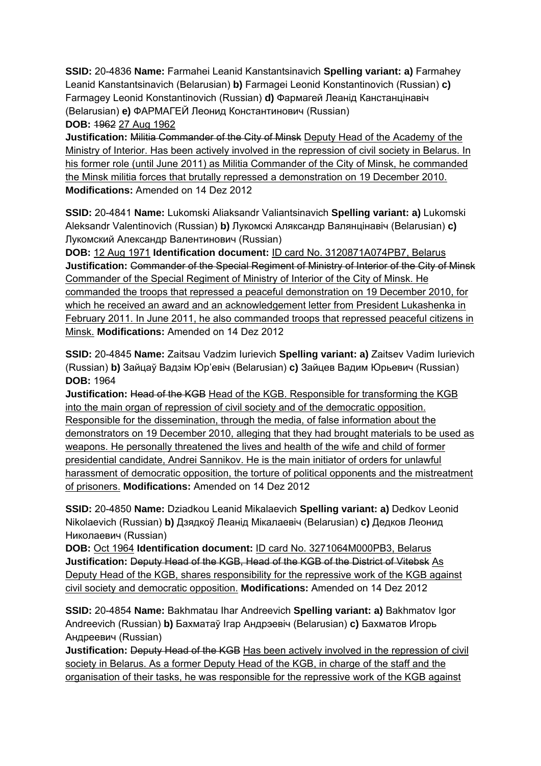**SSID:** 20-4836 **Name:** Farmahei Leanid Kanstantsinavich **Spelling variant: a)** Farmahey Leanid Kanstantsinavich (Belarusian) **b)** Farmagei Leonid Konstantinovich (Russian) **c)** Farmagey Leonid Konstantinovich (Russian) **d)** Фармагей Леанід Канстанцінавіч (Belarusian) **e)** ФАРМАГЕЙ Леонид Константинович (Russian)
**DOB:** ~~1962~~ 27 Aug 1962
**Justification:** ~~Militia Commander of the City of Minsk~~ Deputy Head of the Academy of the Ministry of Interior. Has been actively involved in the repression of civil society in Belarus. In his former role (until June 2011) as Militia Commander of the City of Minsk, he commanded the Minsk militia forces that brutally repressed a demonstration on 19 December 2010. **Modifications:** Amended on 14 Dez 2012

**SSID:** 20-4841 **Name:** Lukomski Aliaksandr Valiantsinavich **Spelling variant: a)** Lukomski Aleksandr Valentinovich (Russian) **b)** Лукомскі Аляксандр Валянцінавіч (Belarusian) **c)** Лукомский Александр Валентинович (Russian)
**DOB:** 12 Aug 1971 **Identification document:** ID card No. 3120871A074PB7, Belarus
**Justification:** ~~Commander of the Special Regiment of Ministry of Interior of the City of Minsk~~ Commander of the Special Regiment of Ministry of Interior of the City of Minsk. He commanded the troops that repressed a peaceful demonstration on 19 December 2010, for which he received an award and an acknowledgement letter from President Lukashenka in February 2011. In June 2011, he also commanded troops that repressed peaceful citizens in Minsk. **Modifications:** Amended on 14 Dez 2012

**SSID:** 20-4845 **Name:** Zaitsau Vadzim Iurievich **Spelling variant: a)** Zaitsev Vadim Iurievich (Russian) **b)** Зайцаў Вадзім Юр'евіч (Belarusian) **c)** Зайцев Вадим Юрьевич (Russian)
**DOB:** 1964
**Justification:** ~~Head of the KGB~~ Head of the KGB. Responsible for transforming the KGB into the main organ of repression of civil society and of the democratic opposition. Responsible for the dissemination, through the media, of false information about the demonstrators on 19 December 2010, alleging that they had brought materials to be used as weapons. He personally threatened the lives and health of the wife and child of former presidential candidate, Andrei Sannikov. He is the main initiator of orders for unlawful harassment of democratic opposition, the torture of political opponents and the mistreatment of prisoners. **Modifications:** Amended on 14 Dez 2012

**SSID:** 20-4850 **Name:** Dziadkou Leanid Mikalaevich **Spelling variant: a)** Dedkov Leonid Nikolaevich (Russian) **b)** Дзядкоў Леанід Мікалаевіч (Belarusian) **c)** Дедков Леонид Николаевич (Russian)
**DOB:** Oct 1964 **Identification document:** ID card No. 3271064M000PB3, Belarus
**Justification:** ~~Deputy Head of the KGB, Head of the KGB of the District of Vitebsk~~ As Deputy Head of the KGB, shares responsibility for the repressive work of the KGB against civil society and democratic opposition. **Modifications:** Amended on 14 Dez 2012

**SSID:** 20-4854 **Name:** Bakhmatau Ihar Andreevich **Spelling variant: a)** Bakhmatov Igor Andreevich (Russian) **b)** Бахматаў Ігар Андрэевіч (Belarusian) **c)** Бахматов Игорь Андреевич (Russian)
**Justification:** ~~Deputy Head of the KGB~~ Has been actively involved in the repression of civil society in Belarus. As a former Deputy Head of the KGB, in charge of the staff and the organisation of their tasks, he was responsible for the repressive work of the KGB against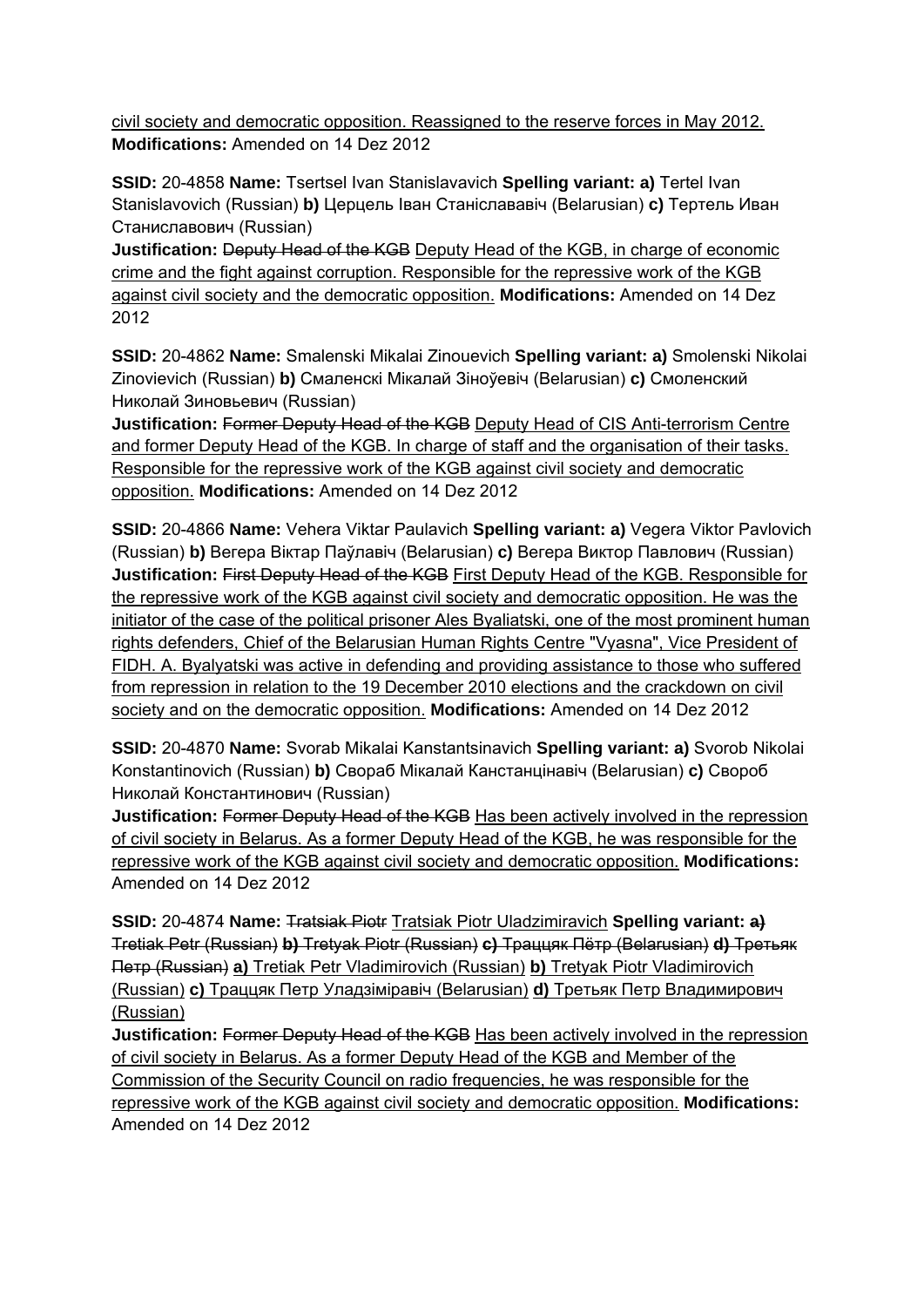civil society and democratic opposition. Reassigned to the reserve forces in May 2012. **Modifications:** Amended on 14 Dez 2012

**SSID:** 20-4858 **Name:** Tsertsel Ivan Stanislavavich **Spelling variant: a)** Tertel Ivan Stanislavovich (Russian) **b)** Церцель Іван Станіслававіч (Belarusian) **c)** Тертель Иван Станиславович (Russian)
**Justification:** ~~Deputy Head of the KGB~~ Deputy Head of the KGB, in charge of economic crime and the fight against corruption. Responsible for the repressive work of the KGB against civil society and the democratic opposition. **Modifications:** Amended on 14 Dez 2012

**SSID:** 20-4862 **Name:** Smalenski Mikalai Zinouevich **Spelling variant: a)** Smolenski Nikolai Zinovievich (Russian) **b)** Смаленскі Мікалай Зіноўевіч (Belarusian) **c)** Смоленский Николай Зиновьевич (Russian)
**Justification:** ~~Former Deputy Head of the KGB~~ Deputy Head of CIS Anti-terrorism Centre and former Deputy Head of the KGB. In charge of staff and the organisation of their tasks. Responsible for the repressive work of the KGB against civil society and democratic opposition. **Modifications:** Amended on 14 Dez 2012

**SSID:** 20-4866 **Name:** Vehera Viktar Paulavich **Spelling variant: a)** Vegera Viktor Pavlovich (Russian) **b)** Вегера Віктар Паўлавіч (Belarusian) **c)** Вегера Виктор Павлович (Russian)
**Justification:** ~~First Deputy Head of the KGB~~ First Deputy Head of the KGB. Responsible for the repressive work of the KGB against civil society and democratic opposition. He was the initiator of the case of the political prisoner Ales Byaliatski, one of the most prominent human rights defenders, Chief of the Belarusian Human Rights Centre "Vyasna", Vice President of FIDH. A. Byalyatski was active in defending and providing assistance to those who suffered from repression in relation to the 19 December 2010 elections and the crackdown on civil society and on the democratic opposition. **Modifications:** Amended on 14 Dez 2012

**SSID:** 20-4870 **Name:** Svorab Mikalai Kanstantsinavich **Spelling variant: a)** Svorob Nikolai Konstantinovich (Russian) **b)** Свораб Мікалай Канстанцінавіч (Belarusian) **c)** Свороб Николай Константинович (Russian)
**Justification:** ~~Former Deputy Head of the KGB~~ Has been actively involved in the repression of civil society in Belarus. As a former Deputy Head of the KGB, he was responsible for the repressive work of the KGB against civil society and democratic opposition. **Modifications:** Amended on 14 Dez 2012

**SSID:** 20-4874 **Name:** ~~Tratsiak Piotr~~ Tratsiak Piotr Uladzimiravich **Spelling variant:** ~~**a)** Tretiak Petr (Russian) **b)** Tretyak Piotr (Russian) **c)** Трацяк Пётр (Belarusian) **d)** Третьяк Петр (Russian)~~ **a)** Tretiak Petr Vladimirovich (Russian) **b)** Tretyak Piotr Vladimirovich (Russian) **c)** Трацяк Петр Уладзіміравіч (Belarusian) **d)** Третьяк Петр Владимирович (Russian)
**Justification:** ~~Former Deputy Head of the KGB~~ Has been actively involved in the repression of civil society in Belarus. As a former Deputy Head of the KGB and Member of the Commission of the Security Council on radio frequencies, he was responsible for the repressive work of the KGB against civil society and democratic opposition. **Modifications:** Amended on 14 Dez 2012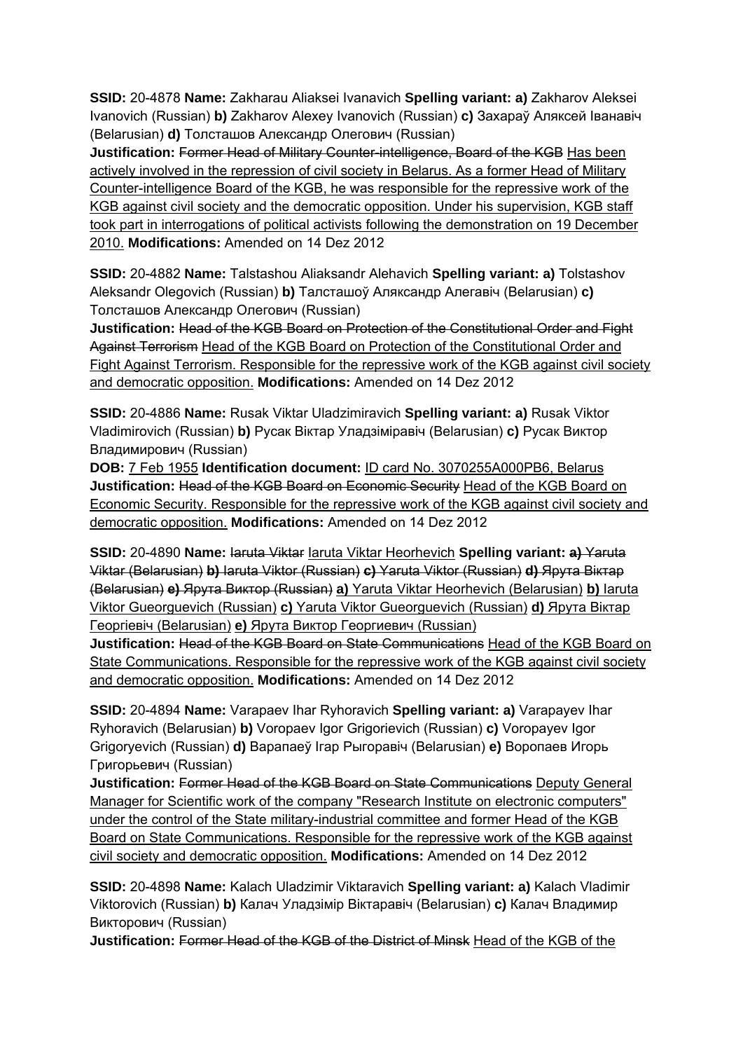**SSID:** 20-4878 **Name:** Zakharau Aliaksei Ivanavich **Spelling variant: a)** Zakharov Aleksei Ivanovich (Russian) **b)** Zakharov Alexey Ivanovich (Russian) **c)** Захараў Аляксей Іванавіч (Belarusian) **d)** Толсташов Александр Олегович (Russian)
**Justification:** ~~Former Head of Military Counter-intelligence, Board of the KGB~~ <u>Has been actively involved in the repression of civil society in Belarus. As a former Head of Military Counter-intelligence Board of the KGB, he was responsible for the repressive work of the KGB against civil society and the democratic opposition. Under his supervision, KGB staff took part in interrogations of political activists following the demonstration on 19 December 2010.</u> **Modifications:** Amended on 14 Dez 2012

**SSID:** 20-4882 **Name:** Talstashou Aliaksandr Alehavich **Spelling variant: a)** Tolstashov Aleksandr Olegovich (Russian) **b)** Талсташоў Аляксандр Алегавіч (Belarusian) **c)** Толсташов Александр Олегович (Russian)
**Justification:** ~~Head of the KGB Board on Protection of the Constitutional Order and Fight Against Terrorism~~ <u>Head of the KGB Board on Protection of the Constitutional Order and Fight Against Terrorism. Responsible for the repressive work of the KGB against civil society and democratic opposition.</u> **Modifications:** Amended on 14 Dez 2012

**SSID:** 20-4886 **Name:** Rusak Viktar Uladzimiravich **Spelling variant: a)** Rusak Viktor Vladimirovich (Russian) **b)** Русак Віктар Уладзіміравіч (Belarusian) **c)** Русак Виктор Владимирович (Russian)
**DOB:** <u>7 Feb 1955</u> **Identification document:** <u>ID card No. 3070255A000PB6, Belarus</u>
**Justification:** ~~Head of the KGB Board on Economic Security~~ <u>Head of the KGB Board on Economic Security. Responsible for the repressive work of the KGB against civil society and democratic opposition.</u> **Modifications:** Amended on 14 Dez 2012

**SSID:** 20-4890 **Name:** ~~Iaruta Viktar~~ <u>Iaruta Viktar Heorhevich</u> **Spelling variant:** ~~**a)** Yaruta Viktar (Belarusian) **b)** Iaruta Viktor (Russian) **c)** Yaruta Viktor (Russian) **d)** Ярута Віктар (Belarusian) **e)** Ярута Виктор (Russian)~~ <u>**a)** Yaruta Viktar Heorhevich (Belarusian) **b)** Iaruta Viktor Gueorguevich (Russian) **c)** Yaruta Viktor Gueorguevich (Russian) **d)** Ярута Віктар Георгіевіч (Belarusian) **e)** Ярута Виктор Георгиевич (Russian)</u>
**Justification:** ~~Head of the KGB Board on State Communications~~ <u>Head of the KGB Board on State Communications. Responsible for the repressive work of the KGB against civil society and democratic opposition.</u> **Modifications:** Amended on 14 Dez 2012

**SSID:** 20-4894 **Name:** Varapaev Ihar Ryhoravich **Spelling variant: a)** Varapayev Ihar Ryhoravich (Belarusian) **b)** Voropaev Igor Grigorievich (Russian) **c)** Voropayev Igor Grigoryevich (Russian) **d)** Варапаеў Ігар Рыгоравіч (Belarusian) **e)** Воропаев Игорь Григорьевич (Russian)
**Justification:** ~~Former Head of the KGB Board on State Communications~~ <u>Deputy General Manager for Scientific work of the company "Research Institute on electronic computers" under the control of the State military-industrial committee and former Head of the KGB Board on State Communications. Responsible for the repressive work of the KGB against civil society and democratic opposition.</u> **Modifications:** Amended on 14 Dez 2012

**SSID:** 20-4898 **Name:** Kalach Uladzimir Viktaravich **Spelling variant: a)** Kalach Vladimir Viktorovich (Russian) **b)** Калач Уладзімір Віктаравіч (Belarusian) **c)** Калач Владимир Викторович (Russian)
**Justification:** ~~Former Head of the KGB of the District of Minsk~~ <u>Head of the KGB of the</u>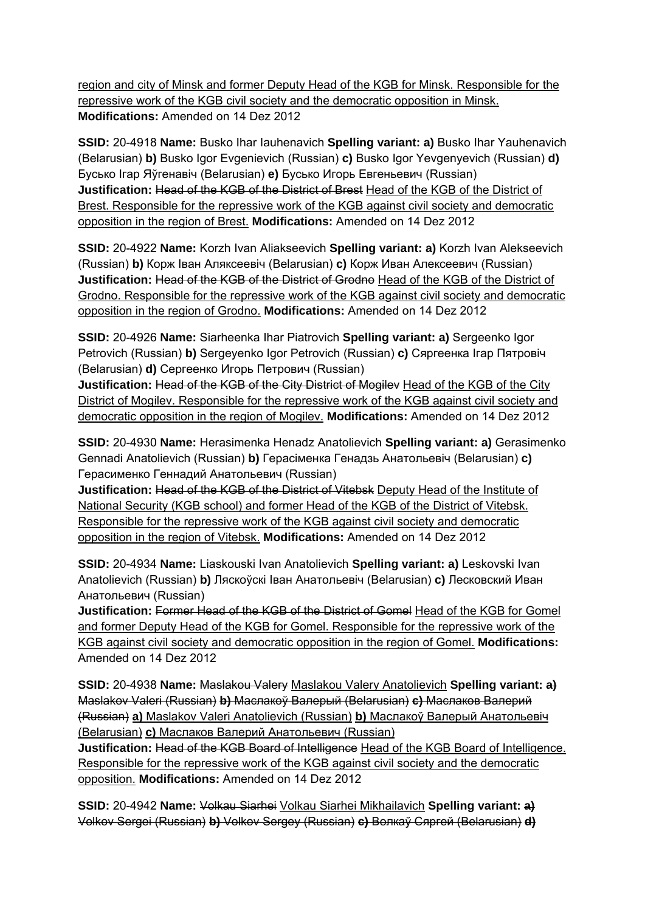region and city of Minsk and former Deputy Head of the KGB for Minsk. Responsible for the repressive work of the KGB civil society and the democratic opposition in Minsk.
**Modifications:** Amended on 14 Dez 2012

**SSID:** 20-4918 **Name:** Busko Ihar Iauhenavich **Spelling variant:** **a)** Busko Ihar Yauhenavich (Belarusian) **b)** Busko Igor Evgenievich (Russian) **c)** Busko Igor Yevgenyevich (Russian) **d)** Бусько Ігар Яўгенавіч (Belarusian) **e)** Бусько Игорь Евгеньевич (Russian)
**Justification:** ~~Head of the KGB of the District of Brest~~ Head of the KGB of the District of Brest. Responsible for the repressive work of the KGB against civil society and democratic opposition in the region of Brest. **Modifications:** Amended on 14 Dez 2012

**SSID:** 20-4922 **Name:** Korzh Ivan Aliakseevich **Spelling variant:** **a)** Korzh Ivan Alekseevich (Russian) **b)** Корж Іван Аляксеевіч (Belarusian) **c)** Корж Иван Алексеевич (Russian)
**Justification:** ~~Head of the KGB of the District of Grodno~~ Head of the KGB of the District of Grodno. Responsible for the repressive work of the KGB against civil society and democratic opposition in the region of Grodno. **Modifications:** Amended on 14 Dez 2012

**SSID:** 20-4926 **Name:** Siarheenka Ihar Piatrovich **Spelling variant:** **a)** Sergeenko Igor Petrovich (Russian) **b)** Sergeyenko Igor Petrovich (Russian) **c)** Сяргеенка Ігар Пятровіч (Belarusian) **d)** Сергеенко Игорь Петрович (Russian)
**Justification:** ~~Head of the KGB of the City District of Mogilev~~ Head of the KGB of the City District of Mogilev. Responsible for the repressive work of the KGB against civil society and democratic opposition in the region of Mogilev. **Modifications:** Amended on 14 Dez 2012

**SSID:** 20-4930 **Name:** Herasimenka Henadz Anatolievich **Spelling variant:** **a)** Gerasimenko Gennadi Anatolievich (Russian) **b)** Герасіменка Генадзь Анатольевіч (Belarusian) **c)** Герасименко Геннадий Анатольевич (Russian)
**Justification:** ~~Head of the KGB of the District of Vitebsk~~ Deputy Head of the Institute of National Security (KGB school) and former Head of the KGB of the District of Vitebsk. Responsible for the repressive work of the KGB against civil society and democratic opposition in the region of Vitebsk. **Modifications:** Amended on 14 Dez 2012

**SSID:** 20-4934 **Name:** Liaskouski Ivan Anatolievich **Spelling variant:** **a)** Leskovski Ivan Anatolievich (Russian) **b)** Ляскоўскі Іван Анатольевіч (Belarusian) **c)** Лесковский Иван Анатольевич (Russian)
**Justification:** ~~Former Head of the KGB of the District of Gomel~~ Head of the KGB for Gomel and former Deputy Head of the KGB for Gomel. Responsible for the repressive work of the KGB against civil society and democratic opposition in the region of Gomel. **Modifications:** Amended on 14 Dez 2012

**SSID:** 20-4938 **Name:** ~~Maslakou Valery~~ Maslakou Valery Anatolievich **Spelling variant:** ~~**a)** Maslakov Valeri (Russian) **b)** Маслакоў Валерый (Belarusian) **c)** Маслаков Валерий (Russian)~~ **a)** Maslakov Valeri Anatolievich (Russian) **b)** Маслакоў Валерый Анатольевіч (Belarusian) **c)** Маслаков Валерий Анатольевич (Russian)
**Justification:** ~~Head of the KGB Board of Intelligence~~ Head of the KGB Board of Intelligence. Responsible for the repressive work of the KGB against civil society and the democratic opposition. **Modifications:** Amended on 14 Dez 2012

**SSID:** 20-4942 **Name:** ~~Volkau Siarhei~~ Volkau Siarhei Mikhailavich **Spelling variant:** ~~**a)** Volkov Sergei (Russian) **b)** Volkov Sergey (Russian) **c)** Волкаў Сяргей (Belarusian) **d)**~~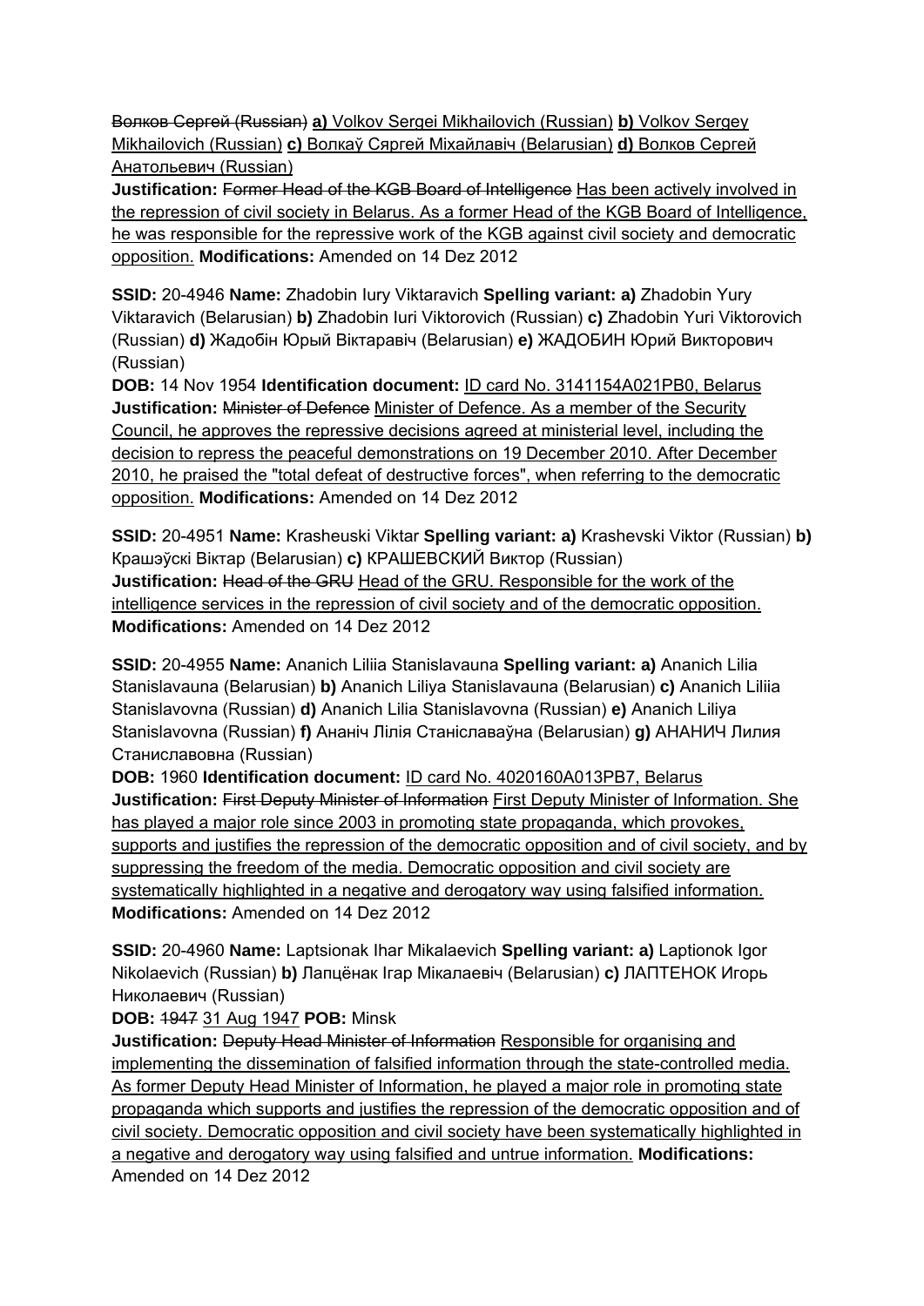~~Волков Сергей (Russian)~~ **a)** <u>Volkov Sergei Mikhailovich (Russian)</u> **b)** <u>Volkov Sergey Mikhailovich (Russian)</u> **c)** <u>Волкаў Сяргей Міхайлавіч (Belarusian)</u> **d)** <u>Волков Сергей Анатольевич (Russian)</u>
**Justification:** ~~Former Head of the KGB Board of Intelligence~~ <u>Has been actively involved in the repression of civil society in Belarus. As a former Head of the KGB Board of Intelligence, he was responsible for the repressive work of the KGB against civil society and democratic opposition.</u> **Modifications:** Amended on 14 Dez 2012

**SSID:** 20-4946 **Name:** Zhadobin Iury Viktaravich **Spelling variant: a)** Zhadobin Yury Viktaravich (Belarusian) **b)** Zhadobin Iuri Viktorovich (Russian) **c)** Zhadobin Yuri Viktorovich (Russian) **d)** Жадобін Юрый Віктаравіч (Belarusian) **e)** ЖАДОБИН Юрий Викторович (Russian)
**DOB:** 14 Nov 1954 **Identification document:** <u>ID card No. 3141154A021PB0, Belarus</u>
**Justification:** ~~Minister of Defence~~ <u>Minister of Defence. As a member of the Security Council, he approves the repressive decisions agreed at ministerial level, including the decision to repress the peaceful demonstrations on 19 December 2010. After December 2010, he praised the "total defeat of destructive forces", when referring to the democratic opposition.</u> **Modifications:** Amended on 14 Dez 2012

**SSID:** 20-4951 **Name:** Krasheuski Viktar **Spelling variant: a)** Krashevski Viktor (Russian) **b)** Крашэўскі Віктар (Belarusian) **c)** КРАШЕВСКИЙ Виктор (Russian)
**Justification:** ~~Head of the GRU~~ <u>Head of the GRU. Responsible for the work of the intelligence services in the repression of civil society and of the democratic opposition.</u>
**Modifications:** Amended on 14 Dez 2012

**SSID:** 20-4955 **Name:** Ananich Liliia Stanislavauna **Spelling variant: a)** Ananich Lilia Stanislavauna (Belarusian) **b)** Ananich Liliya Stanislavauna (Belarusian) **c)** Ananich Liliia Stanislavovna (Russian) **d)** Ananich Lilia Stanislavovna (Russian) **e)** Ananich Liliya Stanislavovna (Russian) **f)** Ананіч Лілія Станіславаўна (Belarusian) **g)** АНАНИЧ Лилия Станиславовна (Russian)
**DOB:** 1960 **Identification document:** <u>ID card No. 4020160A013PB7, Belarus</u>
**Justification:** ~~First Deputy Minister of Information~~ <u>First Deputy Minister of Information. She has played a major role since 2003 in promoting state propaganda, which provokes, supports and justifies the repression of the democratic opposition and of civil society, and by suppressing the freedom of the media. Democratic opposition and civil society are systematically highlighted in a negative and derogatory way using falsified information.</u>
**Modifications:** Amended on 14 Dez 2012

**SSID:** 20-4960 **Name:** Laptsionak Ihar Mikalaevich **Spelling variant: a)** Laptionok Igor Nikolaevich (Russian) **b)** Лапцёнак Ігар Мікалаевіч (Belarusian) **c)** ЛАПТЕНОК Игорь Николаевич (Russian)
**DOB:** ~~1947~~ <u>31 Aug 1947</u> **POB:** Minsk
**Justification:** ~~Deputy Head Minister of Information~~ <u>Responsible for organising and implementing the dissemination of falsified information through the state-controlled media. As former Deputy Head Minister of Information, he played a major role in promoting state propaganda which supports and justifies the repression of the democratic opposition and of civil society. Democratic opposition and civil society have been systematically highlighted in a negative and derogatory way using falsified and untrue information.</u> **Modifications:** Amended on 14 Dez 2012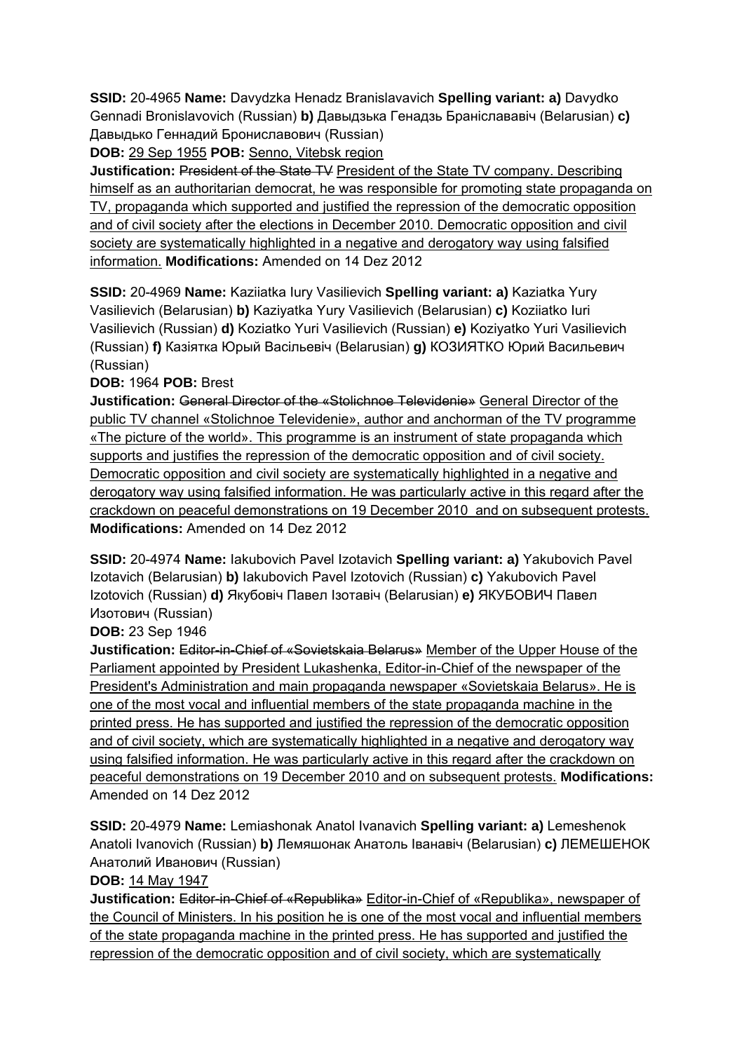**SSID:** 20-4965 **Name:** Davydzka Henadz Branislavavich **Spelling variant: a)** Davydko Gennadi Bronislavovich (Russian) **b)** Давыдзька Генадзь Бранiслававiч (Belarusian) **c)** Давыдько Геннадий Брониславович (Russian)

**DOB:** 29 Sep 1955 **POB:** Senno, Vitebsk region

**Justification:** ~~President of the State TV~~ President of the State TV company. Describing himself as an authoritarian democrat, he was responsible for promoting state propaganda on TV, propaganda which supported and justified the repression of the democratic opposition and of civil society after the elections in December 2010. Democratic opposition and civil society are systematically highlighted in a negative and derogatory way using falsified information. **Modifications:** Amended on 14 Dez 2012

**SSID:** 20-4969 **Name:** Kaziiatka Iury Vasilievich **Spelling variant: a)** Kaziatka Yury Vasilievich (Belarusian) **b)** Kaziyatka Yury Vasilievich (Belarusian) **c)** Koziiatko Iuri Vasilievich (Russian) **d)** Koziatko Yuri Vasilievich (Russian) **e)** Koziyatko Yuri Vasilievich (Russian) **f)** Казiятка Юрый Васiльевiч (Belarusian) **g)** КОЗИЯТКО Юрий Васильевич (Russian)

**DOB:** 1964 **POB:** Brest

**Justification:** ~~General Director of the «Stolichnoe Televidenie»~~ General Director of the public TV channel «Stolichnoe Televidenie», author and anchorman of the TV programme «The picture of the world». This programme is an instrument of state propaganda which supports and justifies the repression of the democratic opposition and of civil society. Democratic opposition and civil society are systematically highlighted in a negative and derogatory way using falsified information. He was particularly active in this regard after the crackdown on peaceful demonstrations on 19 December 2010 and on subsequent protests. **Modifications:** Amended on 14 Dez 2012

**SSID:** 20-4974 **Name:** Iakubovich Pavel Izotavich **Spelling variant: a)** Yakubovich Pavel Izotavich (Belarusian) **b)** Iakubovich Pavel Izotovich (Russian) **c)** Yakubovich Pavel Izotovich (Russian) **d)** Якубовiч Павел Iзотавiч (Belarusian) **e)** ЯКУБОВИЧ Павел Изотович (Russian)

**DOB:** 23 Sep 1946

**Justification:** ~~Editor-in-Chief of «Sovietskaia Belarus»~~ Member of the Upper House of the Parliament appointed by President Lukashenka, Editor-in-Chief of the newspaper of the President's Administration and main propaganda newspaper «Sovietskaia Belarus». He is one of the most vocal and influential members of the state propaganda machine in the printed press. He has supported and justified the repression of the democratic opposition and of civil society, which are systematically highlighted in a negative and derogatory way using falsified information. He was particularly active in this regard after the crackdown on peaceful demonstrations on 19 December 2010 and on subsequent protests. **Modifications:** Amended on 14 Dez 2012

**SSID:** 20-4979 **Name:** Lemiashonak Anatol Ivanavich **Spelling variant: a)** Lemeshenok Anatoli Ivanovich (Russian) **b)** Лемяшонак Анатоль Iванавiч (Belarusian) **c)** ЛЕМЕШЕНОК Анатолий Иванович (Russian)

**DOB:** 14 May 1947

**Justification:** ~~Editor-in-Chief of «Republika»~~ Editor-in-Chief of «Republika», newspaper of the Council of Ministers. In his position he is one of the most vocal and influential members of the state propaganda machine in the printed press. He has supported and justified the repression of the democratic opposition and of civil society, which are systematically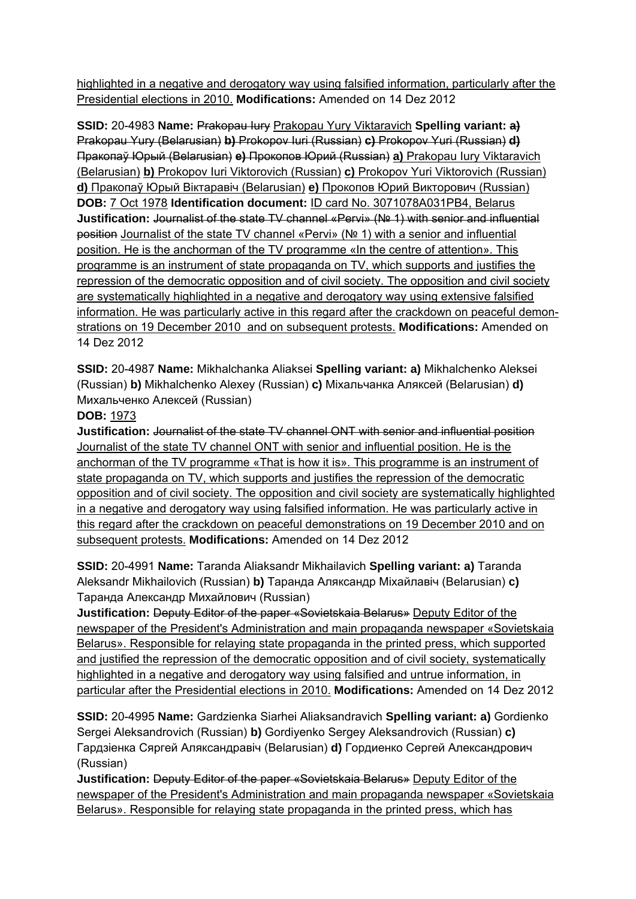highlighted in a negative and derogatory way using falsified information, particularly after the Presidential elections in 2010. **Modifications:** Amended on 14 Dez 2012

**SSID:** 20-4983 **Name:** ~~Prakopau Iury~~ Prakopau Yury Viktaravich **Spelling variant:** ~~**a)** Prakopau Yury (Belarusian) **b)** Prokopov Iuri (Russian) **c)** Prokopov Yuri (Russian) **d)** Пракопаў Юрый (Belarusian) **e)** Прокопов Юрий (Russian)~~ **a)** Prakopau Iury Viktaravich (Belarusian) **b)** Prokopov Iuri Viktorovich (Russian) **c)** Prokopov Yuri Viktorovich (Russian) **d)** Пракопаў Юрый Вiктаравiч (Belarusian) **e)** Прокопов Юрий Викторович (Russian) **DOB:** 7 Oct 1978 **Identification document:** ID card No. 3071078A031PB4, Belarus **Justification:** ~~Journalist of the state TV channel «Pervi» (№ 1) with senior and influential position~~ Journalist of the state TV channel «Pervi» (№ 1) with a senior and influential position. He is the anchorman of the TV programme «In the centre of attention». This programme is an instrument of state propaganda on TV, which supports and justifies the repression of the democratic opposition and of civil society. The opposition and civil society are systematically highlighted in a negative and derogatory way using extensive falsified information. He was particularly active in this regard after the crackdown on peaceful demonstrations on 19 December 2010 and on subsequent protests. **Modifications:** Amended on 14 Dez 2012

**SSID:** 20-4987 **Name:** Mikhalchanka Aliaksei **Spelling variant:** **a)** Mikhalchenko Aleksei (Russian) **b)** Mikhalchenko Alexey (Russian) **c)** Міхальчанка Аляксей (Belarusian) **d)** Михальченко Алексей (Russian)
**DOB:** 1973
**Justification:** ~~Journalist of the state TV channel ONT with senior and influential position~~ Journalist of the state TV channel ONT with senior and influential position. He is the anchorman of the TV programme «That is how it is». This programme is an instrument of state propaganda on TV, which supports and justifies the repression of the democratic opposition and of civil society. The opposition and civil society are systematically highlighted in a negative and derogatory way using falsified information. He was particularly active in this regard after the crackdown on peaceful demonstrations on 19 December 2010 and on subsequent protests. **Modifications:** Amended on 14 Dez 2012

**SSID:** 20-4991 **Name:** Taranda Aliaksandr Mikhailavich **Spelling variant:** **a)** Taranda Aleksandr Mikhailovich (Russian) **b)** Таранда Аляксандр Міхайлавіч (Belarusian) **c)** Таранда Александр Михайлович (Russian)
**Justification:** ~~Deputy Editor of the paper «Sovietskaia Belarus»~~ Deputy Editor of the newspaper of the President's Administration and main propaganda newspaper «Sovietskaia Belarus». Responsible for relaying state propaganda in the printed press, which supported and justified the repression of the democratic opposition and of civil society, systematically highlighted in a negative and derogatory way using falsified and untrue information, in particular after the Presidential elections in 2010. **Modifications:** Amended on 14 Dez 2012

**SSID:** 20-4995 **Name:** Gardzienka Siarhei Aliaksandravich **Spelling variant:** **a)** Gordienko Sergei Aleksandrovich (Russian) **b)** Gordiyenko Sergey Aleksandrovich (Russian) **c)** Гардзіенка Сяргей Аляксандравіч (Belarusian) **d)** Гордиенко Сергей Александрович (Russian)
**Justification:** ~~Deputy Editor of the paper «Sovietskaia Belarus»~~ Deputy Editor of the newspaper of the President's Administration and main propaganda newspaper «Sovietskaia Belarus». Responsible for relaying state propaganda in the printed press, which has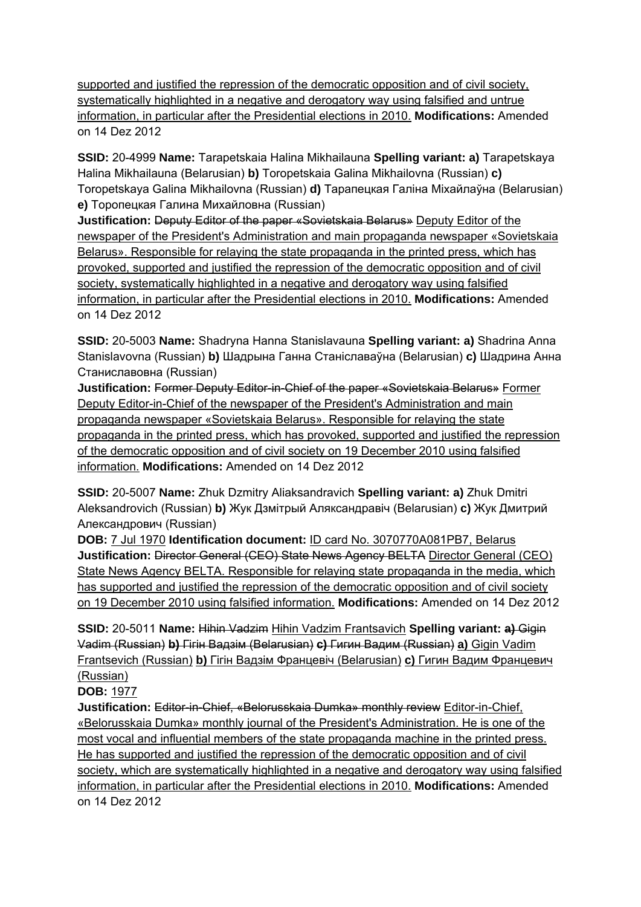supported and justified the repression of the democratic opposition and of civil society, systematically highlighted in a negative and derogatory way using falsified and untrue information, in particular after the Presidential elections in 2010. **Modifications:** Amended on 14 Dez 2012

**SSID:** 20-4999 **Name:** Tarapetskaia Halina Mikhailauna **Spelling variant: a)** Tarapetskaya Halina Mikhailauna (Belarusian) **b)** Toropetskaia Galina Mikhailovna (Russian) **c)** Toropetskaya Galina Mikhailovna (Russian) **d)** Тарапецкая Галіна Міхайлаўна (Belarusian) **e)** Торопецкая Галина Михайловна (Russian)
**Justification:** ~~Deputy Editor of the paper «Sovietskaia Belarus»~~ Deputy Editor of the newspaper of the President's Administration and main propaganda newspaper «Sovietskaia Belarus». Responsible for relaying the state propaganda in the printed press, which has provoked, supported and justified the repression of the democratic opposition and of civil society, systematically highlighted in a negative and derogatory way using falsified information, in particular after the Presidential elections in 2010. **Modifications:** Amended on 14 Dez 2012

**SSID:** 20-5003 **Name:** Shadryna Hanna Stanislavauna **Spelling variant: a)** Shadrina Anna Stanislavovna (Russian) **b)** Шадрына Ганна Станіслаўна (Belarusian) **c)** Шадрина Анна Станиславовна (Russian)
**Justification:** ~~Former Deputy Editor-in-Chief of the paper «Sovietskaia Belarus»~~ Former Deputy Editor-in-Chief of the newspaper of the President's Administration and main propaganda newspaper «Sovietskaia Belarus». Responsible for relaying the state propaganda in the printed press, which has provoked, supported and justified the repression of the democratic opposition and of civil society on 19 December 2010 using falsified information. **Modifications:** Amended on 14 Dez 2012

**SSID:** 20-5007 **Name:** Zhuk Dzmitry Aliaksandravich **Spelling variant: a)** Zhuk Dmitri Aleksandrovich (Russian) **b)** Жук Дзмітрый Аляксандравіч (Belarusian) **c)** Жук Дмитрий Александрович (Russian)
**DOB:** 7 Jul 1970 **Identification document:** ID card No. 3070770A081PB7, Belarus
**Justification:** ~~Director General (CEO) State News Agency BELTA~~ Director General (CEO) State News Agency BELTA. Responsible for relaying state propaganda in the media, which has supported and justified the repression of the democratic opposition and of civil society on 19 December 2010 using falsified information. **Modifications:** Amended on 14 Dez 2012

**SSID:** 20-5011 **Name:** ~~Hihin Vadzim~~ Hihin Vadzim Frantsavich **Spelling variant:** ~~**a)** Gigin Vadim (Russian) **b)** Гігін Вадзім (Belarusian) **c)** Гигин Вадим (Russian)~~ **a)** Gigin Vadim Frantsevich (Russian) **b)** Гігін Вадзім Францевіч (Belarusian) **c)** Гигин Вадим Францевич (Russian)
**DOB:** 1977
**Justification:** ~~Editor-in-Chief, «Belorusskaia Dumka» monthly review~~ Editor-in-Chief, «Belorusskaia Dumka» monthly journal of the President's Administration. He is one of the most vocal and influential members of the state propaganda machine in the printed press. He has supported and justified the repression of the democratic opposition and of civil society, which are systematically highlighted in a negative and derogatory way using falsified information, in particular after the Presidential elections in 2010. **Modifications:** Amended on 14 Dez 2012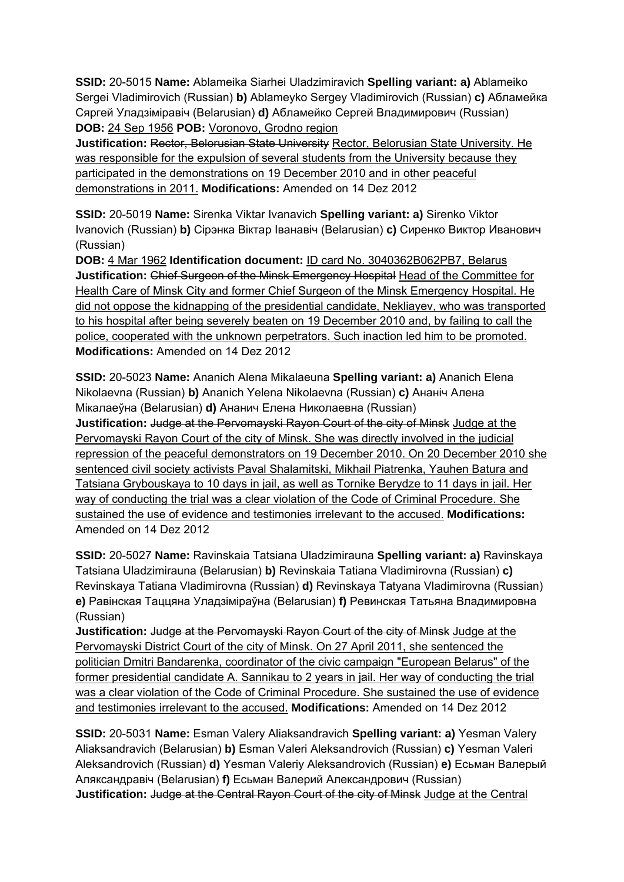**SSID:** 20-5015 **Name:** Ablameika Siarhei Uladzimiravich **Spelling variant: a)** Ablameiko Sergei Vladimirovich (Russian) **b)** Ablameyko Sergey Vladimirovich (Russian) **c)** Абламейка Сяргей Уладзіміравіч (Belarusian) **d)** Абламейко Сергей Владимирович (Russian) **DOB:** 24 Sep 1956 **POB:** Voronovo, Grodno region
**Justification:** ~~Rector, Belorusian State University~~ Rector, Belorusian State University. He was responsible for the expulsion of several students from the University because they participated in the demonstrations on 19 December 2010 and in other peaceful demonstrations in 2011. **Modifications:** Amended on 14 Dez 2012

**SSID:** 20-5019 **Name:** Sirenka Viktar Ivanavich **Spelling variant: a)** Sirenko Viktor Ivanovich (Russian) **b)** Сірэнка Віктар Іванавіч (Belarusian) **c)** Сиренко Виктор Иванович (Russian)
**DOB:** 4 Mar 1962 **Identification document:** ID card No. 3040362B062PB7, Belarus
**Justification:** ~~Chief Surgeon of the Minsk Emergency Hospital~~ Head of the Committee for Health Care of Minsk City and former Chief Surgeon of the Minsk Emergency Hospital. He did not oppose the kidnapping of the presidential candidate, Nekliayev, who was transported to his hospital after being severely beaten on 19 December 2010 and, by failing to call the police, cooperated with the unknown perpetrators. Such inaction led him to be promoted. **Modifications:** Amended on 14 Dez 2012

**SSID:** 20-5023 **Name:** Ananich Alena Mikalaeuna **Spelling variant: a)** Ananich Elena Nikolaevna (Russian) **b)** Ananich Yelena Nikolaevna (Russian) **c)** Ананіч Алена Мікалаеўна (Belarusian) **d)** Ананич Елена Николаевна (Russian)
**Justification:** ~~Judge at the Pervomayski Rayon Court of the city of Minsk~~ Judge at the Pervomayski Rayon Court of the city of Minsk. She was directly involved in the judicial repression of the peaceful demonstrators on 19 December 2010. On 20 December 2010 she sentenced civil society activists Paval Shalamitski, Mikhail Piatrenka, Yauhen Batura and Tatsiana Grybouskaya to 10 days in jail, as well as Tornike Berydze to 11 days in jail. Her way of conducting the trial was a clear violation of the Code of Criminal Procedure. She sustained the use of evidence and testimonies irrelevant to the accused. **Modifications:** Amended on 14 Dez 2012

**SSID:** 20-5027 **Name:** Ravinskaia Tatsiana Uladzimirauna **Spelling variant: a)** Ravinskaya Tatsiana Uladzimirauna (Belarusian) **b)** Revinskaia Tatiana Vladimirovna (Russian) **c)** Revinskaya Tatiana Vladimirovna (Russian) **d)** Revinskaya Tatyana Vladimirovna (Russian) **e)** Равінская Таццяна Уладзіміраўна (Belarusian) **f)** Ревинская Татьяна Владимировна (Russian)
**Justification:** ~~Judge at the Pervomayski Rayon Court of the city of Minsk~~ Judge at the Pervomayski District Court of the city of Minsk. On 27 April 2011, she sentenced the politician Dmitri Bandarenka, coordinator of the civic campaign "European Belarus" of the former presidential candidate A. Sannikau to 2 years in jail. Her way of conducting the trial was a clear violation of the Code of Criminal Procedure. She sustained the use of evidence and testimonies irrelevant to the accused. **Modifications:** Amended on 14 Dez 2012

**SSID:** 20-5031 **Name:** Esman Valery Aliaksandravich **Spelling variant: a)** Yesman Valery Aliaksandravich (Belarusian) **b)** Esman Valeri Aleksandrovich (Russian) **c)** Yesman Valeri Aleksandrovich (Russian) **d)** Yesman Valeriy Aleksandrovich (Russian) **e)** Есьман Валерый Аляксандравіч (Belarusian) **f)** Есьман Валерий Александрович (Russian)
**Justification:** ~~Judge at the Central Rayon Court of the city of Minsk~~ Judge at the Central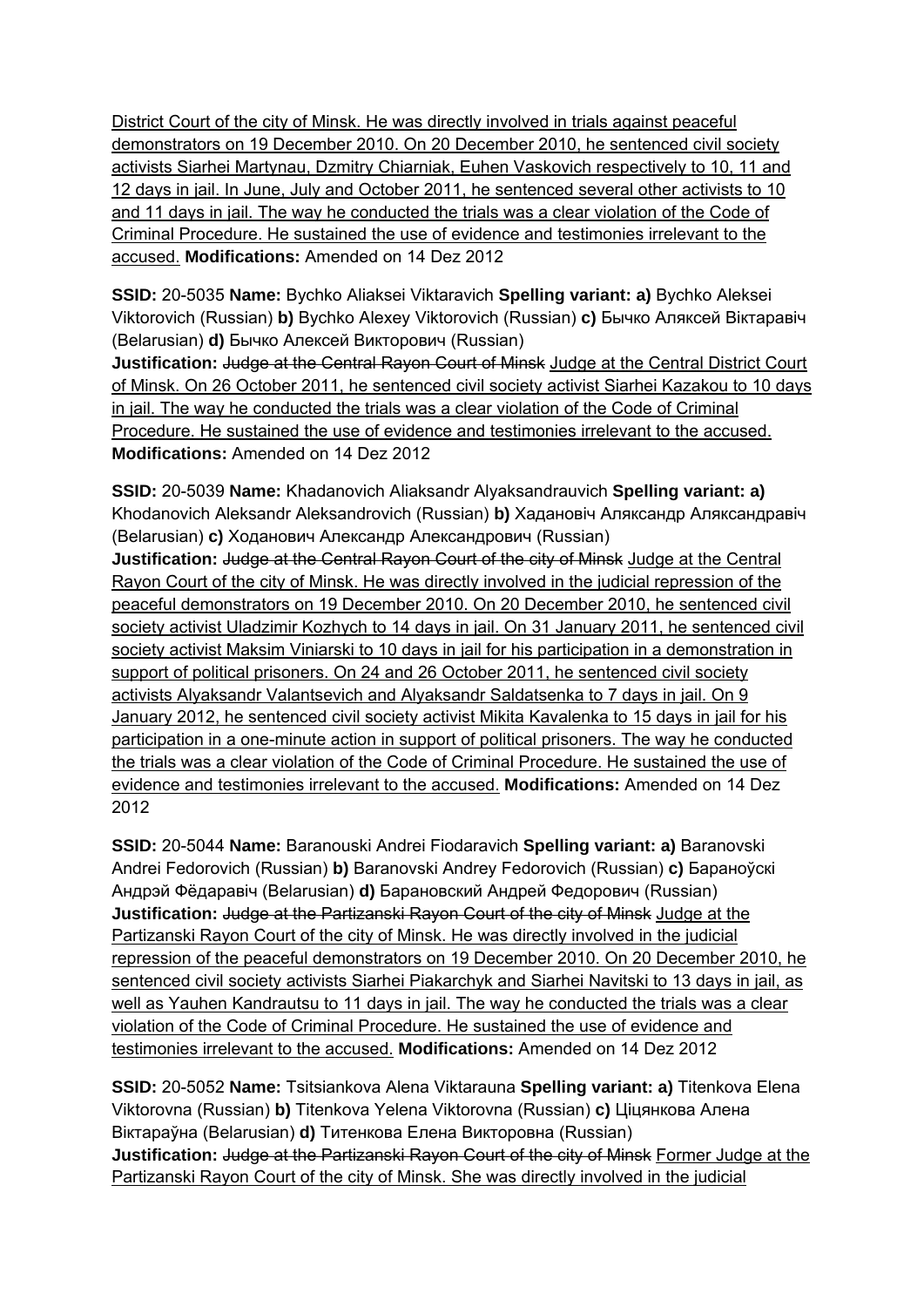District Court of the city of Minsk. He was directly involved in trials against peaceful demonstrators on 19 December 2010. On 20 December 2010, he sentenced civil society activists Siarhei Martynau, Dzmitry Chiarniak, Euhen Vaskovich respectively to 10, 11 and 12 days in jail. In June, July and October 2011, he sentenced several other activists to 10 and 11 days in jail. The way he conducted the trials was a clear violation of the Code of Criminal Procedure. He sustained the use of evidence and testimonies irrelevant to the accused. **Modifications:** Amended on 14 Dez 2012

**SSID:** 20-5035 **Name:** Bychko Aliaksei Viktaravich **Spelling variant: a)** Bychko Aleksei Viktorovich (Russian) **b)** Bychko Alexey Viktorovich (Russian) **c)** Бычко Аляксей Віктаравіч (Belarusian) **d)** Бычко Алексей Викторович (Russian)
**Justification:** ~~Judge at the Central Rayon Court of Minsk~~ Judge at the Central District Court of Minsk. On 26 October 2011, he sentenced civil society activist Siarhei Kazakou to 10 days in jail. The way he conducted the trials was a clear violation of the Code of Criminal Procedure. He sustained the use of evidence and testimonies irrelevant to the accused. **Modifications:** Amended on 14 Dez 2012

**SSID:** 20-5039 **Name:** Khadanovich Aliaksandr Alyaksandrauvich **Spelling variant: a)** Khodanovich Aleksandr Aleksandrovich (Russian) **b)** Хадановіч Аляксандр Аляксандравіч (Belarusian) **c)** Ходанович Александр Александрович (Russian)
**Justification:** ~~Judge at the Central Rayon Court of the city of Minsk~~ Judge at the Central Rayon Court of the city of Minsk. He was directly involved in the judicial repression of the peaceful demonstrators on 19 December 2010. On 20 December 2010, he sentenced civil society activist Uladzimir Kozhych to 14 days in jail. On 31 January 2011, he sentenced civil society activist Maksim Viniarski to 10 days in jail for his participation in a demonstration in support of political prisoners. On 24 and 26 October 2011, he sentenced civil society activists Alyaksandr Valantsevich and Alyaksandr Saldatsenka to 7 days in jail. On 9 January 2012, he sentenced civil society activist Mikita Kavalenka to 15 days in jail for his participation in a one-minute action in support of political prisoners. The way he conducted the trials was a clear violation of the Code of Criminal Procedure. He sustained the use of evidence and testimonies irrelevant to the accused. **Modifications:** Amended on 14 Dez 2012

**SSID:** 20-5044 **Name:** Baranouski Andrei Fiodaravich **Spelling variant: a)** Baranovski Andrei Fedorovich (Russian) **b)** Baranovski Andrey Fedorovich (Russian) **c)** Бараноўскі Андрэй Фёдаравіч (Belarusian) **d)** Барановский Андрей Федорович (Russian)
**Justification:** ~~Judge at the Partizanski Rayon Court of the city of Minsk~~ Judge at the Partizanski Rayon Court of the city of Minsk. He was directly involved in the judicial repression of the peaceful demonstrators on 19 December 2010. On 20 December 2010, he sentenced civil society activists Siarhei Piakarchyk and Siarhei Navitski to 13 days in jail, as well as Yauhen Kandrautsu to 11 days in jail. The way he conducted the trials was a clear violation of the Code of Criminal Procedure. He sustained the use of evidence and testimonies irrelevant to the accused. **Modifications:** Amended on 14 Dez 2012

**SSID:** 20-5052 **Name:** Tsitsiankova Alena Viktarauna **Spelling variant: a)** Titenkova Elena Viktorovna (Russian) **b)** Titenkova Yelena Viktorovna (Russian) **c)** Ціцянкова Алена Віктараўна (Belarusian) **d)** Титенкова Елена Викторовна (Russian)
**Justification:** ~~Judge at the Partizanski Rayon Court of the city of Minsk~~ Former Judge at the Partizanski Rayon Court of the city of Minsk. She was directly involved in the judicial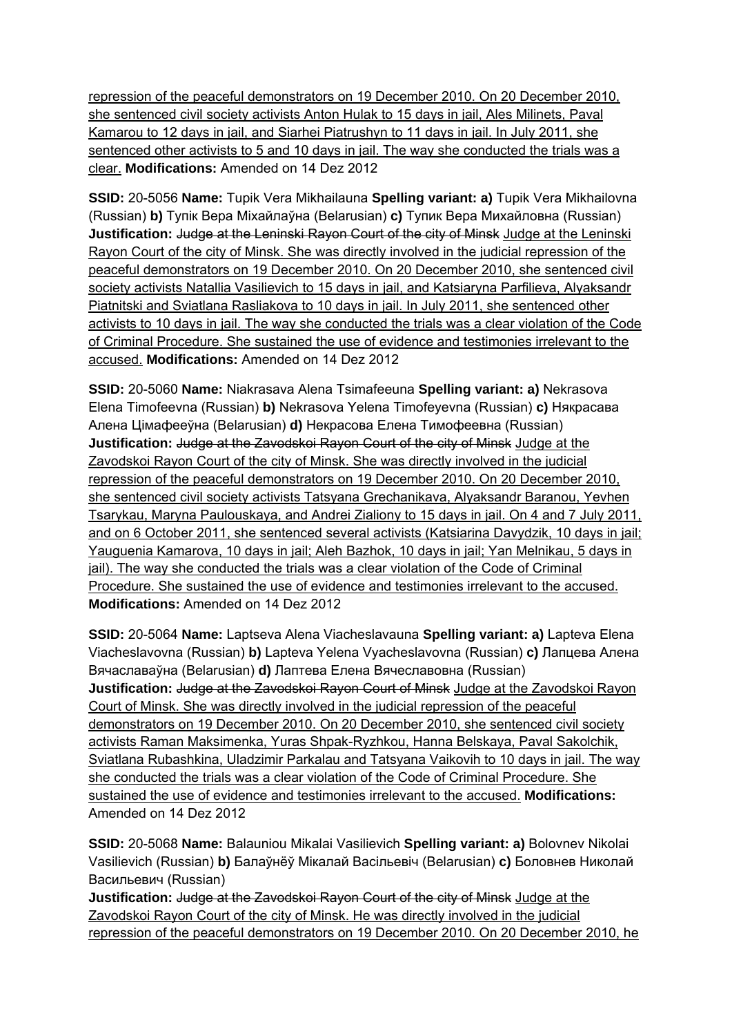repression of the peaceful demonstrators on 19 December 2010. On 20 December 2010, she sentenced civil society activists Anton Hulak to 15 days in jail, Ales Milinets, Paval Kamarou to 12 days in jail, and Siarhei Piatrushyn to 11 days in jail. In July 2011, she sentenced other activists to 5 and 10 days in jail. The way she conducted the trials was a clear. **Modifications:** Amended on 14 Dez 2012

**SSID:** 20-5056 **Name:** Tupik Vera Mikhailauna **Spelling variant: a)** Tupik Vera Mikhailovna (Russian) **b)** Тупік Вера Міхайлаўна (Belarusian) **c)** Тупик Вера Михайловна (Russian) **Justification:** ~~Judge at the Leninski Rayon Court of the city of Minsk~~ Judge at the Leninski Rayon Court of the city of Minsk. She was directly involved in the judicial repression of the peaceful demonstrators on 19 December 2010. On 20 December 2010, she sentenced civil society activists Natallia Vasilievich to 15 days in jail, and Katsiaryna Parfilieva, Alyaksandr Piatnitski and Sviatlana Rasliakova to 10 days in jail. In July 2011, she sentenced other activists to 10 days in jail. The way she conducted the trials was a clear violation of the Code of Criminal Procedure. She sustained the use of evidence and testimonies irrelevant to the accused. **Modifications:** Amended on 14 Dez 2012

**SSID:** 20-5060 **Name:** Niakrasava Alena Tsimafeeuna **Spelling variant: a)** Nekrasova Elena Timofeevna (Russian) **b)** Nekrasova Yelena Timofeyevna (Russian) **c)** Някрасава Алена Цімафееўна (Belarusian) **d)** Некрасова Елена Тимофеевна (Russian) **Justification:** ~~Judge at the Zavodskoi Rayon Court of the city of Minsk~~ Judge at the Zavodskoi Rayon Court of the city of Minsk. She was directly involved in the judicial repression of the peaceful demonstrators on 19 December 2010. On 20 December 2010, she sentenced civil society activists Tatsyana Grechanikava, Alyaksandr Baranou, Yevhen Tsarykau, Maryna Paulouskaya, and Andrei Zialiony to 15 days in jail. On 4 and 7 July 2011, and on 6 October 2011, she sentenced several activists (Katsiarina Davydzik, 10 days in jail; Yauguenia Kamarova, 10 days in jail; Aleh Bazhok, 10 days in jail; Yan Melnikau, 5 days in jail). The way she conducted the trials was a clear violation of the Code of Criminal Procedure. She sustained the use of evidence and testimonies irrelevant to the accused. **Modifications:** Amended on 14 Dez 2012

**SSID:** 20-5064 **Name:** Laptseva Alena Viacheslavauna **Spelling variant: a)** Lapteva Elena Viacheslavovna (Russian) **b)** Lapteva Yelena Vyacheslavovna (Russian) **c)** Лапцева Алена Вячаславаўна (Belarusian) **d)** Лаптева Елена Вячеславовна (Russian) **Justification:** ~~Judge at the Zavodskoi Rayon Court of Minsk~~ Judge at the Zavodskoi Rayon Court of Minsk. She was directly involved in the judicial repression of the peaceful demonstrators on 19 December 2010. On 20 December 2010, she sentenced civil society activists Raman Maksimenka, Yuras Shpak-Ryzhkou, Hanna Belskaya, Paval Sakolchik, Sviatlana Rubashkina, Uladzimir Parkalau and Tatsyana Vaikovih to 10 days in jail. The way she conducted the trials was a clear violation of the Code of Criminal Procedure. She sustained the use of evidence and testimonies irrelevant to the accused. **Modifications:** Amended on 14 Dez 2012

**SSID:** 20-5068 **Name:** Balauniou Mikalai Vasilievich **Spelling variant: a)** Bolovnev Nikolai Vasilievich (Russian) **b)** Балаўнёў Мікалай Васільевіч (Belarusian) **c)** Боловнев Николай Васильевич (Russian)
**Justification:** ~~Judge at the Zavodskoi Rayon Court of the city of Minsk~~ Judge at the Zavodskoi Rayon Court of the city of Minsk. He was directly involved in the judicial repression of the peaceful demonstrators on 19 December 2010. On 20 December 2010, he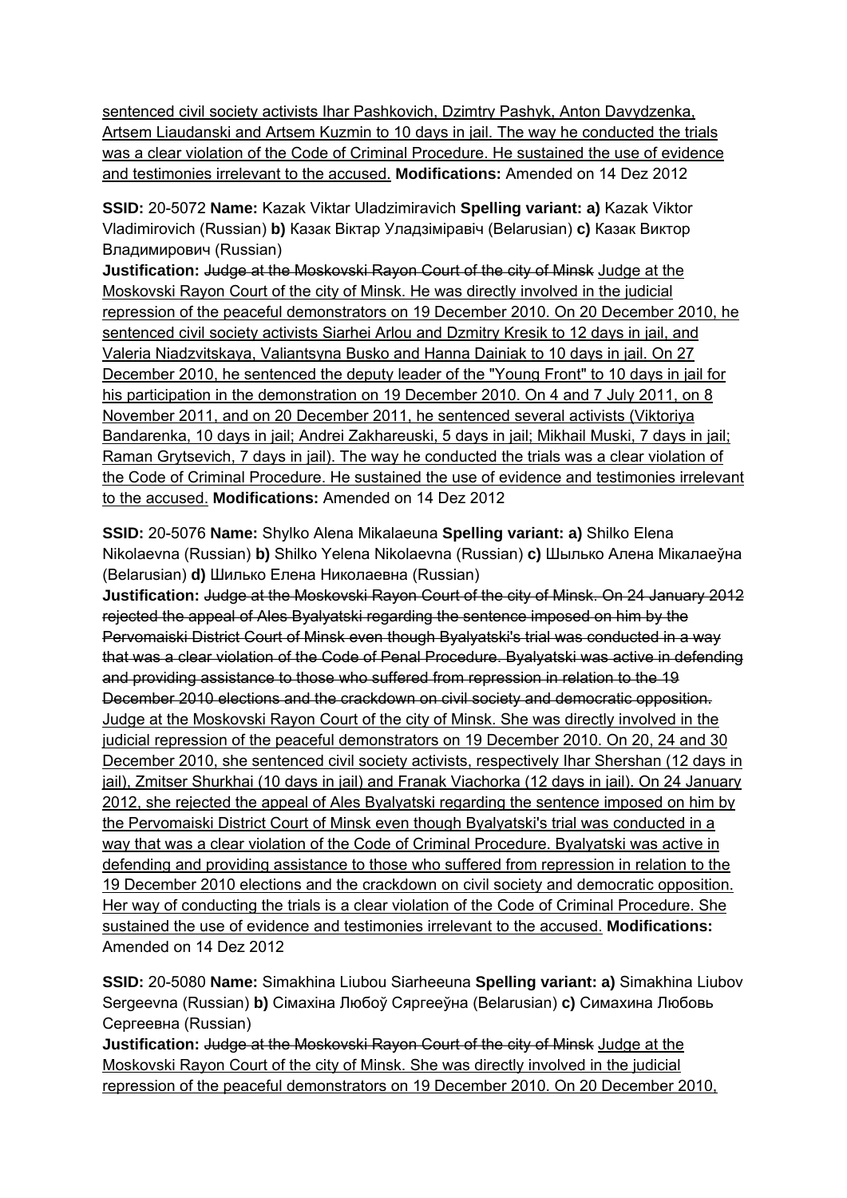sentenced civil society activists Ihar Pashkovich, Dzimtry Pashyk, Anton Davydzenka, Artsem Liaudanski and Artsem Kuzmin to 10 days in jail. The way he conducted the trials was a clear violation of the Code of Criminal Procedure. He sustained the use of evidence and testimonies irrelevant to the accused. **Modifications:** Amended on 14 Dez 2012

**SSID:** 20-5072 **Name:** Kazak Viktar Uladzimiravich **Spelling variant: a)** Kazak Viktor Vladimirovich (Russian) **b)** Казак Віктар Уладзіміравіч (Belarusian) **c)** Казак Виктор Владимирович (Russian)
**Justification:** ~~Judge at the Moskovski Rayon Court of the city of Minsk~~ Judge at the Moskovski Rayon Court of the city of Minsk. He was directly involved in the judicial repression of the peaceful demonstrators on 19 December 2010. On 20 December 2010, he sentenced civil society activists Siarhei Arlou and Dzmitry Kresik to 12 days in jail, and Valeria Niadzvitskaya, Valiantsyna Busko and Hanna Dainiak to 10 days in jail. On 27 December 2010, he sentenced the deputy leader of the "Young Front" to 10 days in jail for his participation in the demonstration on 19 December 2010. On 4 and 7 July 2011, on 8 November 2011, and on 20 December 2011, he sentenced several activists (Viktoriya Bandarenka, 10 days in jail; Andrei Zakhareuski, 5 days in jail; Mikhail Muski, 7 days in jail; Raman Grytsevich, 7 days in jail). The way he conducted the trials was a clear violation of the Code of Criminal Procedure. He sustained the use of evidence and testimonies irrelevant to the accused. **Modifications:** Amended on 14 Dez 2012

**SSID:** 20-5076 **Name:** Shylko Alena Mikalaeuna **Spelling variant: a)** Shilko Elena Nikolaevna (Russian) **b)** Shilko Yelena Nikolaevna (Russian) **c)** Шылько Алена Мікалаеўна (Belarusian) **d)** Шилько Елена Николаевна (Russian)
**Justification:** ~~Judge at the Moskovski Rayon Court of the city of Minsk. On 24 January 2012 rejected the appeal of Ales Byalyatski regarding the sentence imposed on him by the Pervomaiski District Court of Minsk even though Byalyatski's trial was conducted in a way that was a clear violation of the Code of Penal Procedure. Byalyatski was active in defending and providing assistance to those who suffered from repression in relation to the 19 December 2010 elections and the crackdown on civil society and democratic opposition.~~ Judge at the Moskovski Rayon Court of the city of Minsk. She was directly involved in the judicial repression of the peaceful demonstrators on 19 December 2010. On 20, 24 and 30 December 2010, she sentenced civil society activists, respectively Ihar Shershan (12 days in jail), Zmitser Shurkhai (10 days in jail) and Franak Viachorka (12 days in jail). On 24 January 2012, she rejected the appeal of Ales Byalyatski regarding the sentence imposed on him by the Pervomaiski District Court of Minsk even though Byalyatski's trial was conducted in a way that was a clear violation of the Code of Criminal Procedure. Byalyatski was active in defending and providing assistance to those who suffered from repression in relation to the 19 December 2010 elections and the crackdown on civil society and democratic opposition. Her way of conducting the trials is a clear violation of the Code of Criminal Procedure. She sustained the use of evidence and testimonies irrelevant to the accused. **Modifications:** Amended on 14 Dez 2012

**SSID:** 20-5080 **Name:** Simakhina Liubou Siarheeuna **Spelling variant: a)** Simakhina Liubov Sergeevna (Russian) **b)** Сімахіна Любоў Сяргееўна (Belarusian) **c)** Симахина Любовь Сергеевна (Russian)
**Justification:** ~~Judge at the Moskovski Rayon Court of the city of Minsk~~ Judge at the Moskovski Rayon Court of the city of Minsk. She was directly involved in the judicial repression of the peaceful demonstrators on 19 December 2010. On 20 December 2010,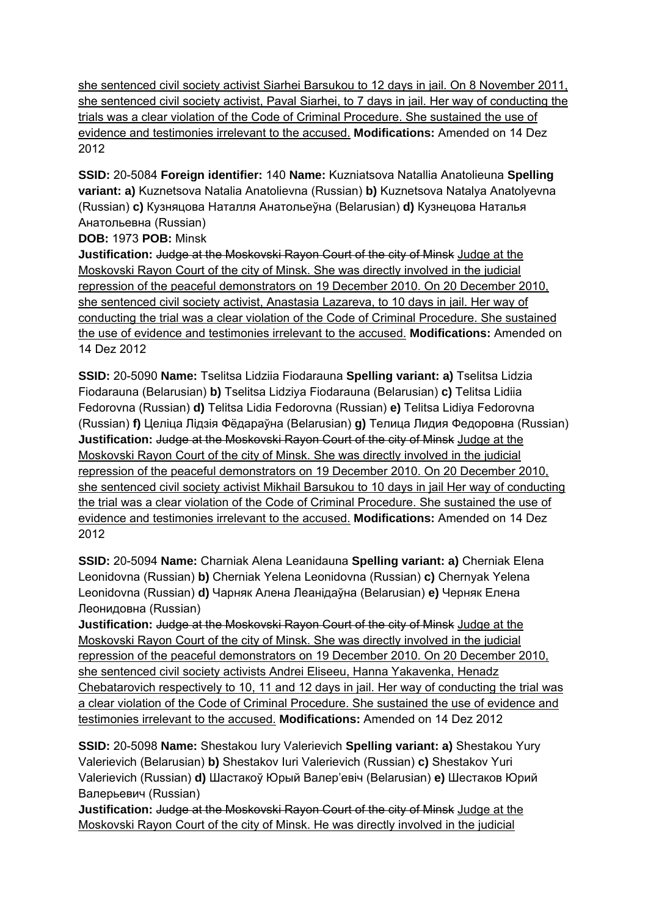she sentenced civil society activist Siarhei Barsukou to 12 days in jail. On 8 November 2011, she sentenced civil society activist, Paval Siarhei, to 7 days in jail. Her way of conducting the trials was a clear violation of the Code of Criminal Procedure. She sustained the use of evidence and testimonies irrelevant to the accused. **Modifications:** Amended on 14 Dez 2012

**SSID:** 20-5084 **Foreign identifier:** 140 **Name:** Kuzniatsova Natallia Anatolieuna **Spelling variant: a)** Kuznetsova Natalia Anatolievna (Russian) **b)** Kuznetsova Natalya Anatolyevna (Russian) **c)** Кузняцова Наталля Анатольеўна (Belarusian) **d)** Кузнецова Наталья Анатольевна (Russian)
**DOB:** 1973 **POB:** Minsk
**Justification:** ~~Judge at the Moskovski Rayon Court of the city of Minsk~~ Judge at the Moskovski Rayon Court of the city of Minsk. She was directly involved in the judicial repression of the peaceful demonstrators on 19 December 2010. On 20 December 2010, she sentenced civil society activist, Anastasia Lazareva, to 10 days in jail. Her way of conducting the trial was a clear violation of the Code of Criminal Procedure. She sustained the use of evidence and testimonies irrelevant to the accused. **Modifications:** Amended on 14 Dez 2012

**SSID:** 20-5090 **Name:** Tselitsa Lidziia Fiodarauna **Spelling variant: a)** Tselitsa Lidzia Fiodarauna (Belarusian) **b)** Tselitsa Lidziya Fiodarauna (Belarusian) **c)** Telitsa Lidiia Fedorovna (Russian) **d)** Telitsa Lidia Fedorovna (Russian) **e)** Telitsa Lidiya Fedorovna (Russian) **f)** Целіца Лідзія Фёдараўна (Belarusian) **g)** Телица Лидия Федоровна (Russian)
**Justification:** ~~Judge at the Moskovski Rayon Court of the city of Minsk~~ Judge at the Moskovski Rayon Court of the city of Minsk. She was directly involved in the judicial repression of the peaceful demonstrators on 19 December 2010. On 20 December 2010, she sentenced civil society activist Mikhail Barsukou to 10 days in jail Her way of conducting the trial was a clear violation of the Code of Criminal Procedure. She sustained the use of evidence and testimonies irrelevant to the accused. **Modifications:** Amended on 14 Dez 2012

**SSID:** 20-5094 **Name:** Charniak Alena Leanidauna **Spelling variant: a)** Cherniak Elena Leonidovna (Russian) **b)** Cherniak Yelena Leonidovna (Russian) **c)** Chernyak Yelena Leonidovna (Russian) **d)** Чарняк Алена Леанідаўна (Belarusian) **e)** Черняк Елена Леонидовна (Russian)
**Justification:** ~~Judge at the Moskovski Rayon Court of the city of Minsk~~ Judge at the Moskovski Rayon Court of the city of Minsk. She was directly involved in the judicial repression of the peaceful demonstrators on 19 December 2010. On 20 December 2010, she sentenced civil society activists Andrei Eliseeu, Hanna Yakavenka, Henadz Chebatarovich respectively to 10, 11 and 12 days in jail. Her way of conducting the trial was a clear violation of the Code of Criminal Procedure. She sustained the use of evidence and testimonies irrelevant to the accused. **Modifications:** Amended on 14 Dez 2012

**SSID:** 20-5098 **Name:** Shestakou Iury Valerievich **Spelling variant: a)** Shestakou Yury Valerievich (Belarusian) **b)** Shestakov Iuri Valerievich (Russian) **c)** Shestakov Yuri Valerievich (Russian) **d)** Шастакоў Юрый Валер'евіч (Belarusian) **e)** Шестаков Юрий Валерьевич (Russian)
**Justification:** ~~Judge at the Moskovski Rayon Court of the city of Minsk~~ Judge at the Moskovski Rayon Court of the city of Minsk. He was directly involved in the judicial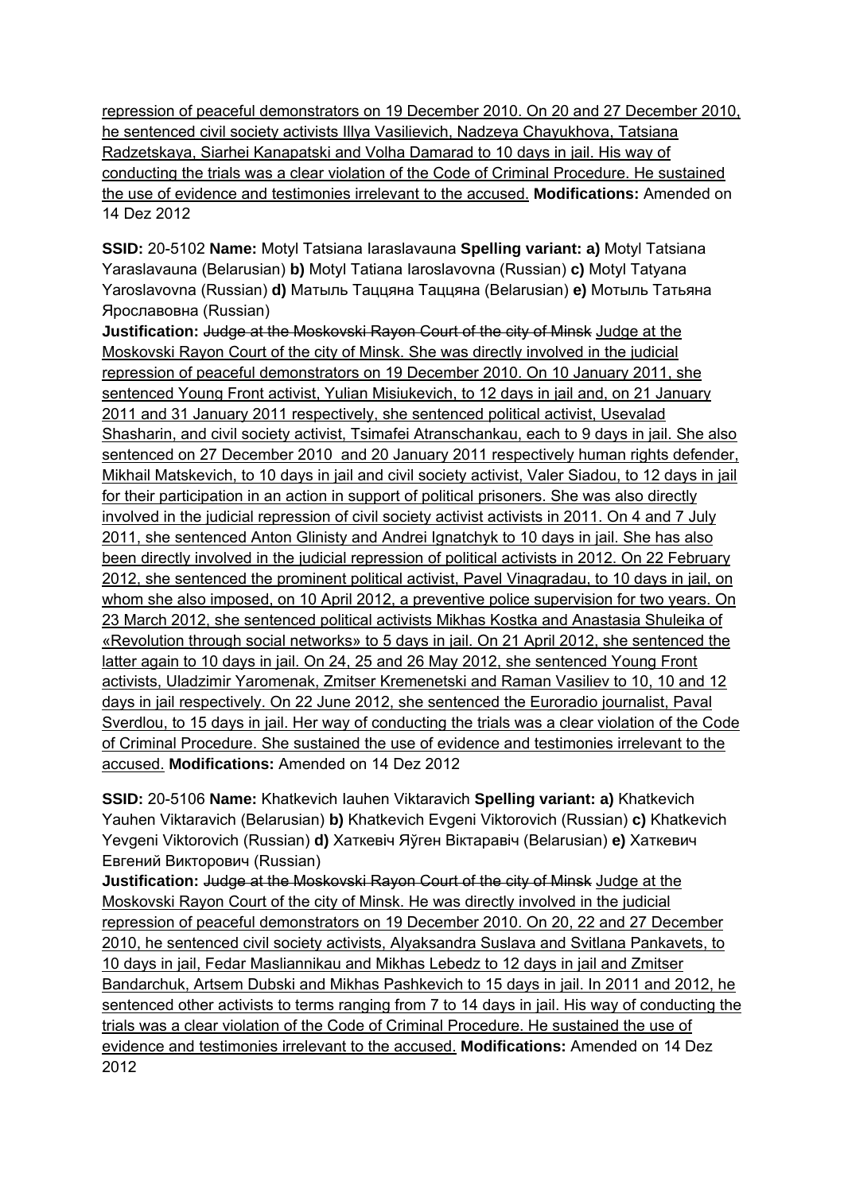repression of peaceful demonstrators on 19 December 2010. On 20 and 27 December 2010, he sentenced civil society activists Illya Vasilievich, Nadzeya Chayukhova, Tatsiana Radzetskaya, Siarhei Kanapatski and Volha Damarad to 10 days in jail. His way of conducting the trials was a clear violation of the Code of Criminal Procedure. He sustained the use of evidence and testimonies irrelevant to the accused. **Modifications:** Amended on 14 Dez 2012

**SSID:** 20-5102 **Name:** Motyl Tatsiana Iaraslavauna **Spelling variant: a)** Motyl Tatsiana Yaraslavauna (Belarusian) **b)** Motyl Tatiana Iaroslavovna (Russian) **c)** Motyl Tatyana Yaroslavovna (Russian) **d)** Матыль Таццяна Таццяна (Belarusian) **e)** Мотыль Татьяна Ярославовна (Russian)
**Justification:** ~~Judge at the Moskovski Rayon Court of the city of Minsk~~ Judge at the Moskovski Rayon Court of the city of Minsk. She was directly involved in the judicial repression of peaceful demonstrators on 19 December 2010. On 10 January 2011, she sentenced Young Front activist, Yulian Misiukevich, to 12 days in jail and, on 21 January 2011 and 31 January 2011 respectively, she sentenced political activist, Usevalad Shasharin, and civil society activist, Tsimafei Atranschankau, each to 9 days in jail. She also sentenced on 27 December 2010 and 20 January 2011 respectively human rights defender, Mikhail Matskevich, to 10 days in jail and civil society activist, Valer Siadou, to 12 days in jail for their participation in an action in support of political prisoners. She was also directly involved in the judicial repression of civil society activist activists in 2011. On 4 and 7 July 2011, she sentenced Anton Glinisty and Andrei Ignatchyk to 10 days in jail. She has also been directly involved in the judicial repression of political activists in 2012. On 22 February 2012, she sentenced the prominent political activist, Pavel Vinagradau, to 10 days in jail, on whom she also imposed, on 10 April 2012, a preventive police supervision for two years. On 23 March 2012, she sentenced political activists Mikhas Kostka and Anastasia Shuleika of «Revolution through social networks» to 5 days in jail. On 21 April 2012, she sentenced the latter again to 10 days in jail. On 24, 25 and 26 May 2012, she sentenced Young Front activists, Uladzimir Yaromenak, Zmitser Kremenetski and Raman Vasiliev to 10, 10 and 12 days in jail respectively. On 22 June 2012, she sentenced the Euroradio journalist, Paval Sverdlou, to 15 days in jail. Her way of conducting the trials was a clear violation of the Code of Criminal Procedure. She sustained the use of evidence and testimonies irrelevant to the accused. **Modifications:** Amended on 14 Dez 2012

**SSID:** 20-5106 **Name:** Khatkevich Iauhen Viktaravich **Spelling variant: a)** Khatkevich Yauhen Viktaravich (Belarusian) **b)** Khatkevich Evgeni Viktorovich (Russian) **c)** Khatkevich Yevgeni Viktorovich (Russian) **d)** Хаткевіч Яўген Віктаравіч (Belarusian) **e)** Хаткевич Евгений Викторович (Russian)
**Justification:** ~~Judge at the Moskovski Rayon Court of the city of Minsk~~ Judge at the Moskovski Rayon Court of the city of Minsk. He was directly involved in the judicial repression of peaceful demonstrators on 19 December 2010. On 20, 22 and 27 December 2010, he sentenced civil society activists, Alyaksandra Suslava and Svitlana Pankavets, to 10 days in jail, Fedar Masliannikau and Mikhas Lebedz to 12 days in jail and Zmitser Bandarchuk, Artsem Dubski and Mikhas Pashkevich to 15 days in jail. In 2011 and 2012, he sentenced other activists to terms ranging from 7 to 14 days in jail. His way of conducting the trials was a clear violation of the Code of Criminal Procedure. He sustained the use of evidence and testimonies irrelevant to the accused. **Modifications:** Amended on 14 Dez 2012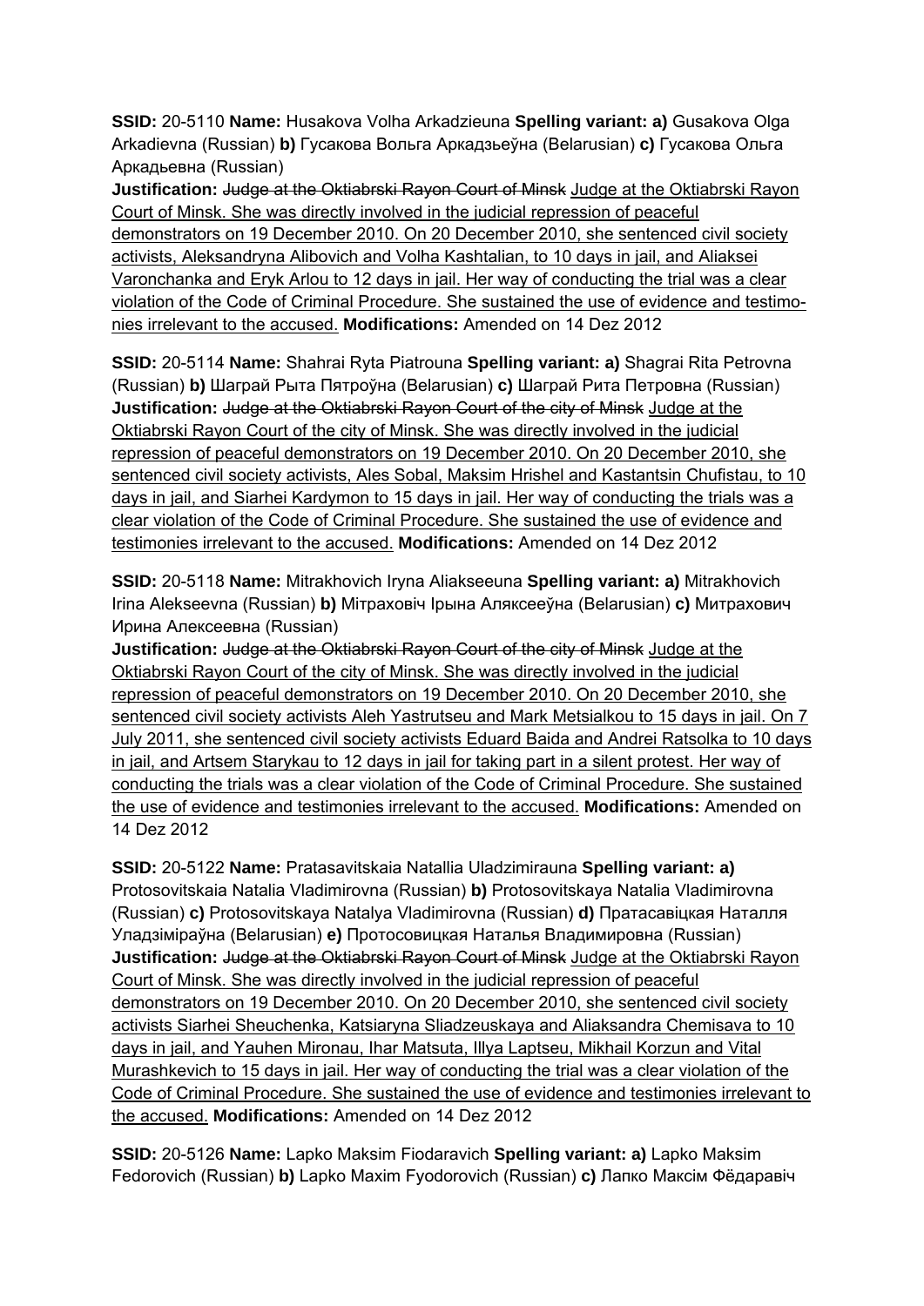**SSID:** 20-5110 **Name:** Husakova Volha Arkadzieuna **Spelling variant: a)** Gusakova Olga Arkadievna (Russian) **b)** Гусакова Вольга Аркадзьеўна (Belarusian) **c)** Гусакова Ольга Аркадьевна (Russian)
**Justification:** ~~Judge at the Oktiabrski Rayon Court of Minsk~~ <u>Judge at the Oktiabrski Rayon Court of Minsk. She was directly involved in the judicial repression of peaceful demonstrators on 19 December 2010. On 20 December 2010, she sentenced civil society activists, Aleksandryna Alibovich and Volha Kashtalian, to 10 days in jail, and Aliaksei Varonchanka and Eryk Arlou to 12 days in jail. Her way of conducting the trial was a clear violation of the Code of Criminal Procedure. She sustained the use of evidence and testimonies irrelevant to the accused.</u> **Modifications:** Amended on 14 Dez 2012

**SSID:** 20-5114 **Name:** Shahrai Ryta Piatrouna **Spelling variant: a)** Shagrai Rita Petrovna (Russian) **b)** Шаграй Рыта Пятроўна (Belarusian) **c)** Шаграй Рита Петровна (Russian)
**Justification:** ~~Judge at the Oktiabrski Rayon Court of the city of Minsk~~ <u>Judge at the Oktiabrski Rayon Court of the city of Minsk. She was directly involved in the judicial repression of peaceful demonstrators on 19 December 2010. On 20 December 2010, she sentenced civil society activists, Ales Sobal, Maksim Hrishel and Kastantsin Chufistau, to 10 days in jail, and Siarhei Kardymon to 15 days in jail. Her way of conducting the trials was a clear violation of the Code of Criminal Procedure. She sustained the use of evidence and testimonies irrelevant to the accused.</u> **Modifications:** Amended on 14 Dez 2012

**SSID:** 20-5118 **Name:** Mitrakhovich Iryna Aliakseeuna **Spelling variant: a)** Mitrakhovich Irina Alekseevna (Russian) **b)** Мітраховіч Ірына Аляксееўна (Belarusian) **c)** Митрахович Ирина Алексеевна (Russian)
**Justification:** ~~Judge at the Oktiabrski Rayon Court of the city of Minsk~~ <u>Judge at the Oktiabrski Rayon Court of the city of Minsk. She was directly involved in the judicial repression of peaceful demonstrators on 19 December 2010. On 20 December 2010, she sentenced civil society activists Aleh Yastrutseu and Mark Metsialkou to 15 days in jail. On 7 July 2011, she sentenced civil society activists Eduard Baida and Andrei Ratsolka to 10 days in jail, and Artsem Starykau to 12 days in jail for taking part in a silent protest. Her way of conducting the trials was a clear violation of the Code of Criminal Procedure. She sustained the use of evidence and testimonies irrelevant to the accused.</u> **Modifications:** Amended on 14 Dez 2012

**SSID:** 20-5122 **Name:** Pratasavitskaia Natallia Uladzimirauna **Spelling variant: a)** Protosovitskaia Natalia Vladimirovna (Russian) **b)** Protosovitskaya Natalia Vladimirovna (Russian) **c)** Protosovitskaya Natalya Vladimirovna (Russian) **d)** Пратасавіцкая Наталля Уладзіміраўна (Belarusian) **e)** Протосовицкая Наталья Владимировна (Russian)
**Justification:** ~~Judge at the Oktiabrski Rayon Court of Minsk~~ <u>Judge at the Oktiabrski Rayon Court of Minsk. She was directly involved in the judicial repression of peaceful demonstrators on 19 December 2010. On 20 December 2010, she sentenced civil society activists Siarhei Sheuchenka, Katsiaryna Sliadzeuskaya and Aliaksandra Chemisava to 10 days in jail, and Yauhen Mironau, Ihar Matsuta, Illya Laptseu, Mikhail Korzun and Vital Murashkevich to 15 days in jail. Her way of conducting the trial was a clear violation of the Code of Criminal Procedure. She sustained the use of evidence and testimonies irrelevant to the accused.</u> **Modifications:** Amended on 14 Dez 2012

**SSID:** 20-5126 **Name:** Lapko Maksim Fiodaravich **Spelling variant: a)** Lapko Maksim Fedorovich (Russian) **b)** Lapko Maxim Fyodorovich (Russian) **c)** Лапко Максім Фёдаравіч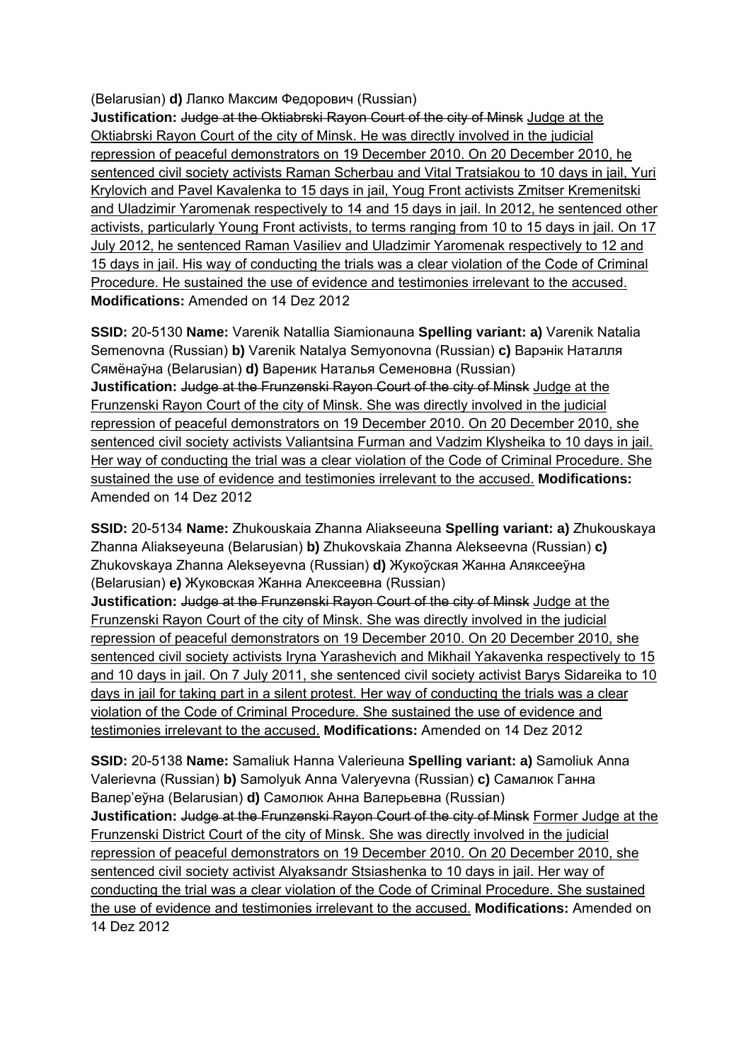(Belarusian) **d)** Лапко Максим Федорович (Russian)
**Justification:** ~~Judge at the Oktiabrski Rayon Court of the city of Minsk~~ <u>Judge at the Oktiabrski Rayon Court of the city of Minsk. He was directly involved in the judicial repression of peaceful demonstrators on 19 December 2010. On 20 December 2010, he sentenced civil society activists Raman Scherbau and Vital Tratsiakou to 10 days in jail, Yuri Krylovich and Pavel Kavalenka to 15 days in jail, Youg Front activists Zmitser Kremenitski and Uladzimir Yaromenak respectively to 14 and 15 days in jail. In 2012, he sentenced other activists, particularly Young Front activists, to terms ranging from 10 to 15 days in jail. On 17 July 2012, he sentenced Raman Vasiliev and Uladzimir Yaromenak respectively to 12 and 15 days in jail. His way of conducting the trials was a clear violation of the Code of Criminal Procedure. He sustained the use of evidence and testimonies irrelevant to the accused.</u>
**Modifications:** Amended on 14 Dez 2012

**SSID:** 20-5130 **Name:** Varenik Natallia Siamionauna **Spelling variant: a)** Varenik Natalia Semenovna (Russian) **b)** Varenik Natalya Semyonovna (Russian) **c)** Варэнік Наталля Сямёнаўна (Belarusian) **d)** Вареник Наталья Семеновна (Russian)
**Justification:** ~~Judge at the Frunzenski Rayon Court of the city of Minsk~~ <u>Judge at the Frunzenski Rayon Court of the city of Minsk. She was directly involved in the judicial repression of peaceful demonstrators on 19 December 2010. On 20 December 2010, she sentenced civil society activists Valiantsina Furman and Vadzim Klysheika to 10 days in jail. Her way of conducting the trial was a clear violation of the Code of Criminal Procedure. She sustained the use of evidence and testimonies irrelevant to the accused.</u> **Modifications:** Amended on 14 Dez 2012

**SSID:** 20-5134 **Name:** Zhukouskaia Zhanna Aliakseeuna **Spelling variant: a)** Zhukouskaya Zhanna Aliakseyeuna (Belarusian) **b)** Zhukovskaia Zhanna Alekseevna (Russian) **c)** Zhukovskaya Zhanna Alekseyevna (Russian) **d)** Жукоўская Жанна Аляксееўна (Belarusian) **e)** Жуковская Жанна Алексеевна (Russian)
**Justification:** ~~Judge at the Frunzenski Rayon Court of the city of Minsk~~ <u>Judge at the Frunzenski Rayon Court of the city of Minsk. She was directly involved in the judicial repression of peaceful demonstrators on 19 December 2010. On 20 December 2010, she sentenced civil society activists Iryna Yarashevich and Mikhail Yakavenka respectively to 15 and 10 days in jail. On 7 July 2011, she sentenced civil society activist Barys Sidareika to 10 days in jail for taking part in a silent protest. Her way of conducting the trials was a clear violation of the Code of Criminal Procedure. She sustained the use of evidence and testimonies irrelevant to the accused.</u> **Modifications:** Amended on 14 Dez 2012

**SSID:** 20-5138 **Name:** Samaliuk Hanna Valerieuna **Spelling variant: a)** Samoliuk Anna Valerievna (Russian) **b)** Samolyuk Anna Valeryevna (Russian) **c)** Самалюк Ганна Валер'еўна (Belarusian) **d)** Самолюк Анна Валерьевна (Russian)
**Justification:** ~~Judge at the Frunzenski Rayon Court of the city of Minsk~~ <u>Former Judge at the Frunzenski District Court of the city of Minsk. She was directly involved in the judicial repression of peaceful demonstrators on 19 December 2010. On 20 December 2010, she sentenced civil society activist Alyaksandr Stsiashenka to 10 days in jail. Her way of conducting the trial was a clear violation of the Code of Criminal Procedure. She sustained the use of evidence and testimonies irrelevant to the accused.</u> **Modifications:** Amended on 14 Dez 2012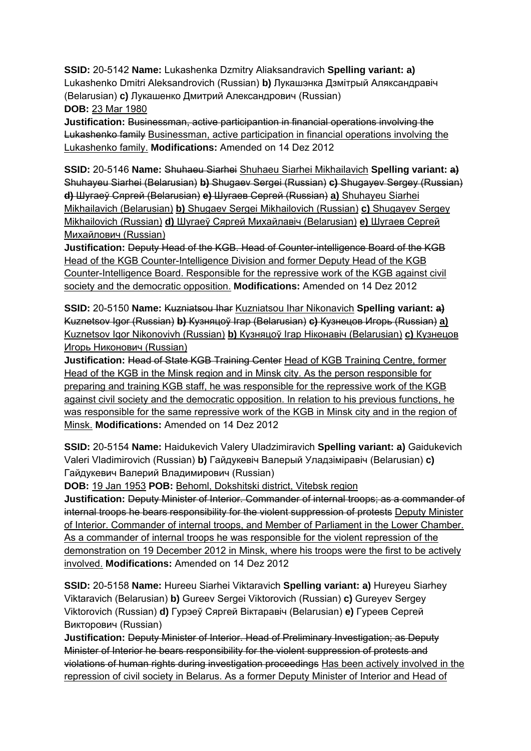**SSID:** 20-5142 **Name:** Lukashenka Dzmitry Aliaksandravich **Spelling variant: a)** Lukashenko Dmitri Aleksandrovich (Russian) **b)** Лукашэнка Дзмітрый Аляксандравіч (Belarusian) **c)** Лукашенко Дмитрий Александрович (Russian)
**DOB:** 23 Mar 1980
**Justification:** ~~Businessman, active participantion in financial operations involving the Lukashenko family~~ Businessman, active participation in financial operations involving the Lukashenko family. **Modifications:** Amended on 14 Dez 2012

**SSID:** 20-5146 **Name:** ~~Shuhaeu Siarhei~~ Shuhaeu Siarhei Mikhailavich **Spelling variant:** ~~**a)** Shuhayeu Siarhei (Belarusian) **b)** Shugaev Sergei (Russian) **c)** Shugayev Sergey (Russian) **d)** Шугаеў Сяргей (Belarusian) **e)** Шугаев Сергей (Russian)~~ **a)** Shuhayeu Siarhei Mikhailavich (Belarusian) **b)** Shugaev Sergei Mikhailovich (Russian) **c)** Shugayev Sergey Mikhailovich (Russian) **d)** Шугаеў Сяргей Михайлавіч (Belarusian) **e)** Шугаев Сергей Михайлович (Russian)
**Justification:** ~~Deputy Head of the KGB. Head of Counter-intelligence Board of the KGB~~ Head of the KGB Counter-Intelligence Division and former Deputy Head of the KGB Counter-Intelligence Board. Responsible for the repressive work of the KGB against civil society and the democratic opposition. **Modifications:** Amended on 14 Dez 2012

**SSID:** 20-5150 **Name:** ~~Kuzniatsou Ihar~~ Kuzniatsou Ihar Nikonavich **Spelling variant:** ~~**a)** Kuznetsov Igor (Russian) **b)** Кузняцоў Ігар (Belarusian) **c)** Кузнецов Игорь (Russian)~~ **a)** Kuznetsov Igor Nikonovivh (Russian) **b)** Кузняцоў Ігар Ніконавіч (Belarusian) **c)** Кузнецов Игорь Никонович (Russian)
**Justification:** ~~Head of State KGB Training Center~~ Head of KGB Training Centre, former Head of the KGB in the Minsk region and in Minsk city. As the person responsible for preparing and training KGB staff, he was responsible for the repressive work of the KGB against civil society and the democratic opposition. In relation to his previous functions, he was responsible for the same repressive work of the KGB in Minsk city and in the region of Minsk. **Modifications:** Amended on 14 Dez 2012

**SSID:** 20-5154 **Name:** Haidukevich Valery Uladzimiravich **Spelling variant: a)** Gaidukevich Valeri Vladimirovich (Russian) **b)** Гайдукевіч Валерый Уладзіміравіч (Belarusian) **c)** Гайдукевич Валерий Владимирович (Russian)
**DOB:** 19 Jan 1953 **POB:** Behoml, Dokshitski district, Vitebsk region
**Justification:** ~~Deputy Minister of Interior. Commander of internal troops; as a commander of internal troops he bears responsibility for the violent suppression of protests~~ Deputy Minister of Interior. Commander of internal troops, and Member of Parliament in the Lower Chamber. As a commander of internal troops he was responsible for the violent repression of the demonstration on 19 December 2012 in Minsk, where his troops were the first to be actively involved. **Modifications:** Amended on 14 Dez 2012

**SSID:** 20-5158 **Name:** Hureeu Siarhei Viktaravich **Spelling variant: a)** Hureyeu Siarhey Viktaravich (Belarusian) **b)** Gureev Sergei Viktorovich (Russian) **c)** Gureyev Sergey Viktorovich (Russian) **d)** Гурэеў Сяргей Віктаравіч (Belarusian) **e)** Гуреев Сергей Викторович (Russian)
**Justification:** ~~Deputy Minister of Interior. Head of Preliminary Investigation; as Deputy Minister of Interior he bears responsibility for the violent suppression of protests and violations of human rights during investigation proceedings~~ Has been actively involved in the repression of civil society in Belarus. As a former Deputy Minister of Interior and Head of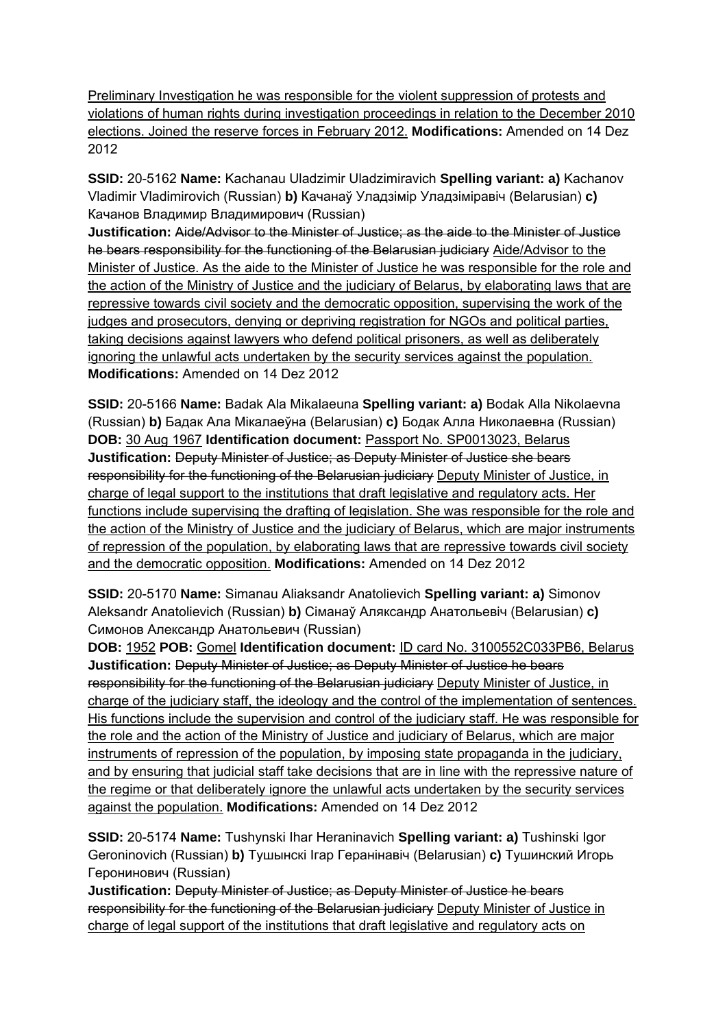Preliminary Investigation he was responsible for the violent suppression of protests and violations of human rights during investigation proceedings in relation to the December 2010 elections. Joined the reserve forces in February 2012. **Modifications:** Amended on 14 Dez 2012

**SSID:** 20-5162 **Name:** Kachanau Uladzimir Uladzimiravich **Spelling variant: a)** Kachanov Vladimir Vladimirovich (Russian) **b)** Качанаў Уладзімір Уладзіміравіч (Belarusian) **c)** Качанов Владимир Владимирович (Russian)
**Justification:** ~~Aide/Advisor to the Minister of Justice; as the aide to the Minister of Justice he bears responsibility for the functioning of the Belarusian judiciary~~ Aide/Advisor to the Minister of Justice. As the aide to the Minister of Justice he was responsible for the role and the action of the Ministry of Justice and the judiciary of Belarus, by elaborating laws that are repressive towards civil society and the democratic opposition, supervising the work of the judges and prosecutors, denying or depriving registration for NGOs and political parties, taking decisions against lawyers who defend political prisoners, as well as deliberately ignoring the unlawful acts undertaken by the security services against the population. **Modifications:** Amended on 14 Dez 2012

**SSID:** 20-5166 **Name:** Badak Ala Mikalaeuna **Spelling variant: a)** Bodak Alla Nikolaevna (Russian) **b)** Бадак Ала Мікалаеўна (Belarusian) **c)** Бодак Алла Николаевна (Russian) **DOB:** 30 Aug 1967 **Identification document:** Passport No. SP0013023, Belarus
**Justification:** ~~Deputy Minister of Justice; as Deputy Minister of Justice she bears responsibility for the functioning of the Belarusian judiciary~~ Deputy Minister of Justice, in charge of legal support to the institutions that draft legislative and regulatory acts. Her functions include supervising the drafting of legislation. She was responsible for the role and the action of the Ministry of Justice and the judiciary of Belarus, which are major instruments of repression of the population, by elaborating laws that are repressive towards civil society and the democratic opposition. **Modifications:** Amended on 14 Dez 2012

**SSID:** 20-5170 **Name:** Simanau Aliaksandr Anatolievich **Spelling variant: a)** Simonov Aleksandr Anatolievich (Russian) **b)** Сіманаў Аляксандр Анатольевіч (Belarusian) **c)** Симонов Александр Анатольевич (Russian)
**DOB:** 1952 **POB:** Gomel **Identification document:** ID card No. 3100552C033PB6, Belarus
**Justification:** ~~Deputy Minister of Justice; as Deputy Minister of Justice he bears responsibility for the functioning of the Belarusian judiciary~~ Deputy Minister of Justice, in charge of the judiciary staff, the ideology and the control of the implementation of sentences. His functions include the supervision and control of the judiciary staff. He was responsible for the role and the action of the Ministry of Justice and judiciary of Belarus, which are major instruments of repression of the population, by imposing state propaganda in the judiciary, and by ensuring that judicial staff take decisions that are in line with the repressive nature of the regime or that deliberately ignore the unlawful acts undertaken by the security services against the population. **Modifications:** Amended on 14 Dez 2012

**SSID:** 20-5174 **Name:** Tushynski Ihar Heraninavich **Spelling variant: a)** Tushinski Igor Geroninovich (Russian) **b)** Тушынскі Ігар Геранінавіч (Belarusian) **c)** Тушинский Игорь Геронинович (Russian)
**Justification:** ~~Deputy Minister of Justice; as Deputy Minister of Justice he bears responsibility for the functioning of the Belarusian judiciary~~ Deputy Minister of Justice in charge of legal support of the institutions that draft legislative and regulatory acts on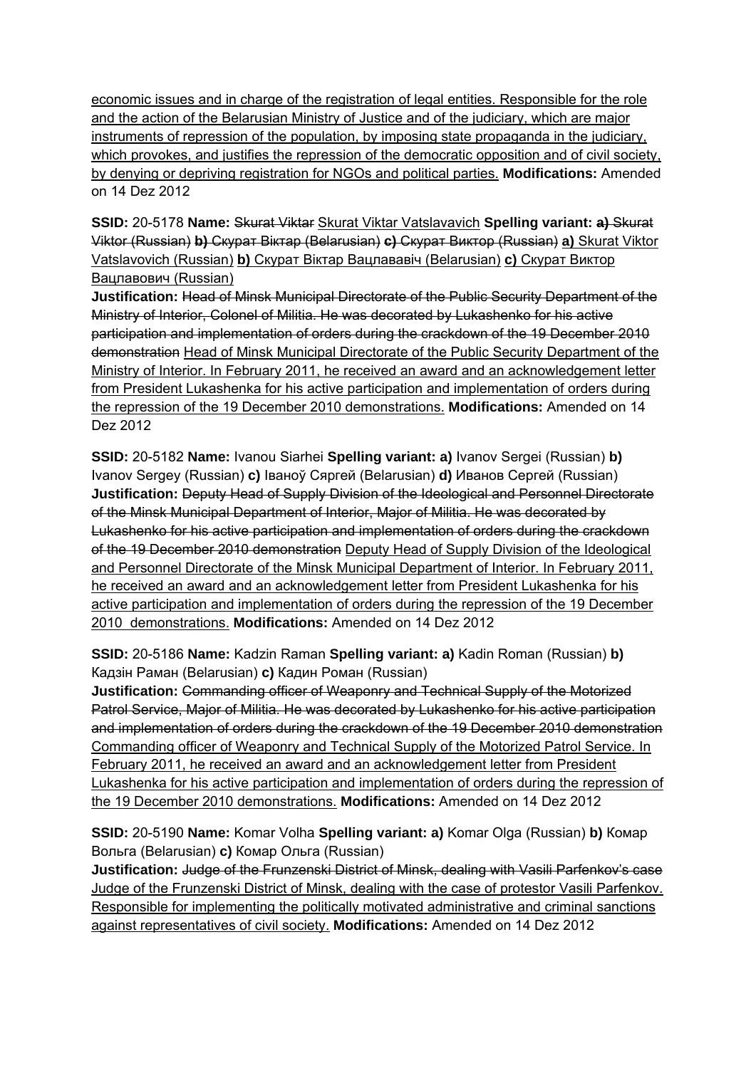economic issues and in charge of the registration of legal entities. Responsible for the role and the action of the Belarusian Ministry of Justice and of the judiciary, which are major instruments of repression of the population, by imposing state propaganda in the judiciary, which provokes, and justifies the repression of the democratic opposition and of civil society, by denying or depriving registration for NGOs and political parties. **Modifications:** Amended on 14 Dez 2012

**SSID:** 20-5178 **Name:** ~~Skurat Viktar~~ Skurat Viktar Vatslavavich **Spelling variant:** ~~**a)** Skurat Viktor (Russian) **b)** Скурат Віктар (Belarusian) **c)** Скурат Виктор (Russian)~~ **a)** Skurat Viktor Vatslavovich (Russian) **b)** Скурат Віктар Вацлававіч (Belarusian) **c)** Скурат Виктор Вацлавович (Russian)
**Justification:** ~~Head of Minsk Municipal Directorate of the Public Security Department of the Ministry of Interior, Colonel of Militia. He was decorated by Lukashenko for his active participation and implementation of orders during the crackdown of the 19 December 2010 demonstration~~ Head of Minsk Municipal Directorate of the Public Security Department of the Ministry of Interior. In February 2011, he received an award and an acknowledgement letter from President Lukashenka for his active participation and implementation of orders during the repression of the 19 December 2010 demonstrations. **Modifications:** Amended on 14 Dez 2012

**SSID:** 20-5182 **Name:** Ivanou Siarhei **Spelling variant: a)** Ivanov Sergei (Russian) **b)** Ivanov Sergey (Russian) **c)** Іваноў Сяргей (Belarusian) **d)** Иванов Сергей (Russian)
**Justification:** ~~Deputy Head of Supply Division of the Ideological and Personnel Directorate of the Minsk Municipal Department of Interior, Major of Militia. He was decorated by Lukashenko for his active participation and implementation of orders during the crackdown of the 19 December 2010 demonstration~~ Deputy Head of Supply Division of the Ideological and Personnel Directorate of the Minsk Municipal Department of Interior. In February 2011, he received an award and an acknowledgement letter from President Lukashenka for his active participation and implementation of orders during the repression of the 19 December 2010 demonstrations. **Modifications:** Amended on 14 Dez 2012

**SSID:** 20-5186 **Name:** Kadzin Raman **Spelling variant: a)** Kadin Roman (Russian) **b)** Кадзін Раман (Belarusian) **c)** Кадин Роман (Russian)
**Justification:** ~~Commanding officer of Weaponry and Technical Supply of the Motorized Patrol Service, Major of Militia. He was decorated by Lukashenko for his active participation and implementation of orders during the crackdown of the 19 December 2010 demonstration~~ Commanding officer of Weaponry and Technical Supply of the Motorized Patrol Service. In February 2011, he received an award and an acknowledgement letter from President Lukashenka for his active participation and implementation of orders during the repression of the 19 December 2010 demonstrations. **Modifications:** Amended on 14 Dez 2012

**SSID:** 20-5190 **Name:** Komar Volha **Spelling variant: a)** Komar Olga (Russian) **b)** Комар Вольга (Belarusian) **c)** Комар Ольга (Russian)
**Justification:** ~~Judge of the Frunzenski District of Minsk, dealing with Vasili Parfenkov's case~~ Judge of the Frunzenski District of Minsk, dealing with the case of protestor Vasili Parfenkov. Responsible for implementing the politically motivated administrative and criminal sanctions against representatives of civil society. **Modifications:** Amended on 14 Dez 2012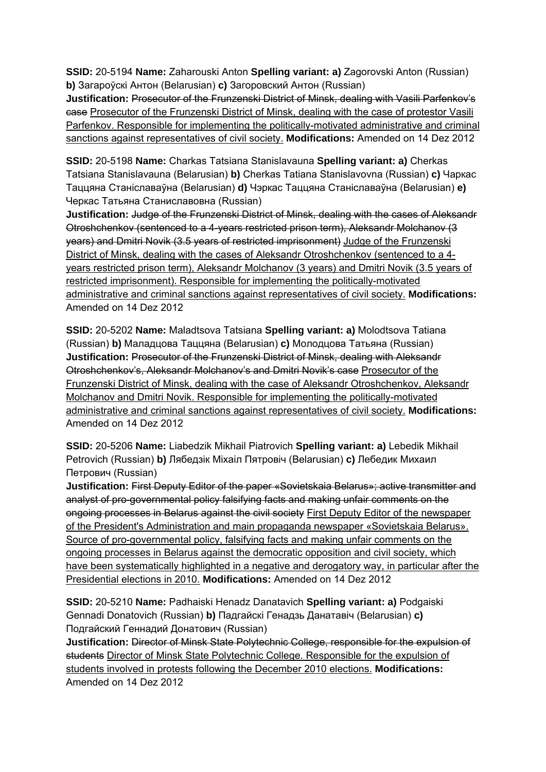**SSID:** 20-5194 **Name:** Zaharouski Anton **Spelling variant: a)** Zagorovski Anton (Russian) **b)** Загароўскі Антон (Belarusian) **c)** Загоровский Антон (Russian)
**Justification:** ~~Prosecutor of the Frunzenski District of Minsk, dealing with Vasili Parfenkov's case~~ Prosecutor of the Frunzenski District of Minsk, dealing with the case of protestor Vasili Parfenkov. Responsible for implementing the politically-motivated administrative and criminal sanctions against representatives of civil society. **Modifications:** Amended on 14 Dez 2012

**SSID:** 20-5198 **Name:** Charkas Tatsiana Stanislavauna **Spelling variant: a)** Cherkas Tatsiana Stanislavauna (Belarusian) **b)** Cherkas Tatiana Stanislavovna (Russian) **c)** Чаркас Таццяна Станіслаўна (Belarusian) **d)** Чэркас Таццяна Станіслаўна (Belarusian) **e)** Черкас Татьяна Станиславовна (Russian)
**Justification:** ~~Judge of the Frunzenski District of Minsk, dealing with the cases of Aleksandr Otroshchenkov (sentenced to a 4-years restricted prison term), Aleksandr Molchanov (3 years) and Dmitri Novik (3.5 years of restricted imprisonment)~~ Judge of the Frunzenski District of Minsk, dealing with the cases of Aleksandr Otroshchenkov (sentenced to a 4-years restricted prison term), Aleksandr Molchanov (3 years) and Dmitri Novik (3.5 years of restricted imprisonment). Responsible for implementing the politically-motivated administrative and criminal sanctions against representatives of civil society. **Modifications:** Amended on 14 Dez 2012

**SSID:** 20-5202 **Name:** Maladtsova Tatsiana **Spelling variant: a)** Molodtsova Tatiana (Russian) **b)** Маладцова Таццяна (Belarusian) **c)** Молодцова Татьяна (Russian)
**Justification:** ~~Prosecutor of the Frunzenski District of Minsk, dealing with Aleksandr Otroshchenkov's, Aleksandr Molchanov's and Dmitri Novik's case~~ Prosecutor of the Frunzenski District of Minsk, dealing with the case of Aleksandr Otroshchenkov, Aleksandr Molchanov and Dmitri Novik. Responsible for implementing the politically-motivated administrative and criminal sanctions against representatives of civil society. **Modifications:** Amended on 14 Dez 2012

**SSID:** 20-5206 **Name:** Liabedzik Mikhail Piatrovich **Spelling variant: a)** Lebedik Mikhail Petrovich (Russian) **b)** Лябедзік Міхаіл Пятровіч (Belarusian) **c)** Лебедик Михаил Петрович (Russian)
**Justification:** ~~First Deputy Editor of the paper «Sovietskaia Belarus»; active transmitter and analyst of pro-governmental policy falsifying facts and making unfair comments on the ongoing processes in Belarus against the civil society~~ First Deputy Editor of the newspaper of the President's Administration and main propaganda newspaper «Sovietskaia Belarus». Source of pro-governmental policy, falsifying facts and making unfair comments on the ongoing processes in Belarus against the democratic opposition and civil society, which have been systematically highlighted in a negative and derogatory way, in particular after the Presidential elections in 2010. **Modifications:** Amended on 14 Dez 2012

**SSID:** 20-5210 **Name:** Padhaiski Henadz Danatavich **Spelling variant: a)** Podgaiski Gennadi Donatovich (Russian) **b)** Падгайскі Генадзь Данатавіч (Belarusian) **c)** Подгайский Геннадий Донатович (Russian)
**Justification:** ~~Director of Minsk State Polytechnic College, responsible for the expulsion of students~~ Director of Minsk State Polytechnic College. Responsible for the expulsion of students involved in protests following the December 2010 elections. **Modifications:** Amended on 14 Dez 2012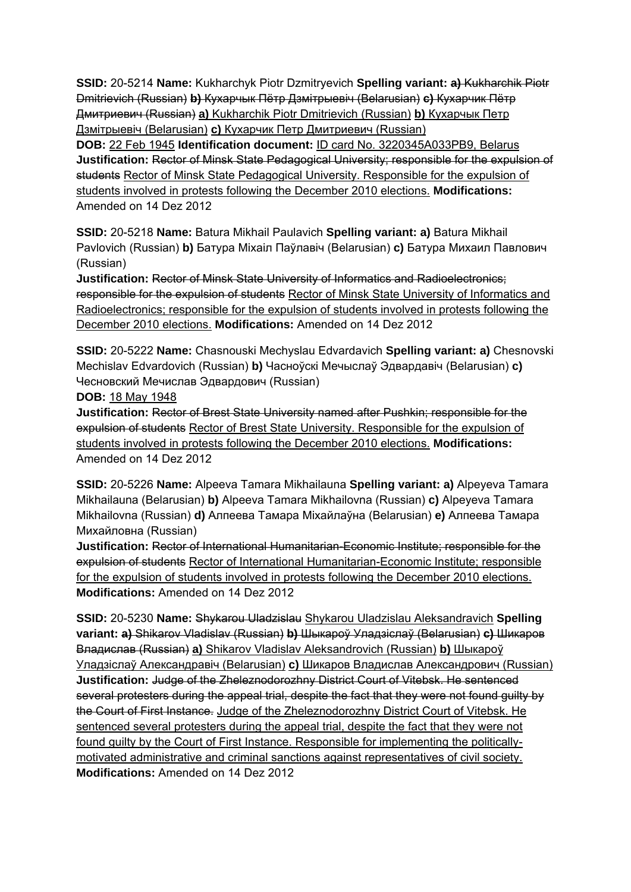**SSID:** 20-5214 **Name:** Kukharchyk Piotr Dzmitryevich **Spelling variant:** ~~**a)** Kukharchik Piotr Dmitrievich (Russian) **b)** Кухарчык Пётр Дзмітрыевіч (Belarusian) **c)** Кухарчик Пётр Дмитриевич (Russian)~~ <u>**a)** Kukharchik Piotr Dmitrievich (Russian) **b)** Кухарчык Петр Дзмітрыевіч (Belarusian) **c)** Кухарчик Петр Дмитриевич (Russian)</u>
**DOB:** <u>22 Feb 1945</u> **Identification document:** <u>ID card No. 3220345A033PB9, Belarus</u>
**Justification:** ~~Rector of Minsk State Pedagogical University; responsible for the expulsion of students~~ <u>Rector of Minsk State Pedagogical University. Responsible for the expulsion of students involved in protests following the December 2010 elections.</u> **Modifications:** Amended on 14 Dez 2012

**SSID:** 20-5218 **Name:** Batura Mikhail Paulavich **Spelling variant:** **a)** Batura Mikhail Pavlovich (Russian) **b)** Батура Міхаіл Паўлавіч (Belarusian) **c)** Батура Михаил Павлович (Russian)
**Justification:** ~~Rector of Minsk State University of Informatics and Radioelectronics; responsible for the expulsion of students~~ <u>Rector of Minsk State University of Informatics and Radioelectronics; responsible for the expulsion of students involved in protests following the December 2010 elections.</u> **Modifications:** Amended on 14 Dez 2012

**SSID:** 20-5222 **Name:** Chasnouski Mechyslau Edvardavich **Spelling variant:** **a)** Chesnovski Mechislav Edvardovich (Russian) **b)** Часноўскі Мечыслаў Эдвардавіч (Belarusian) **c)** Чесновский Мечислав Эдвардович (Russian)
**DOB:** <u>18 May 1948</u>
**Justification:** ~~Rector of Brest State University named after Pushkin; responsible for the expulsion of students~~ <u>Rector of Brest State University. Responsible for the expulsion of students involved in protests following the December 2010 elections.</u> **Modifications:** Amended on 14 Dez 2012

**SSID:** 20-5226 **Name:** Alpeeva Tamara Mikhailauna **Spelling variant:** **a)** Alpeyeva Tamara Mikhailauna (Belarusian) **b)** Alpeeva Tamara Mikhailovna (Russian) **c)** Alpeyeva Tamara Mikhailovna (Russian) **d)** Алпеева Тамара Міхайлаўна (Belarusian) **e)** Алпеева Тамара Михайловна (Russian)
**Justification:** ~~Rector of International Humanitarian-Economic Institute; responsible for the expulsion of students~~ <u>Rector of International Humanitarian-Economic Institute; responsible for the expulsion of students involved in protests following the December 2010 elections.</u> **Modifications:** Amended on 14 Dez 2012

**SSID:** 20-5230 **Name:** ~~Shykarou Uladzislau~~ <u>Shykarou Uladzislau Aleksandravich</u> **Spelling variant:** ~~**a)** Shikarov Vladislav (Russian) **b)** Шыкароў Уладзіслаў (Belarusian) **c)** Шикаров Владислав (Russian)~~ <u>**a)** Shikarov Vladislav Aleksandrovich (Russian) **b)** Шыкароў Уладзіслаў Александравіч (Belarusian) **c)** Шикаров Владислав Александрович (Russian)</u>
**Justification:** ~~Judge of the Zheleznodorozhny District Court of Vitebsk. He sentenced several protesters during the appeal trial, despite the fact that they were not found guilty by the Court of First Instance.~~ <u>Judge of the Zheleznodorozhny District Court of Vitebsk. He sentenced several protesters during the appeal trial, despite the fact that they were not found guilty by the Court of First Instance. Responsible for implementing the politically-motivated administrative and criminal sanctions against representatives of civil society.</u>
**Modifications:** Amended on 14 Dez 2012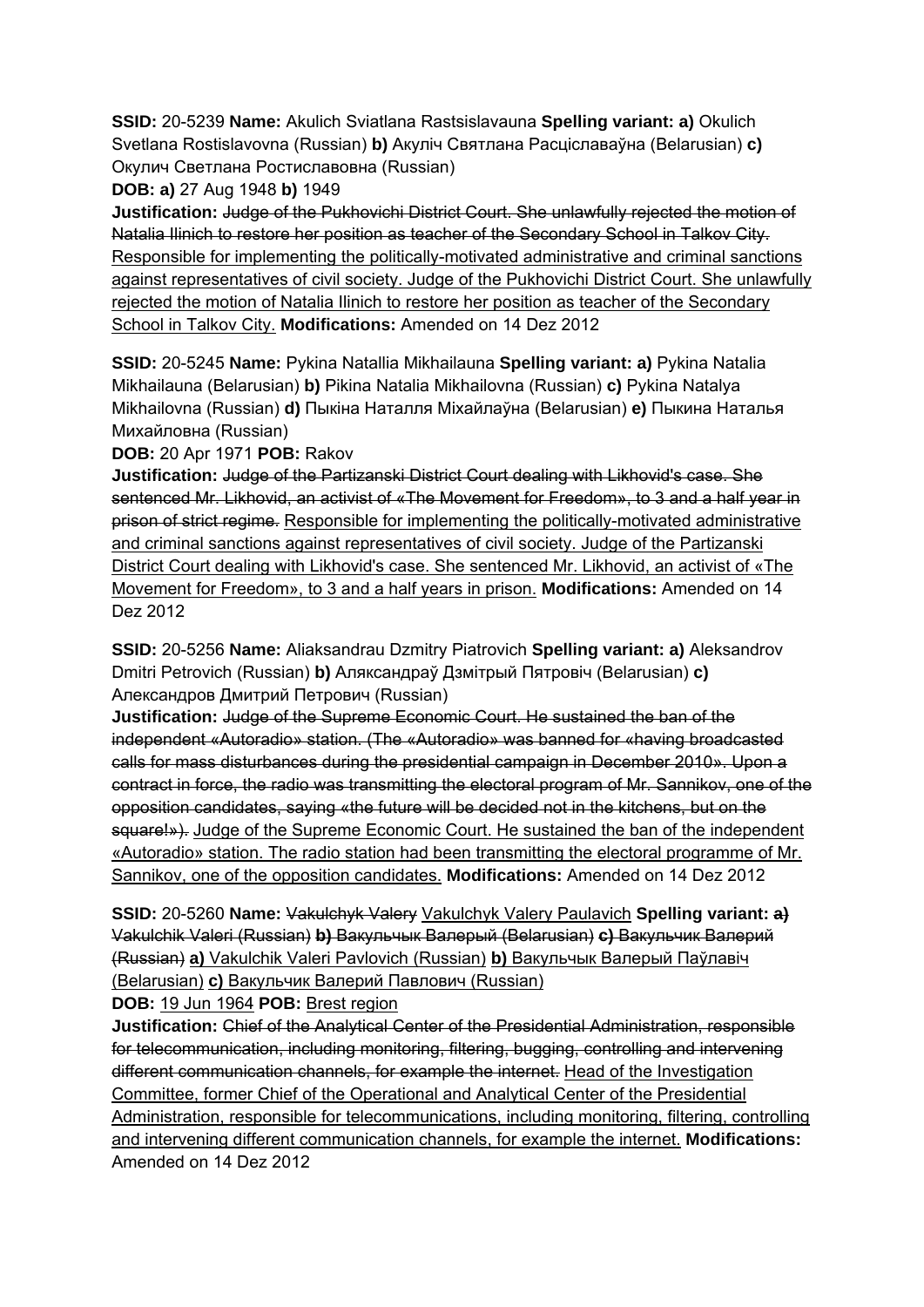**SSID:** 20-5239 **Name:** Akulich Sviatlana Rastsislavauna **Spelling variant: a)** Okulich Svetlana Rostislavovna (Russian) **b)** Акуліч Святлана Расціславаўна (Belarusian) **c)** Окулич Светлана Ростиславовна (Russian)

**DOB: a)** 27 Aug 1948 **b)** 1949

**Justification:** ~~Judge of the Pukhovichi District Court. She unlawfully rejected the motion of Natalia Ilinich to restore her position as teacher of the Secondary School in Talkov City.~~ <u>Responsible for implementing the politically-motivated administrative and criminal sanctions against representatives of civil society. Judge of the Pukhovichi District Court. She unlawfully rejected the motion of Natalia Ilinich to restore her position as teacher of the Secondary School in Talkov City.</u> **Modifications:** Amended on 14 Dez 2012

**SSID:** 20-5245 **Name:** Pykina Natallia Mikhailauna **Spelling variant: a)** Pykina Natalia Mikhailauna (Belarusian) **b)** Pikina Natalia Mikhailovna (Russian) **c)** Pykina Natalya Mikhailovna (Russian) **d)** Пыкіна Наталля Міхайлаўна (Belarusian) **e)** Пыкина Наталья Михайловна (Russian)

**DOB:** 20 Apr 1971 **POB:** Rakov

**Justification:** ~~Judge of the Partizanski District Court dealing with Likhovid's case. She sentenced Mr. Likhovid, an activist of «The Movement for Freedom», to 3 and a half year in prison of strict regime.~~ <u>Responsible for implementing the politically-motivated administrative and criminal sanctions against representatives of civil society. Judge of the Partizanski District Court dealing with Likhovid's case. She sentenced Mr. Likhovid, an activist of «The Movement for Freedom», to 3 and a half years in prison.</u> **Modifications:** Amended on 14 Dez 2012

**SSID:** 20-5256 **Name:** Aliaksandrau Dzmitry Piatrovich **Spelling variant: a)** Aleksandrov Dmitri Petrovich (Russian) **b)** Аляксандраў Дзмітрый Пятровіч (Belarusian) **c)** Александров Дмитрий Петрович (Russian)

**Justification:** ~~Judge of the Supreme Economic Court. He sustained the ban of the independent «Autoradio» station. (The «Autoradio» was banned for «having broadcasted calls for mass disturbances during the presidential campaign in December 2010». Upon a contract in force, the radio was transmitting the electoral program of Mr. Sannikov, one of the opposition candidates, saying «the future will be decided not in the kitchens, but on the square!»).~~ <u>Judge of the Supreme Economic Court. He sustained the ban of the independent «Autoradio» station. The radio station had been transmitting the electoral programme of Mr. Sannikov, one of the opposition candidates.</u> **Modifications:** Amended on 14 Dez 2012

**SSID:** 20-5260 **Name:** ~~Vakulchyk Valery~~ <u>Vakulchyk Valery Paulavich</u> **Spelling variant:** ~~a) Vakulchik Valeri (Russian) b) Вакульчык Валерый (Belarusian) c) Вакульчик Валерий (Russian)~~ **a)** <u>Vakulchik Valeri Pavlovich (Russian)</u> **b)** <u>Вакульчык Валерый Паўлавіч (Belarusian)</u> **c)** <u>Вакульчик Валерий Павлович (Russian)</u>

**DOB:** <u>19 Jun 1964</u> **POB:** <u>Brest region</u>

**Justification:** ~~Chief of the Analytical Center of the Presidential Administration, responsible for telecommunication, including monitoring, filtering, bugging, controlling and intervening different communication channels, for example the internet.~~ <u>Head of the Investigation Committee, former Chief of the Operational and Analytical Center of the Presidential Administration, responsible for telecommunications, including monitoring, filtering, controlling and intervening different communication channels, for example the internet.</u> **Modifications:** Amended on 14 Dez 2012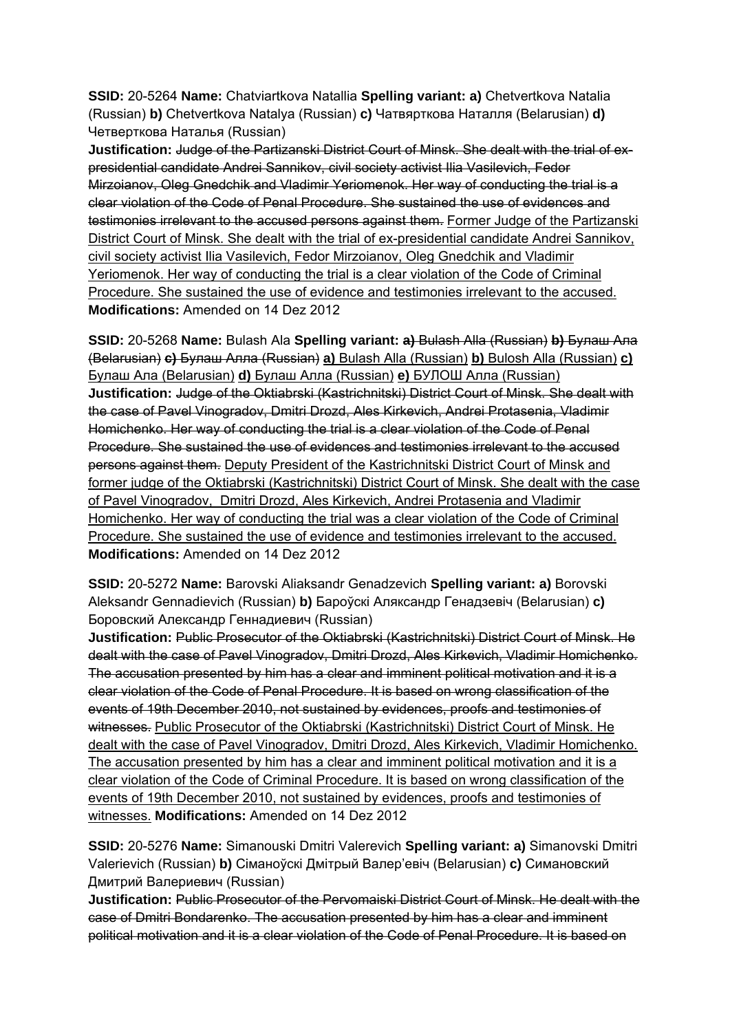**SSID:** 20-5264 **Name:** Chatviartkova Natallia **Spelling variant: a)** Chetvertkova Natalia (Russian) **b)** Chetvertkova Natalya (Russian) **c)** Чатвярткова Наталля (Belarusian) **d)** Четверткова Наталья (Russian)
**Justification:** ~~Judge of the Partizanski District Court of Minsk. She dealt with the trial of ex-presidential candidate Andrei Sannikov, civil society activist Ilia Vasilevich, Fedor Mirzoianov, Oleg Gnedchik and Vladimir Yeriomenok. Her way of conducting the trial is a clear violation of the Code of Penal Procedure. She sustained the use of evidences and testimonies irrelevant to the accused persons against them.~~ Former Judge of the Partizanski District Court of Minsk. She dealt with the trial of ex-presidential candidate Andrei Sannikov, civil society activist Ilia Vasilevich, Fedor Mirzoianov, Oleg Gnedchik and Vladimir Yeriomenok. Her way of conducting the trial is a clear violation of the Code of Criminal Procedure. She sustained the use of evidence and testimonies irrelevant to the accused. **Modifications:** Amended on 14 Dez 2012

**SSID:** 20-5268 **Name:** Bulash Ala **Spelling variant:** ~~**a)** Bulash Alla (Russian) **b)** Булаш Ала (Belarusian) **c)** Булаш Алла (Russian)~~ **a)** Bulash Alla (Russian) **b)** Bulosh Alla (Russian) **c)** Булаш Ала (Belarusian) **d)** Булаш Алла (Russian) **e)** БУЛОШ Алла (Russian)
**Justification:** ~~Judge of the Oktiabrski (Kastrichnitski) District Court of Minsk. She dealt with the case of Pavel Vinogradov, Dmitri Drozd, Ales Kirkevich, Andrei Protasenia, Vladimir Homichenko. Her way of conducting the trial is a clear violation of the Code of Penal Procedure. She sustained the use of evidences and testimonies irrelevant to the accused persons against them.~~ Deputy President of the Kastrichnitski District Court of Minsk and former judge of the Oktiabrski (Kastrichnitski) District Court of Minsk. She dealt with the case of Pavel Vinogradov, Dmitri Drozd, Ales Kirkevich, Andrei Protasenia and Vladimir Homichenko. Her way of conducting the trial was a clear violation of the Code of Criminal Procedure. She sustained the use of evidence and testimonies irrelevant to the accused. **Modifications:** Amended on 14 Dez 2012

**SSID:** 20-5272 **Name:** Barovski Aliaksandr Genadzevich **Spelling variant: a)** Borovski Aleksandr Gennadievich (Russian) **b)** Бароўскі Аляксандр Генадзевіч (Belarusian) **c)** Боровский Александр Геннадиевич (Russian)
**Justification:** ~~Public Prosecutor of the Oktiabrski (Kastrichnitski) District Court of Minsk. He dealt with the case of Pavel Vinogradov, Dmitri Drozd, Ales Kirkevich, Vladimir Homichenko. The accusation presented by him has a clear and imminent political motivation and it is a clear violation of the Code of Penal Procedure. It is based on wrong classification of the events of 19th December 2010, not sustained by evidences, proofs and testimonies of witnesses.~~ Public Prosecutor of the Oktiabrski (Kastrichnitski) District Court of Minsk. He dealt with the case of Pavel Vinogradov, Dmitri Drozd, Ales Kirkevich, Vladimir Homichenko. The accusation presented by him has a clear and imminent political motivation and it is a clear violation of the Code of Criminal Procedure. It is based on wrong classification of the events of 19th December 2010, not sustained by evidences, proofs and testimonies of witnesses. **Modifications:** Amended on 14 Dez 2012

**SSID:** 20-5276 **Name:** Simanouski Dmitri Valerevich **Spelling variant: a)** Simanovski Dmitri Valerievich (Russian) **b)** Сіманоўскі Дмітрый Валер'евіч (Belarusian) **c)** Симановский Дмитрий Валериевич (Russian)
**Justification:** ~~Public Prosecutor of the Pervomaiski District Court of Minsk. He dealt with the case of Dmitri Bondarenko. The accusation presented by him has a clear and imminent political motivation and it is a clear violation of the Code of Penal Procedure. It is based on~~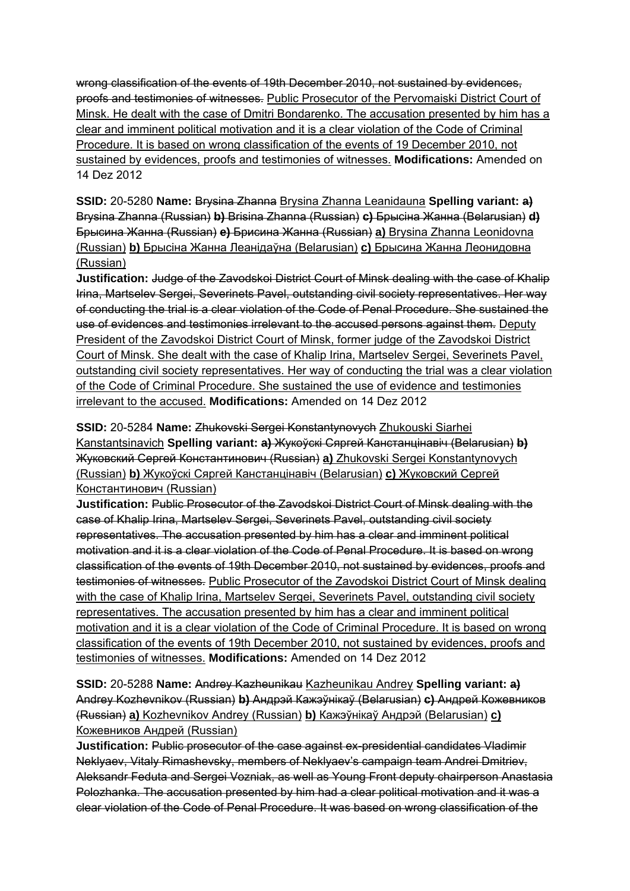~~wrong classification of the events of 19th December 2010, not sustained by evidences, proofs and testimonies of witnesses.~~ Public Prosecutor of the Pervomaiski District Court of Minsk. He dealt with the case of Dmitri Bondarenko. The accusation presented by him has a clear and imminent political motivation and it is a clear violation of the Code of Criminal Procedure. It is based on wrong classification of the events of 19 December 2010, not sustained by evidences, proofs and testimonies of witnesses. **Modifications:** Amended on 14 Dez 2012

**SSID:** 20-5280 **Name:** ~~Brysina Zhanna~~ Brysina Zhanna Leanidauna **Spelling variant:** ~~**a)** Brysina Zhanna (Russian) **b)** Brisina Zhanna (Russian) **c)** Брысіна Жанна (Belarusian) **d)** Брысина Жанна (Russian) **e)** Брисина Жанна (Russian)~~ **a)** Brysina Zhanna Leonidovna (Russian) **b)** Брысіна Жанна Леанідаўна (Belarusian) **c)** Брысина Жанна Леонидовна (Russian)
**Justification:** ~~Judge of the Zavodskoi District Court of Minsk dealing with the case of Khalip Irina, Martselev Sergei, Severinets Pavel, outstanding civil society representatives. Her way of conducting the trial is a clear violation of the Code of Penal Procedure. She sustained the use of evidences and testimonies irrelevant to the accused persons against them.~~ Deputy President of the Zavodskoi District Court of Minsk, former judge of the Zavodskoi District Court of Minsk. She dealt with the case of Khalip Irina, Martselev Sergei, Severinets Pavel, outstanding civil society representatives. Her way of conducting the trial was a clear violation of the Code of Criminal Procedure. She sustained the use of evidence and testimonies irrelevant to the accused. **Modifications:** Amended on 14 Dez 2012

**SSID:** 20-5284 **Name:** ~~Zhukovski Sergei Konstantynovych~~ Zhukouski Siarhei Kanstantsinavich **Spelling variant:** ~~**a)** Жукоўскі Сяргей Канстанцінавіч (Belarusian) **b)** Жуковский Сергей Константинович (Russian)~~ **a)** Zhukovski Sergei Konstantynovych (Russian) **b)** Жукоўскі Сяргей Канстанцінавіч (Belarusian) **c)** Жуковский Сергей Константинович (Russian)
**Justification:** ~~Public Prosecutor of the Zavodskoi District Court of Minsk dealing with the case of Khalip Irina, Martselev Sergei, Severinets Pavel, outstanding civil society representatives. The accusation presented by him has a clear and imminent political motivation and it is a clear violation of the Code of Penal Procedure. It is based on wrong classification of the events of 19th December 2010, not sustained by evidences, proofs and testimonies of witnesses.~~ Public Prosecutor of the Zavodskoi District Court of Minsk dealing with the case of Khalip Irina, Martselev Sergei, Severinets Pavel, outstanding civil society representatives. The accusation presented by him has a clear and imminent political motivation and it is a clear violation of the Code of Criminal Procedure. It is based on wrong classification of the events of 19th December 2010, not sustained by evidences, proofs and testimonies of witnesses. **Modifications:** Amended on 14 Dez 2012

**SSID:** 20-5288 **Name:** ~~Andrey Kazheunikau~~ Kazheunikau Andrey **Spelling variant:** ~~**a)** Andrey Kozhevnikov (Russian) **b)** Андрэй Кажэўнікаў (Belarusian) **c)** Андрей Кожевников (Russian)~~ **a)** Kozhevnikov Andrey (Russian) **b)** Кажэўнікаў Андрэй (Belarusian) **c)** Кожевников Андрей (Russian)
**Justification:** ~~Public prosecutor of the case against ex-presidential candidates Vladimir Neklyaev, Vitaly Rimashevsky, members of Neklyaev's campaign team Andrei Dmitriev, Aleksandr Feduta and Sergei Vozniak, as well as Young Front deputy chairperson Anastasia Polozhanka. The accusation presented by him had a clear political motivation and it was a clear violation of the Code of Penal Procedure. It was based on wrong classification of the~~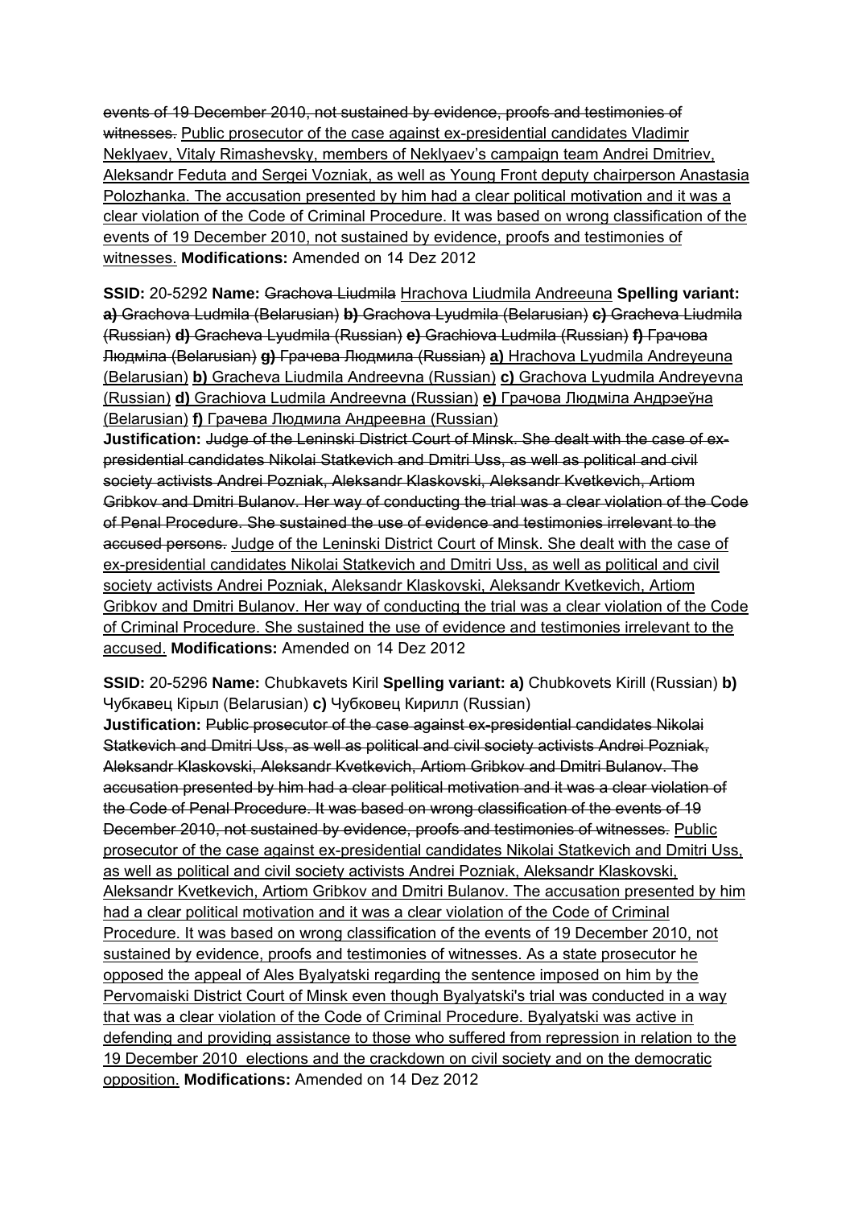~~events of 19 December 2010, not sustained by evidence, proofs and testimonies of witnesses.~~ <u>Public prosecutor of the case against ex-presidential candidates Vladimir Neklyaev, Vitaly Rimashevsky, members of Neklyaev's campaign team Andrei Dmitriev, Aleksandr Feduta and Sergei Vozniak, as well as Young Front deputy chairperson Anastasia Polozhanka. The accusation presented by him had a clear political motivation and it was a clear violation of the Code of Criminal Procedure. It was based on wrong classification of the events of 19 December 2010, not sustained by evidence, proofs and testimonies of witnesses.</u> **Modifications:** Amended on 14 Dez 2012

**SSID:** 20-5292 **Name:** ~~Grachova Liudmila~~ <u>Hrachova Liudmila Andreeuna</u> **Spelling variant:** ~~**a)** Grachova Ludmila (Belarusian) **b)** Grachova Lyudmila (Belarusian) **c)** Gracheva Liudmila (Russian) **d)** Gracheva Lyudmila (Russian) **e)** Grachiova Ludmila (Russian) **f)** Грачова Людміла (Belarusian) **g)** Грачева Людмила (Russian)~~ <u>**a)** Hrachova Lyudmila Andreyeuna (Belarusian) **b)** Gracheva Liudmila Andreevna (Russian) **c)** Grachova Lyudmila Andreyevna (Russian) **d)** Grachiova Ludmila Andreevna (Russian) **e)** Грачова Людміла Андрэеўна (Belarusian) **f)** Грачева Людмила Андреевна (Russian)</u>
**Justification:** ~~Judge of the Leninski District Court of Minsk. She dealt with the case of ex-presidential candidates Nikolai Statkevich and Dmitri Uss, as well as political and civil society activists Andrei Pozniak, Aleksandr Klaskovski, Aleksandr Kvetkevich, Artiom Gribkov and Dmitri Bulanov. Her way of conducting the trial was a clear violation of the Code of Penal Procedure. She sustained the use of evidence and testimonies irrelevant to the accused persons.~~ <u>Judge of the Leninski District Court of Minsk. She dealt with the case of ex-presidential candidates Nikolai Statkevich and Dmitri Uss, as well as political and civil society activists Andrei Pozniak, Aleksandr Klaskovski, Aleksandr Kvetkevich, Artiom Gribkov and Dmitri Bulanov. Her way of conducting the trial was a clear violation of the Code of Criminal Procedure. She sustained the use of evidence and testimonies irrelevant to the accused.</u> **Modifications:** Amended on 14 Dez 2012

**SSID:** 20-5296 **Name:** Chubkavets Kiril **Spelling variant: a)** Chubkovets Kirill (Russian) **b)** Чубкавец Кірыл (Belarusian) **c)** Чубковец Кирилл (Russian)
**Justification:** ~~Public prosecutor of the case against ex-presidential candidates Nikolai Statkevich and Dmitri Uss, as well as political and civil society activists Andrei Pozniak, Aleksandr Klaskovski, Aleksandr Kvetkevich, Artiom Gribkov and Dmitri Bulanov. The accusation presented by him had a clear political motivation and it was a clear violation of the Code of Penal Procedure. It was based on wrong classification of the events of 19 December 2010, not sustained by evidence, proofs and testimonies of witnesses.~~ <u>Public prosecutor of the case against ex-presidential candidates Nikolai Statkevich and Dmitri Uss, as well as political and civil society activists Andrei Pozniak, Aleksandr Klaskovski, Aleksandr Kvetkevich, Artiom Gribkov and Dmitri Bulanov. The accusation presented by him had a clear political motivation and it was a clear violation of the Code of Criminal Procedure. It was based on wrong classification of the events of 19 December 2010, not sustained by evidence, proofs and testimonies of witnesses. As a state prosecutor he opposed the appeal of Ales Byalyatski regarding the sentence imposed on him by the Pervomaiski District Court of Minsk even though Byalyatski's trial was conducted in a way that was a clear violation of the Code of Criminal Procedure. Byalyatski was active in defending and providing assistance to those who suffered from repression in relation to the 19 December 2010 elections and the crackdown on civil society and on the democratic opposition.</u> **Modifications:** Amended on 14 Dez 2012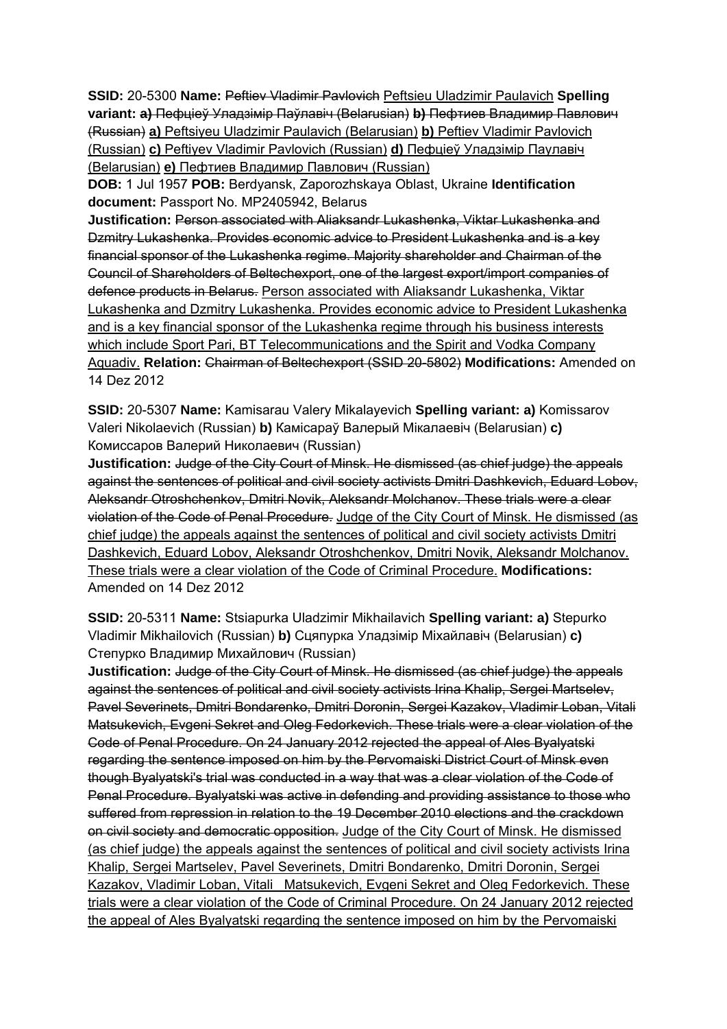**SSID:** 20-5300 **Name:** ~~Peftiev Vladimir Pavlovich~~ <u>Peftsieu Uladzimir Paulavich</u> **Spelling variant: ~~a)~~** ~~Пефцiеў Уладзімір Паўлавіч (Belarusian)~~ **~~b)~~** ~~Пефтиев Владимир Павлович (Russian)~~ **<u>a)</u>** <u>Peftsiyeu Uladzimir Paulavich (Belarusian)</u> **<u>b)</u>** <u>Peftiev Vladimir Pavlovich (Russian)</u> **<u>c)</u>** <u>Peftiyev Vladimir Pavlovich (Russian)</u> **<u>d)</u>** <u>Пефціеў Уладзімір Паулавіч (Belarusian)</u> **<u>e)</u>** <u>Пефтиев Владимир Павлович (Russian)</u>

**DOB:** 1 Jul 1957 **POB:** Berdyansk, Zaporozhskaya Oblast, Ukraine **Identification document:** Passport No. MP2405942, Belarus

**Justification:** ~~Person associated with Aliaksandr Lukashenka, Viktar Lukashenka and Dzmitry Lukashenka. Provides economic advice to President Lukashenka and is a key financial sponsor of the Lukashenka regime. Majority shareholder and Chairman of the Council of Shareholders of Beltechexport, one of the largest export/import companies of defence products in Belarus.~~ <u>Person associated with Aliaksandr Lukashenka, Viktar Lukashenka and Dzmitry Lukashenka. Provides economic advice to President Lukashenka and is a key financial sponsor of the Lukashenka regime through his business interests which include Sport Pari, BT Telecommunications and the Spirit and Vodka Company Aquadiv.</u> **Relation:** ~~Chairman of Beltechexport (SSID 20-5802)~~ **Modifications:** Amended on 14 Dez 2012

**SSID:** 20-5307 **Name:** Kamisarau Valery Mikalayevich **Spelling variant: a)** Komissarov Valeri Nikolaevich (Russian) **b)** Камісараў Валерый Мікалаевіч (Belarusian) **c)** Комиссаров Валерий Николаевич (Russian)

**Justification:** ~~Judge of the City Court of Minsk. He dismissed (as chief judge) the appeals against the sentences of political and civil society activists Dmitri Dashkevich, Eduard Lobov, Aleksandr Otroshchenkov, Dmitri Novik, Aleksandr Molchanov. These trials were a clear violation of the Code of Penal Procedure.~~ <u>Judge of the City Court of Minsk. He dismissed (as chief judge) the appeals against the sentences of political and civil society activists Dmitri Dashkevich, Eduard Lobov, Aleksandr Otroshchenkov, Dmitri Novik, Aleksandr Molchanov. These trials were a clear violation of the Code of Criminal Procedure.</u> **Modifications:** Amended on 14 Dez 2012

**SSID:** 20-5311 **Name:** Stsiapurka Uladzimir Mikhailavich **Spelling variant: a)** Stepurko Vladimir Mikhailovich (Russian) **b)** Сцяпурка Уладзімір Міхайлавіч (Belarusian) **c)** Степурко Владимир Михайлович (Russian)

**Justification:** ~~Judge of the City Court of Minsk. He dismissed (as chief judge) the appeals against the sentences of political and civil society activists Irina Khalip, Sergei Martselev, Pavel Severinets, Dmitri Bondarenko, Dmitri Doronin, Sergei Kazakov, Vladimir Loban, Vitali Matsukevich, Evgeni Sekret and Oleg Fedorkevich. These trials were a clear violation of the Code of Penal Procedure. On 24 January 2012 rejected the appeal of Ales Byalyatski regarding the sentence imposed on him by the Pervomaiski District Court of Minsk even though Byalyatski's trial was conducted in a way that was a clear violation of the Code of Penal Procedure. Byalyatski was active in defending and providing assistance to those who suffered from repression in relation to the 19 December 2010 elections and the crackdown on civil society and democratic opposition.~~ <u>Judge of the City Court of Minsk. He dismissed (as chief judge) the appeals against the sentences of political and civil society activists Irina Khalip, Sergei Martselev, Pavel Severinets, Dmitri Bondarenko, Dmitri Doronin, Sergei Kazakov, Vladimir Loban, Vitali Matsukevich, Evgeni Sekret and Oleg Fedorkevich. These trials were a clear violation of the Code of Criminal Procedure. On 24 January 2012 rejected the appeal of Ales Byalyatski regarding the sentence imposed on him by the Pervomaiski</u>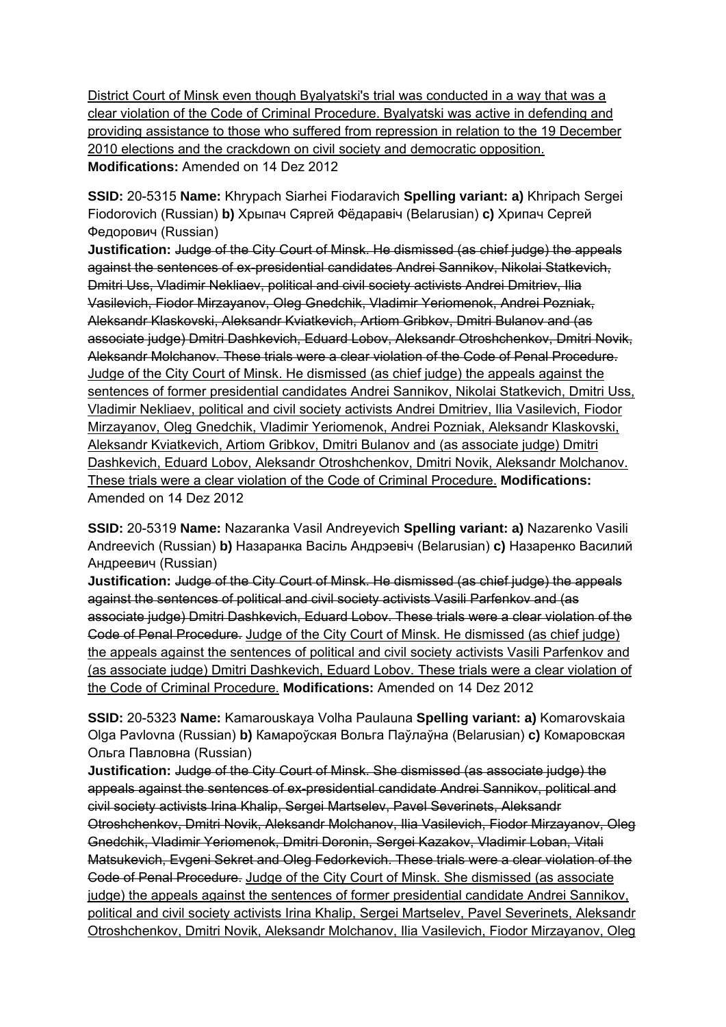District Court of Minsk even though Byalyatski's trial was conducted in a way that was a clear violation of the Code of Criminal Procedure. Byalyatski was active in defending and providing assistance to those who suffered from repression in relation to the 19 December 2010 elections and the crackdown on civil society and democratic opposition.
**Modifications:** Amended on 14 Dez 2012

**SSID:** 20-5315 **Name:** Khrypach Siarhei Fiodaravich **Spelling variant: a)** Khripach Sergei Fiodorovich (Russian) **b)** Хрыпач Сяргей Фёдаравіч (Belarusian) **c)** Хрипач Сергей Федорович (Russian)
**Justification:** ~~Judge of the City Court of Minsk. He dismissed (as chief judge) the appeals against the sentences of ex-presidential candidates Andrei Sannikov, Nikolai Statkevich, Dmitri Uss, Vladimir Nekliaev, political and civil society activists Andrei Dmitriev, Ilia Vasilevich, Fiodor Mirzayanov, Oleg Gnedchik, Vladimir Yeriomenok, Andrei Pozniak, Aleksandr Klaskovski, Aleksandr Kviatkevich, Artiom Gribkov, Dmitri Bulanov and (as associate judge) Dmitri Dashkevich, Eduard Lobov, Aleksandr Otroshchenkov, Dmitri Novik, Aleksandr Molchanov. These trials were a clear violation of the Code of Penal Procedure.~~ Judge of the City Court of Minsk. He dismissed (as chief judge) the appeals against the sentences of former presidential candidates Andrei Sannikov, Nikolai Statkevich, Dmitri Uss, Vladimir Nekliaev, political and civil society activists Andrei Dmitriev, Ilia Vasilevich, Fiodor Mirzayanov, Oleg Gnedchik, Vladimir Yeriomenok, Andrei Pozniak, Aleksandr Klaskovski, Aleksandr Kviatkevich, Artiom Gribkov, Dmitri Bulanov and (as associate judge) Dmitri Dashkevich, Eduard Lobov, Aleksandr Otroshchenkov, Dmitri Novik, Aleksandr Molchanov. These trials were a clear violation of the Code of Criminal Procedure. **Modifications:** Amended on 14 Dez 2012

**SSID:** 20-5319 **Name:** Nazaranka Vasil Andreyevich **Spelling variant: a)** Nazarenko Vasili Andreevich (Russian) **b)** Назаранка Васіль Андрэевіч (Belarusian) **c)** Назаренко Василий Андреевич (Russian)
**Justification:** ~~Judge of the City Court of Minsk. He dismissed (as chief judge) the appeals against the sentences of political and civil society activists Vasili Parfenkov and (as associate judge) Dmitri Dashkevich, Eduard Lobov. These trials were a clear violation of the Code of Penal Procedure.~~ Judge of the City Court of Minsk. He dismissed (as chief judge) the appeals against the sentences of political and civil society activists Vasili Parfenkov and (as associate judge) Dmitri Dashkevich, Eduard Lobov. These trials were a clear violation of the Code of Criminal Procedure. **Modifications:** Amended on 14 Dez 2012

**SSID:** 20-5323 **Name:** Kamarouskaya Volha Paulauna **Spelling variant: a)** Komarovskaia Olga Pavlovna (Russian) **b)** Камароўская Вольга Паўлаўна (Belarusian) **c)** Комаровская Ольга Павловна (Russian)
**Justification:** ~~Judge of the City Court of Minsk. She dismissed (as associate judge) the appeals against the sentences of ex-presidential candidate Andrei Sannikov, political and civil society activists Irina Khalip, Sergei Martselev, Pavel Severinets, Aleksandr Otroshchenkov, Dmitri Novik, Aleksandr Molchanov, Ilia Vasilevich, Fiodor Mirzayanov, Oleg Gnedchik, Vladimir Yeriomenok, Dmitri Doronin, Sergei Kazakov, Vladimir Loban, Vitali Matsukevich, Evgeni Sekret and Oleg Fedorkevich. These trials were a clear violation of the Code of Penal Procedure.~~ Judge of the City Court of Minsk. She dismissed (as associate judge) the appeals against the sentences of former presidential candidate Andrei Sannikov, political and civil society activists Irina Khalip, Sergei Martselev, Pavel Severinets, Aleksandr Otroshchenkov, Dmitri Novik, Aleksandr Molchanov, Ilia Vasilevich, Fiodor Mirzayanov, Oleg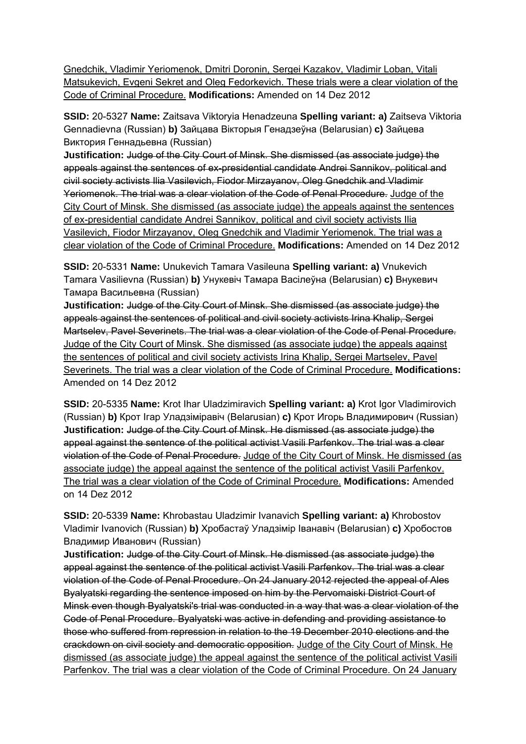<u>Gnedchik, Vladimir Yeriomenok, Dmitri Doronin, Sergei Kazakov, Vladimir Loban, Vitali Matsukevich, Evgeni Sekret and Oleg Fedorkevich. These trials were a clear violation of the Code of Criminal Procedure.</u> **Modifications:** Amended on 14 Dez 2012

**SSID:** 20-5327 **Name:** Zaitsava Viktoryia Henadzeuna **Spelling variant:** **a)** Zaitseva Viktoria Gennadievna (Russian) **b)** Зайцава Вікторыя Генадзеўна (Belarusian) **c)** Зайцева Виктория Геннадьевна (Russian)
**Justification:** ~~Judge of the City Court of Minsk. She dismissed (as associate judge) the appeals against the sentences of ex-presidential candidate Andrei Sannikov, political and civil society activists Ilia Vasilevich, Fiodor Mirzayanov, Oleg Gnedchik and Vladimir Yeriomenok. The trial was a clear violation of the Code of Penal Procedure.~~ <u>Judge of the City Court of Minsk. She dismissed (as associate judge) the appeals against the sentences of ex-presidential candidate Andrei Sannikov, political and civil society activists Ilia Vasilevich, Fiodor Mirzayanov, Oleg Gnedchik and Vladimir Yeriomenok. The trial was a clear violation of the Code of Criminal Procedure.</u> **Modifications:** Amended on 14 Dez 2012

**SSID:** 20-5331 **Name:** Unukevich Tamara Vasileuna **Spelling variant:** **a)** Vnukevich Tamara Vasilievna (Russian) **b)** Унукевiч Тамара Васiлеўна (Belarusian) **c)** Внукевич Тамара Васильевна (Russian)
**Justification:** ~~Judge of the City Court of Minsk. She dismissed (as associate judge) the appeals against the sentences of political and civil society activists Irina Khalip, Sergei Martselev, Pavel Severinets. The trial was a clear violation of the Code of Penal Procedure.~~ <u>Judge of the City Court of Minsk. She dismissed (as associate judge) the appeals against the sentences of political and civil society activists Irina Khalip, Sergei Martselev, Pavel Severinets. The trial was a clear violation of the Code of Criminal Procedure.</u> **Modifications:** Amended on 14 Dez 2012

**SSID:** 20-5335 **Name:** Krot Ihar Uladzimiravich **Spelling variant:** **a)** Krot Igor Vladimirovich (Russian) **b)** Крот Ігар Уладзіміравіч (Belarusian) **c)** Крот Игорь Владимирович (Russian)
**Justification:** ~~Judge of the City Court of Minsk. He dismissed (as associate judge) the appeal against the sentence of the political activist Vasili Parfenkov. The trial was a clear violation of the Code of Penal Procedure.~~ <u>Judge of the City Court of Minsk. He dismissed (as associate judge) the appeal against the sentence of the political activist Vasili Parfenkov. The trial was a clear violation of the Code of Criminal Procedure.</u> **Modifications:** Amended on 14 Dez 2012

**SSID:** 20-5339 **Name:** Khrobastau Uladzimir Ivanavich **Spelling variant:** **a)** Khrobostov Vladimir Ivanovich (Russian) **b)** Хробастаў Уладзімір Іванавіч (Belarusian) **c)** Хробостов Владимир Иванович (Russian)
**Justification:** ~~Judge of the City Court of Minsk. He dismissed (as associate judge) the appeal against the sentence of the political activist Vasili Parfenkov. The trial was a clear violation of the Code of Penal Procedure. On 24 January 2012 rejected the appeal of Ales Byalyatski regarding the sentence imposed on him by the Pervomaiski District Court of Minsk even though Byalyatski's trial was conducted in a way that was a clear violation of the Code of Penal Procedure. Byalyatski was active in defending and providing assistance to those who suffered from repression in relation to the 19 December 2010 elections and the crackdown on civil society and democratic opposition.~~ <u>Judge of the City Court of Minsk. He dismissed (as associate judge) the appeal against the sentence of the political activist Vasili Parfenkov. The trial was a clear violation of the Code of Criminal Procedure. On 24 January</u>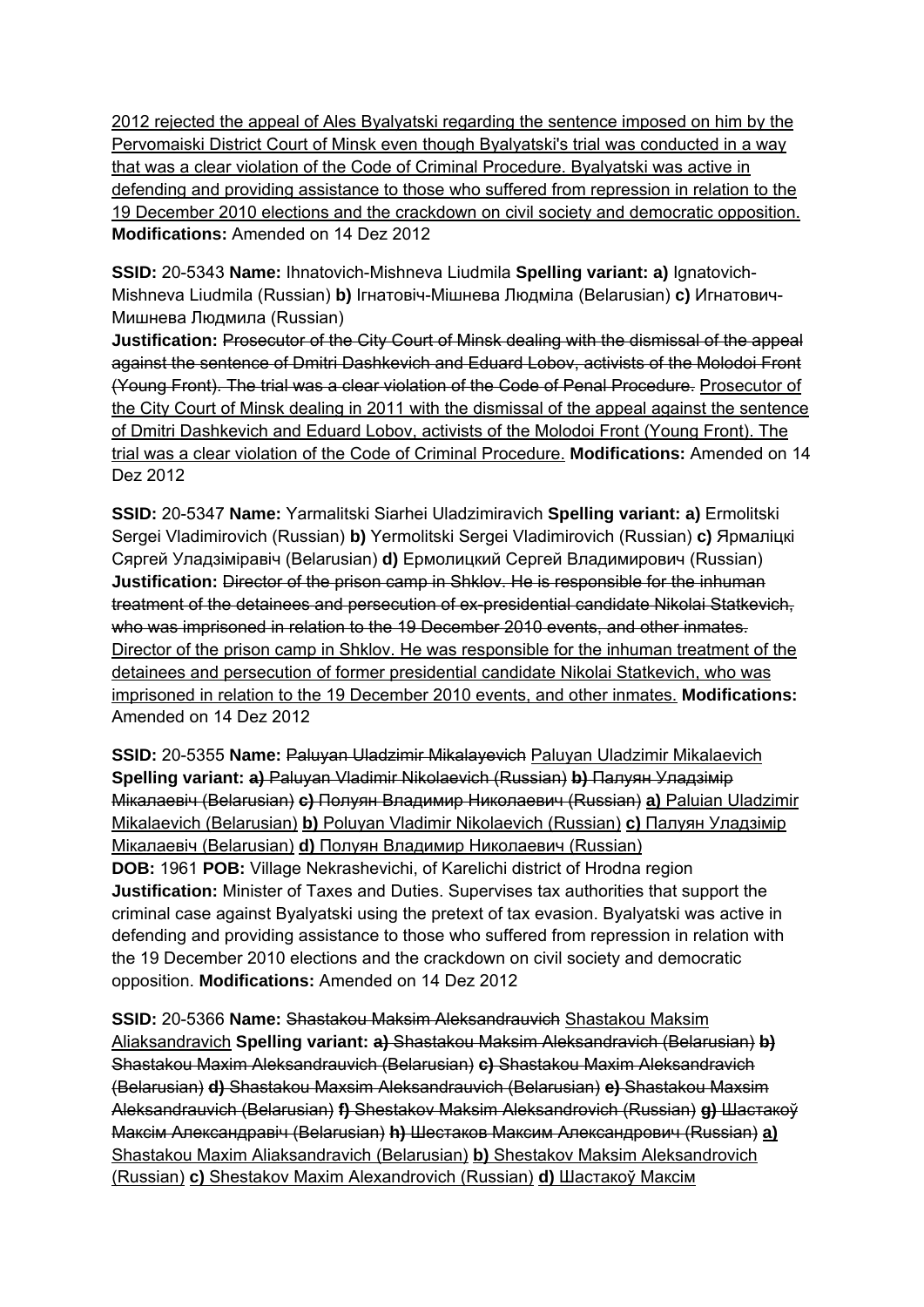<u>2012 rejected the appeal of Ales Byalyatski regarding the sentence imposed on him by the Pervomaiski District Court of Minsk even though Byalyatski's trial was conducted in a way that was a clear violation of the Code of Criminal Procedure. Byalyatski was active in defending and providing assistance to those who suffered from repression in relation to the 19 December 2010 elections and the crackdown on civil society and democratic opposition.</u> **Modifications:** Amended on 14 Dez 2012

**SSID:** 20-5343 **Name:** Ihnatovich-Mishneva Liudmila **Spelling variant: a)** Ignatovich-Mishneva Liudmila (Russian) **b)** Ігнатовіч-Мішнева Людміла (Belarusian) **c)** Игнатович-Мишнева Людмила (Russian)
**Justification:** ~~Prosecutor of the City Court of Minsk dealing with the dismissal of the appeal against the sentence of Dmitri Dashkevich and Eduard Lobov, activists of the Molodoi Front (Young Front). The trial was a clear violation of the Code of Penal Procedure.~~ <u>Prosecutor of the City Court of Minsk dealing in 2011 with the dismissal of the appeal against the sentence of Dmitri Dashkevich and Eduard Lobov, activists of the Molodoi Front (Young Front). The trial was a clear violation of the Code of Criminal Procedure.</u> **Modifications:** Amended on 14 Dez 2012

**SSID:** 20-5347 **Name:** Yarmalitski Siarhei Uladzimiravich **Spelling variant: a)** Ermolitski Sergei Vladimirovich (Russian) **b)** Yermolitski Sergei Vladimirovich (Russian) **c)** Ярмаліцкі Сяргей Уладзіміравіч (Belarusian) **d)** Ермолицкий Сергей Владимирович (Russian)
**Justification:** ~~Director of the prison camp in Shklov. He is responsible for the inhuman treatment of the detainees and persecution of ex-presidential candidate Nikolai Statkevich, who was imprisoned in relation to the 19 December 2010 events, and other inmates.~~ <u>Director of the prison camp in Shklov. He was responsible for the inhuman treatment of the detainees and persecution of former presidential candidate Nikolai Statkevich, who was imprisoned in relation to the 19 December 2010 events, and other inmates.</u> **Modifications:** Amended on 14 Dez 2012

**SSID:** 20-5355 **Name:** ~~Paluyan Uladzimir Mikalayevich~~ <u>Paluyan Uladzimir Mikalaevich</u> **Spelling variant:** ~~**a)** Paluyan Vladimir Nikolaevich (Russian) **b)** Палуян Уладзімір Мікалаевіч (Belarusian) **c)** Полуян Владимир Николаевич (Russian)~~ <u>**a)** Paluian Uladzimir Mikalaevich (Belarusian) **b)** Poluyan Vladimir Nikolaevich (Russian) **c)** Палуян Уладзімір Мікалаевіч (Belarusian) **d)** Полуян Владимир Николаевич (Russian)</u>
**DOB:** 1961 **POB:** Village Nekrashevichi, of Karelichi district of Hrodna region
**Justification:** Minister of Taxes and Duties. Supervises tax authorities that support the criminal case against Byalyatski using the pretext of tax evasion. Byalyatski was active in defending and providing assistance to those who suffered from repression in relation with the 19 December 2010 elections and the crackdown on civil society and democratic opposition. **Modifications:** Amended on 14 Dez 2012

**SSID:** 20-5366 **Name:** ~~Shastakou Maksim Aleksandrauvich~~ <u>Shastakou Maksim Aliaksandravich</u> **Spelling variant:** ~~**a)** Shastakou Maksim Aleksandravich (Belarusian) **b)** Shastakou Maxim Aleksandrauvich (Belarusian) **c)** Shastakou Maxim Aleksandravich (Belarusian) **d)** Shastakou Maxsim Aleksandrauvich (Belarusian) **e)** Shastakou Maxsim Aleksandrauvich (Belarusian) **f)** Shestakov Maksim Aleksandrovich (Russian) **g)** Шастакоў Максім Александравіч (Belarusian) **h)** Шестаков Максим Александрович (Russian)~~ <u>**a)** Shastakou Maxim Aliaksandravich (Belarusian) **b)** Shestakov Maksim Aleksandrovich (Russian) **c)** Shestakov Maxim Alexandrovich (Russian) **d)** Шастакоў Максім</u>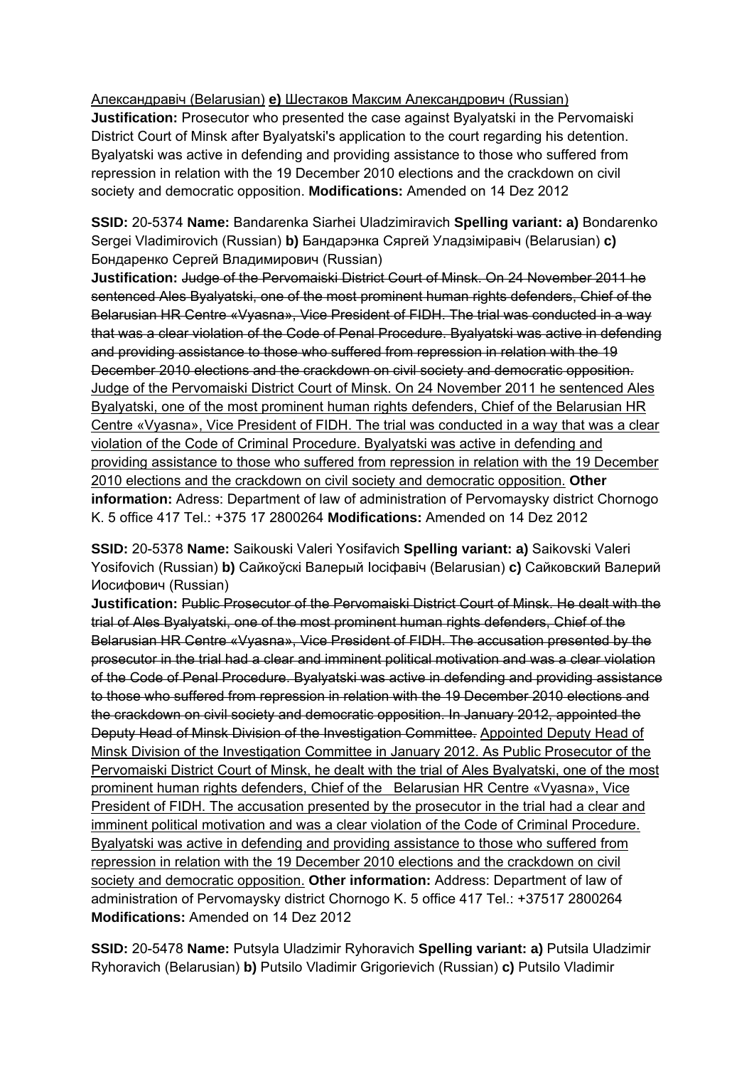Александравіч (Belarusian) **e)** Шестаков Максим Александрович (Russian)
**Justification:** Prosecutor who presented the case against Byalyatski in the Pervomaiski District Court of Minsk after Byalyatski's application to the court regarding his detention. Byalyatski was active in defending and providing assistance to those who suffered from repression in relation with the 19 December 2010 elections and the crackdown on civil society and democratic opposition. **Modifications:** Amended on 14 Dez 2012

**SSID:** 20-5374 **Name:** Bandarenka Siarhei Uladzimiravich **Spelling variant: a)** Bondarenko Sergei Vladimirovich (Russian) **b)** Бандарэнка Сяргей Уладзіміравіч (Belarusian) **c)** Бондаренко Сергей Владимирович (Russian)
**Justification:** ~~Judge of the Pervomaiski District Court of Minsk. On 24 November 2011 he sentenced Ales Byalyatski, one of the most prominent human rights defenders, Chief of the Belarusian HR Centre «Vyasna», Vice President of FIDH. The trial was conducted in a way that was a clear violation of the Code of Penal Procedure. Byalyatski was active in defending and providing assistance to those who suffered from repression in relation with the 19 December 2010 elections and the crackdown on civil society and democratic opposition.~~ Judge of the Pervomaiski District Court of Minsk. On 24 November 2011 he sentenced Ales Byalyatski, one of the most prominent human rights defenders, Chief of the Belarusian HR Centre «Vyasna», Vice President of FIDH. The trial was conducted in a way that was a clear violation of the Code of Criminal Procedure. Byalyatski was active in defending and providing assistance to those who suffered from repression in relation with the 19 December 2010 elections and the crackdown on civil society and democratic opposition. **Other information:** Adress: Department of law of administration of Pervomaysky district Chornogo K. 5 office 417 Tel.: +375 17 2800264 **Modifications:** Amended on 14 Dez 2012

**SSID:** 20-5378 **Name:** Saikouski Valeri Yosifavich **Spelling variant: a)** Saikovski Valeri Yosifovich (Russian) **b)** Сайкоўскі Валерый Іосіфавіч (Belarusian) **c)** Сайковский Валерий Иосифович (Russian)
**Justification:** ~~Public Prosecutor of the Pervomaiski District Court of Minsk. He dealt with the trial of Ales Byalyatski, one of the most prominent human rights defenders, Chief of the Belarusian HR Centre «Vyasna», Vice President of FIDH. The accusation presented by the prosecutor in the trial had a clear and imminent political motivation and was a clear violation of the Code of Penal Procedure. Byalyatski was active in defending and providing assistance to those who suffered from repression in relation with the 19 December 2010 elections and the crackdown on civil society and democratic opposition. In January 2012, appointed the Deputy Head of Minsk Division of the Investigation Committee.~~ Appointed Deputy Head of Minsk Division of the Investigation Committee in January 2012. As Public Prosecutor of the Pervomaiski District Court of Minsk, he dealt with the trial of Ales Byalyatski, one of the most prominent human rights defenders, Chief of the Belarusian HR Centre «Vyasna», Vice President of FIDH. The accusation presented by the prosecutor in the trial had a clear and imminent political motivation and was a clear violation of the Code of Criminal Procedure. Byalyatski was active in defending and providing assistance to those who suffered from repression in relation with the 19 December 2010 elections and the crackdown on civil society and democratic opposition. **Other information:** Address: Department of law of administration of Pervomaysky district Chornogo K. 5 office 417 Tel.: +37517 2800264 **Modifications:** Amended on 14 Dez 2012

**SSID:** 20-5478 **Name:** Putsyla Uladzimir Ryhoravich **Spelling variant: a)** Putsila Uladzimir Ryhoravich (Belarusian) **b)** Putsilo Vladimir Grigorievich (Russian) **c)** Putsilo Vladimir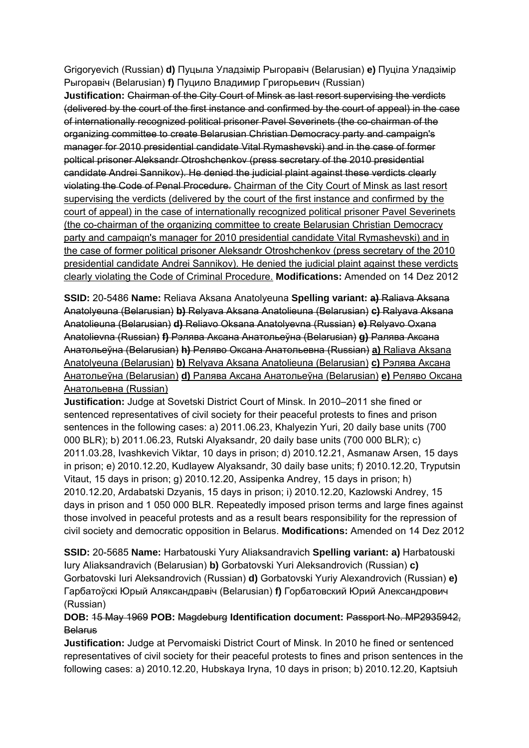Grigoryevich (Russian) **d)** Пуцыла Уладзімір Рыгоравіч (Belarusian) **e)** Пуціла Уладзімір Рыгоравіч (Belarusian) **f)** Пуцило Владимир Григорьевич (Russian)
**Justification:** ~~Chairman of the City Court of Minsk as last resort supervising the verdicts (delivered by the court of the first instance and confirmed by the court of appeal) in the case of internationally recognized political prisoner Pavel Severinets (the co-chairman of the organizing committee to create Belarusian Christian Democracy party and campaign's manager for 2010 presidential candidate Vital Rymashevski) and in the case of former poltical prisoner Aleksandr Otroshchenkov (press secretary of the 2010 presidential candidate Andrei Sannikov). He denied the judicial plaint against these verdicts clearly violating the Code of Penal Procedure.~~ Chairman of the City Court of Minsk as last resort supervising the verdicts (delivered by the court of the first instance and confirmed by the court of appeal) in the case of internationally recognized political prisoner Pavel Severinets (the co-chairman of the organizing committee to create Belarusian Christian Democracy party and campaign's manager for 2010 presidential candidate Vital Rymashevski) and in the case of former political prisoner Aleksandr Otroshchenkov (press secretary of the 2010 presidential candidate Andrei Sannikov). He denied the judicial plaint against these verdicts clearly violating the Code of Criminal Procedure. **Modifications:** Amended on 14 Dez 2012

**SSID:** 20-5486 **Name:** Reliava Aksana Anatolyeuna **Spelling variant:** ~~**a)** Raliava Aksana Anatolyeuna (Belarusian) **b)** Relyava Aksana Anatolieuna (Belarusian) **c)** Ralyava Aksana Anatolieuna (Belarusian) **d)** Reliavo Oksana Anatolyevna (Russian) **e)** Relyavo Oxana Anatolievna (Russian) **f)** Рэлява Аксана Анатольеўна (Belarusian) **g)** Ралява Аксана Анатольеўна (Belarusian) **h)** Реляво Оксана Анатольевна (Russian)~~ **a)** Raliava Aksana Anatolyeuna (Belarusian) **b)** Relyava Aksana Anatolieuna (Belarusian) **c)** Рэлява Аксана Анатольеўна (Belarusian) **d)** Ралява Аксана Анатольеўна (Belarusian) **e)** Реляво Оксана Анатольевна (Russian)
**Justification:** Judge at Sovetski District Court of Minsk. In 2010–2011 she fined or sentenced representatives of civil society for their peaceful protests to fines and prison sentences in the following cases: a) 2011.06.23, Khalyezin Yuri, 20 daily base units (700 000 BLR); b) 2011.06.23, Rutski Alyaksandr, 20 daily base units (700 000 BLR); c) 2011.03.28, Ivashkevich Viktar, 10 days in prison; d) 2010.12.21, Asmanaw Arsen, 15 days in prison; e) 2010.12.20, Kudlayew Alyaksandr, 30 daily base units; f) 2010.12.20, Tryputsin Vitaut, 15 days in prison; g) 2010.12.20, Assipenka Andrey, 15 days in prison; h) 2010.12.20, Ardabatski Dzyanis, 15 days in prison; i) 2010.12.20, Kazlowski Andrey, 15 days in prison and 1 050 000 BLR. Repeatedly imposed prison terms and large fines against those involved in peaceful protests and as a result bears responsibility for the repression of civil society and democratic opposition in Belarus. **Modifications:** Amended on 14 Dez 2012

**SSID:** 20-5685 **Name:** Harbatouski Yury Aliaksandravich **Spelling variant:** **a)** Harbatouski Iury Aliaksandravich (Belarusian) **b)** Gorbatovski Yuri Aleksandrovich (Russian) **c)** Gorbatovski Iuri Aleksandrovich (Russian) **d)** Gorbatovski Yuriy Alexandrovich (Russian) **e)** Гарбатоўскі Юрый Аляксандравіч (Belarusian) **f)** Горбатовский Юрий Александрович (Russian)
**DOB:** ~~15 May 1969~~ **POB:** ~~Magdeburg~~ **Identification document:** ~~Passport No. MP2935942, Belarus~~
**Justification:** Judge at Pervomaiski District Court of Minsk. In 2010 he fined or sentenced representatives of civil society for their peaceful protests to fines and prison sentences in the following cases: a) 2010.12.20, Hubskaya Iryna, 10 days in prison; b) 2010.12.20, Kaptsiuh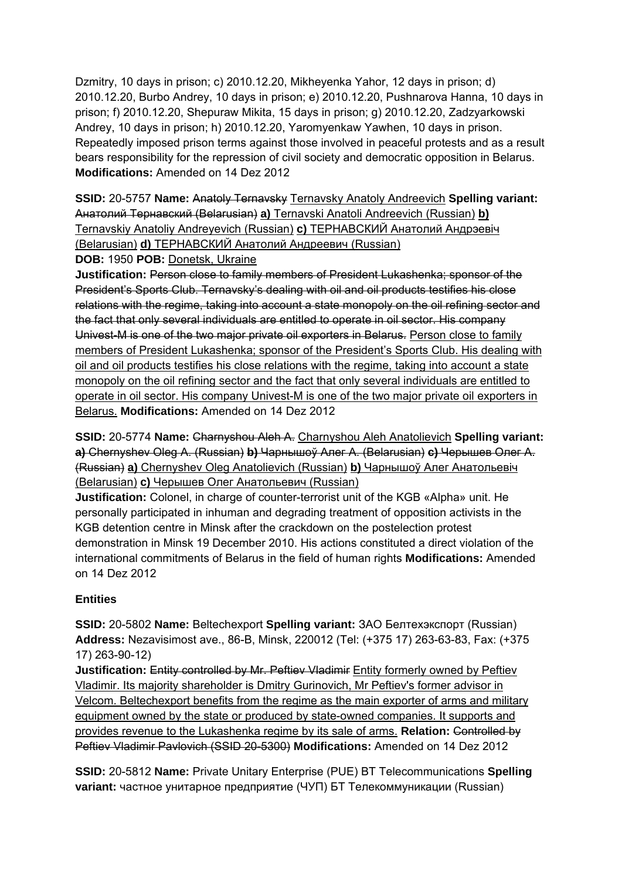Dzmitry, 10 days in prison; c) 2010.12.20, Mikheyenka Yahor, 12 days in prison; d) 2010.12.20, Burbo Andrey, 10 days in prison; e) 2010.12.20, Pushnarova Hanna, 10 days in prison; f) 2010.12.20, Shepuraw Mikita, 15 days in prison; g) 2010.12.20, Zadzyarkowski Andrey, 10 days in prison; h) 2010.12.20, Yaromyenkaw Yawhen, 10 days in prison. Repeatedly imposed prison terms against those involved in peaceful protests and as a result bears responsibility for the repression of civil society and democratic opposition in Belarus. **Modifications:** Amended on 14 Dez 2012

**SSID:** 20-5757 **Name:** ~~Anatoly Ternavsky~~ Ternavsky Anatoly Andreevich **Spelling variant:** ~~Анатолий Тернавский (Belarusian)~~ **a)** Ternavski Anatoli Andreevich (Russian) **b)** Ternavskiy Anatoliy Andreyevich (Russian) **c)** ТЕРНАВСКИЙ Анатолий Андрэевіч (Belarusian) **d)** ТЕРНАВСКИЙ Анатолий Андреевич (Russian)
**DOB:** 1950 **POB:** Donetsk, Ukraine
**Justification:** ~~Person close to family members of President Lukashenka; sponsor of the President's Sports Club. Ternavsky's dealing with oil and oil products testifies his close relations with the regime, taking into account a state monopoly on the oil refining sector and the fact that only several individuals are entitled to operate in oil sector. His company Univest-M is one of the two major private oil exporters in Belarus.~~ Person close to family members of President Lukashenka; sponsor of the President's Sports Club. His dealing with oil and oil products testifies his close relations with the regime, taking into account a state monopoly on the oil refining sector and the fact that only several individuals are entitled to operate in oil sector. His company Univest-M is one of the two major private oil exporters in Belarus. **Modifications:** Amended on 14 Dez 2012

**SSID:** 20-5774 **Name:** ~~Charnyshou Aleh A.~~ Charnyshou Aleh Anatolievich **Spelling variant:** ~~**a)** Chernyshev Oleg A. (Russian) **b)** Чарнышоў Алег А. (Belarusian) **c)** Черышев Олег А. (Russian)~~ **a)** Chernyshev Oleg Anatolievich (Russian) **b)** Чарнышоў Алег Анатольевіч (Belarusian) **c)** Черышев Олег Анатольевич (Russian)
**Justification:** Colonel, in charge of counter-terrorist unit of the KGB «Alpha» unit. He personally participated in inhuman and degrading treatment of opposition activists in the KGB detention centre in Minsk after the crackdown on the postelection protest demonstration in Minsk 19 December 2010. His actions constituted a direct violation of the international commitments of Belarus in the field of human rights **Modifications:** Amended on 14 Dez 2012

**Entities**

**SSID:** 20-5802 **Name:** Beltechexport **Spelling variant:** ЗАО Белтехэкспорт (Russian) **Address:** Nezavisimost ave., 86-B, Minsk, 220012 (Tel: (+375 17) 263-63-83, Fax: (+375 17) 263-90-12)
**Justification:** ~~Entity controlled by Mr. Peftiev Vladimir~~ Entity formerly owned by Peftiev Vladimir. Its majority shareholder is Dmitry Gurinovich, Mr Peftiev's former advisor in Velcom. Beltechexport benefits from the regime as the main exporter of arms and military equipment owned by the state or produced by state-owned companies. It supports and provides revenue to the Lukashenka regime by its sale of arms. **Relation:** ~~Controlled by Peftiev Vladimir Pavlovich (SSID 20-5300)~~ **Modifications:** Amended on 14 Dez 2012

**SSID:** 20-5812 **Name:** Private Unitary Enterprise (PUE) BT Telecommunications **Spelling variant:** частное унитарное предприятие (ЧУП) БТ Телекоммуникации (Russian)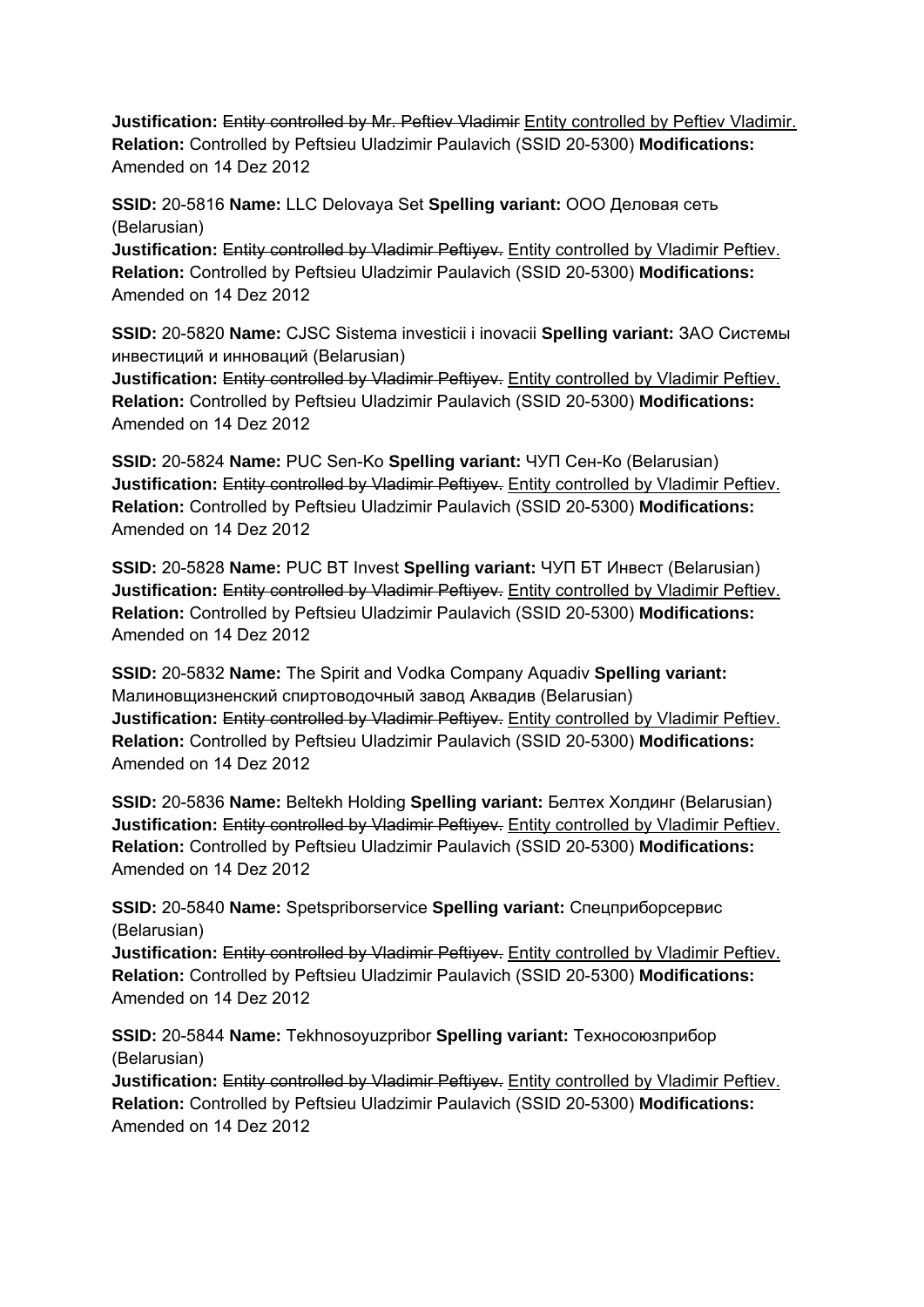**Justification:** ~~Entity controlled by Mr. Peftiev Vladimir~~ <u>Entity controlled by Peftiev Vladimir.</u> **Relation:** Controlled by Peftsieu Uladzimir Paulavich (SSID 20-5300) **Modifications:** Amended on 14 Dez 2012

**SSID:** 20-5816 **Name:** LLC Delovaya Set **Spelling variant:** ООО Деловая сеть (Belarusian)
**Justification:** ~~Entity controlled by Vladimir Peftiyev.~~ <u>Entity controlled by Vladimir Peftiev.</u> **Relation:** Controlled by Peftsieu Uladzimir Paulavich (SSID 20-5300) **Modifications:** Amended on 14 Dez 2012

**SSID:** 20-5820 **Name:** CJSC Sistema investicii i inovacii **Spelling variant:** ЗАО Системы инвестиций и инноваций (Belarusian)
**Justification:** ~~Entity controlled by Vladimir Peftiyev.~~ <u>Entity controlled by Vladimir Peftiev.</u> **Relation:** Controlled by Peftsieu Uladzimir Paulavich (SSID 20-5300) **Modifications:** Amended on 14 Dez 2012

**SSID:** 20-5824 **Name:** PUC Sen-Ko **Spelling variant:** ЧУП Сен-Ко (Belarusian)
**Justification:** ~~Entity controlled by Vladimir Peftiyev.~~ <u>Entity controlled by Vladimir Peftiev.</u> **Relation:** Controlled by Peftsieu Uladzimir Paulavich (SSID 20-5300) **Modifications:** Amended on 14 Dez 2012

**SSID:** 20-5828 **Name:** PUC BT Invest **Spelling variant:** ЧУП БТ Инвест (Belarusian)
**Justification:** ~~Entity controlled by Vladimir Peftiyev.~~ <u>Entity controlled by Vladimir Peftiev.</u> **Relation:** Controlled by Peftsieu Uladzimir Paulavich (SSID 20-5300) **Modifications:** Amended on 14 Dez 2012

**SSID:** 20-5832 **Name:** The Spirit and Vodka Company Aquadiv **Spelling variant:** Малиновщизненский спиртоводочный завод Аквадив (Belarusian)
**Justification:** ~~Entity controlled by Vladimir Peftiyev.~~ <u>Entity controlled by Vladimir Peftiev.</u> **Relation:** Controlled by Peftsieu Uladzimir Paulavich (SSID 20-5300) **Modifications:** Amended on 14 Dez 2012

**SSID:** 20-5836 **Name:** Beltekh Holding **Spelling variant:** Белтех Холдинг (Belarusian)
**Justification:** ~~Entity controlled by Vladimir Peftiyev.~~ <u>Entity controlled by Vladimir Peftiev.</u> **Relation:** Controlled by Peftsieu Uladzimir Paulavich (SSID 20-5300) **Modifications:** Amended on 14 Dez 2012

**SSID:** 20-5840 **Name:** Spetspriborservice **Spelling variant:** Спецприборсервис (Belarusian)
**Justification:** ~~Entity controlled by Vladimir Peftiyev.~~ <u>Entity controlled by Vladimir Peftiev.</u> **Relation:** Controlled by Peftsieu Uladzimir Paulavich (SSID 20-5300) **Modifications:** Amended on 14 Dez 2012

**SSID:** 20-5844 **Name:** Tekhnosoyuzpribor **Spelling variant:** Техносоюзприбор (Belarusian)
**Justification:** ~~Entity controlled by Vladimir Peftiyev.~~ <u>Entity controlled by Vladimir Peftiev.</u> **Relation:** Controlled by Peftsieu Uladzimir Paulavich (SSID 20-5300) **Modifications:** Amended on 14 Dez 2012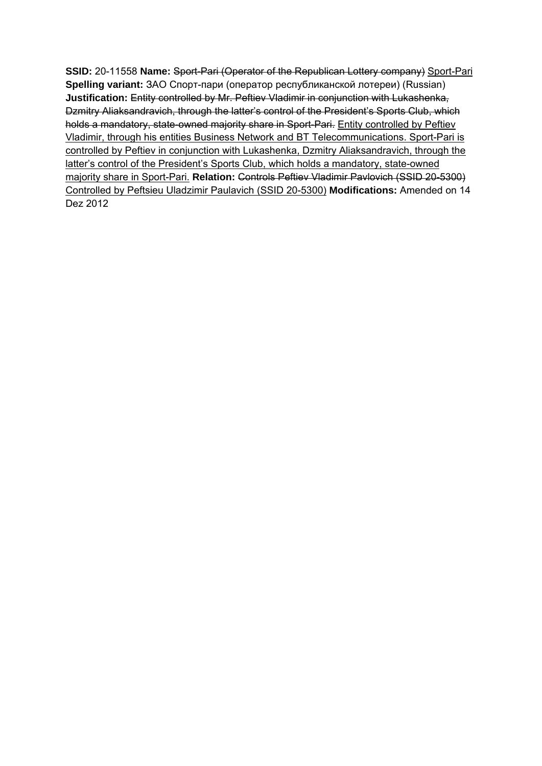**SSID:** 20-11558 **Name:** ~~Sport-Pari (Operator of the Republican Lottery company)~~ <u>Sport-Pari</u> **Spelling variant:** ЗАО Спорт-пари (оператор республиканской лотереи) (Russian) **Justification:** ~~Entity controlled by Mr. Peftiev Vladimir in conjunction with Lukashenka, Dzmitry Aliaksandravich, through the latter's control of the President's Sports Club, which holds a mandatory, state-owned majority share in Sport-Pari.~~ <u>Entity controlled by Peftiev Vladimir, through his entities Business Network and BT Telecommunications. Sport-Pari is controlled by Peftiev in conjunction with Lukashenka, Dzmitry Aliaksandravich, through the latter's control of the President's Sports Club, which holds a mandatory, state-owned majority share in Sport-Pari.</u> **Relation:** ~~Controls Peftiev Vladimir Pavlovich (SSID 20-5300)~~ <u>Controlled by Peftsieu Uladzimir Paulavich (SSID 20-5300)</u> **Modifications:** Amended on 14 Dez 2012